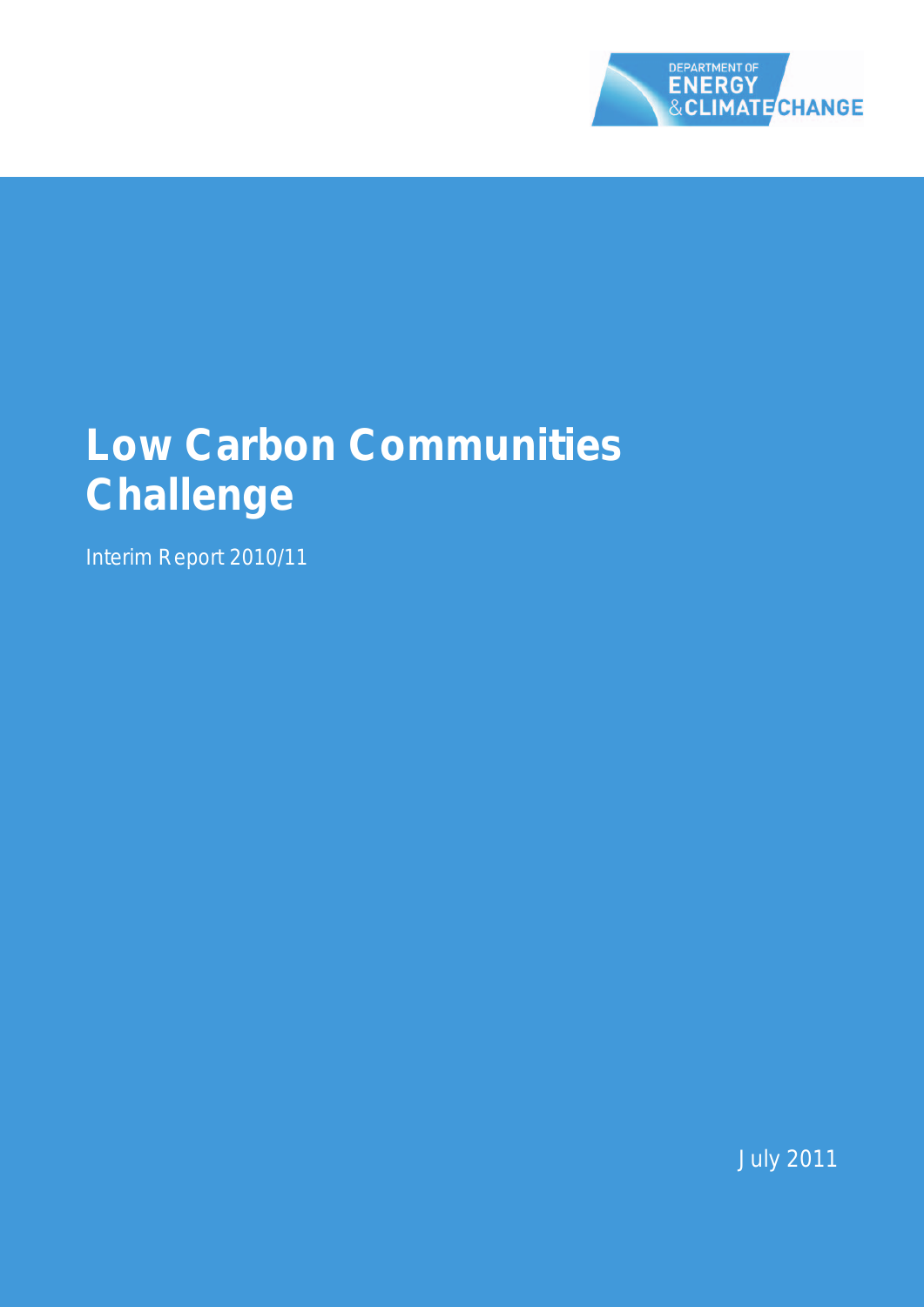DEPARTMENT OF ENERGY & CLIMATE CHANGE

# Low Carbon Communities Challenge

Interim Report 2010/11

July 2011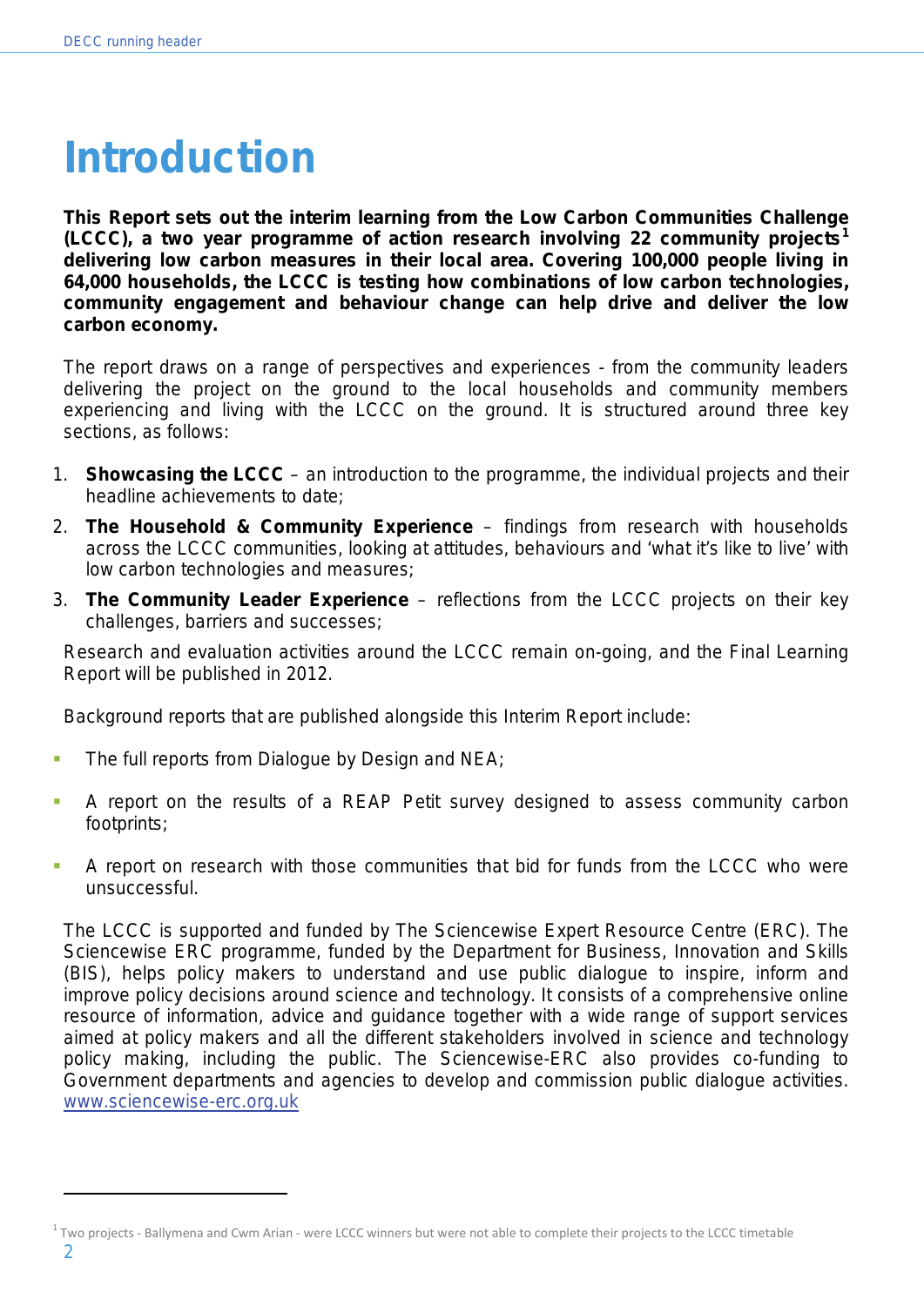# Introduction

**This Report sets out the interim learning from the Low Carbon Communities Challenge (LCCC), a two year programme of action research involving 22 community projects[1] delivering low carbon measures in their local area. Covering 100,000 people living in 64,000 households, the LCCC is testing how combinations of low carbon technologies, community engagement and behaviour change can help drive and deliver the low carbon economy.**

The report draws on a range of perspectives and experiences - from the community leaders delivering the project on the ground to the local households and community members experiencing and living with the LCCC on the ground. It is structured around three key sections, as follows:

1. **Showcasing the LCCC** – an introduction to the programme, the individual projects and their headline achievements to date;
2. **The Household & Community Experience** – findings from research with households across the LCCC communities, looking at attitudes, behaviours and 'what it's like to live' with low carbon technologies and measures;
3. **The Community Leader Experience** – reflections from the LCCC projects on their key challenges, barriers and successes;

Research and evaluation activities around the LCCC remain on-going, and the Final Learning Report will be published in 2012.

Background reports that are published alongside this Interim Report include:

- The full reports from Dialogue by Design and NEA;
- A report on the results of a REAP Petit survey designed to assess community carbon footprints;
- A report on research with those communities that bid for funds from the LCCC who were unsuccessful.

The LCCC is supported and funded by The Sciencewise Expert Resource Centre (ERC). The Sciencewise ERC programme, funded by the Department for Business, Innovation and Skills (BIS), helps policy makers to understand and use public dialogue to inspire, inform and improve policy decisions around science and technology. It consists of a comprehensive online resource of information, advice and guidance together with a wide range of support services aimed at policy makers and all the different stakeholders involved in science and technology policy making, including the public. The Sciencewise-ERC also provides co-funding to Government departments and agencies to develop and commission public dialogue activities. www.sciencewise-erc.org.uk

[1] Two projects - Ballymena and Cwm Arian - were LCCC winners but were not able to complete their projects to the LCCC timetable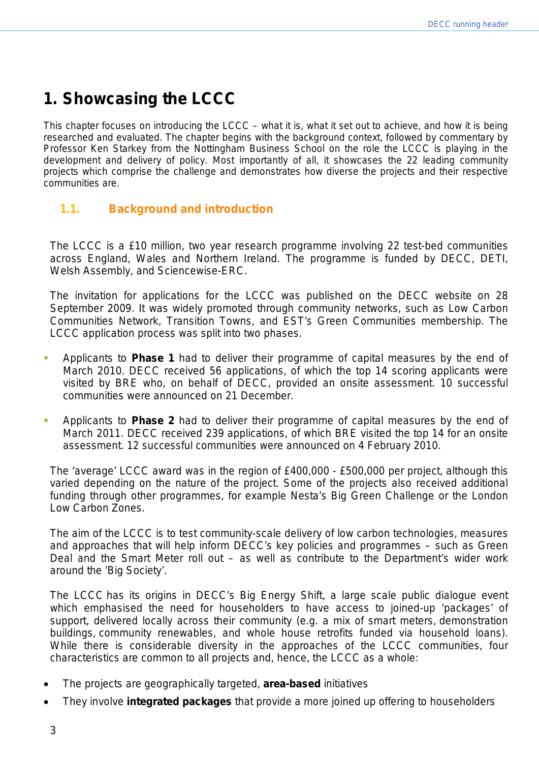# 1. Showcasing the LCCC

This chapter focuses on introducing the LCCC – what it is, what it set out to achieve, and how it is being researched and evaluated. The chapter begins with the background context, followed by commentary by Professor Ken Starkey from the Nottingham Business School on the role the LCCC is playing in the development and delivery of policy. Most importantly of all, it showcases the 22 leading community projects which comprise the challenge and demonstrates how diverse the projects and their respective communities are.

## 1.1. Background and introduction

The LCCC is a £10 million, two year research programme involving 22 test-bed communities across England, Wales and Northern Ireland. The programme is funded by DECC, DETI, Welsh Assembly, and Sciencewise-ERC.

The invitation for applications for the LCCC was published on the DECC website on 28 September 2009. It was widely promoted through community networks, such as Low Carbon Communities Network, Transition Towns, and EST's Green Communities membership. The LCCC application process was split into two phases.

- Applicants to **Phase 1** had to deliver their programme of capital measures by the end of March 2010. DECC received 56 applications, of which the top 14 scoring applicants were visited by BRE who, on behalf of DECC, provided an onsite assessment. 10 successful communities were announced on 21 December.

- Applicants to **Phase 2** had to deliver their programme of capital measures by the end of March 2011. DECC received 239 applications, of which BRE visited the top 14 for an onsite assessment. 12 successful communities were announced on 4 February 2010.

The 'average' LCCC award was in the region of £400,000 - £500,000 per project, although this varied depending on the nature of the project. Some of the projects also received additional funding through other programmes, for example Nesta's Big Green Challenge or the London Low Carbon Zones.

The aim of the LCCC is to test community-scale delivery of low carbon technologies, measures and approaches that will help inform DECC's key policies and programmes – such as Green Deal and the Smart Meter roll out – as well as contribute to the Department's wider work around the 'Big Society'.

The LCCC has its origins in DECC's Big Energy Shift, a large scale public dialogue event which emphasised the need for householders to have access to joined-up 'packages' of support, delivered locally across their community (e.g. a mix of smart meters, demonstration buildings, community renewables, and whole house retrofits funded via household loans). While there is considerable diversity in the approaches of the LCCC communities, four characteristics are common to all projects and, hence, the LCCC as a whole:

- The projects are geographically targeted, **area-based** initiatives
- They involve **integrated packages** that provide a more joined up offering to householders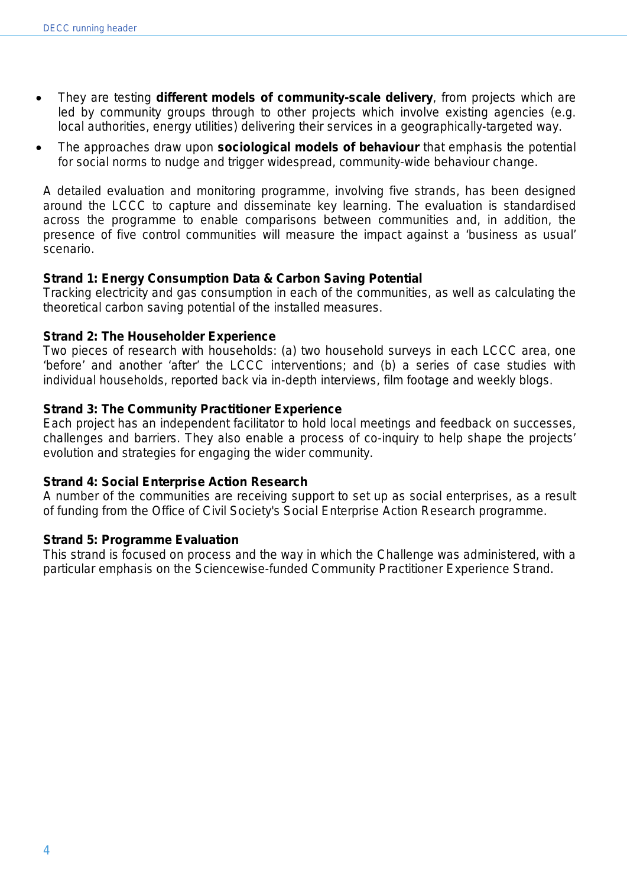- They are testing **different models of community-scale delivery**, from projects which are led by community groups through to other projects which involve existing agencies (e.g. local authorities, energy utilities) delivering their services in a geographically-targeted way.
- The approaches draw upon **sociological models of behaviour** that emphasis the potential for social norms to nudge and trigger widespread, community-wide behaviour change.

A detailed evaluation and monitoring programme, involving five strands, has been designed around the LCCC to capture and disseminate key learning. The evaluation is standardised across the programme to enable comparisons between communities and, in addition, the presence of five control communities will measure the impact against a 'business as usual' scenario.

**Strand 1: Energy Consumption Data & Carbon Saving Potential**
Tracking electricity and gas consumption in each of the communities, as well as calculating the theoretical carbon saving potential of the installed measures.

**Strand 2: The Householder Experience**
Two pieces of research with households: (a) two household surveys in each LCCC area, one 'before' and another 'after' the LCCC interventions; and (b) a series of case studies with individual households, reported back via in-depth interviews, film footage and weekly blogs.

**Strand 3: The Community Practitioner Experience**
Each project has an independent facilitator to hold local meetings and feedback on successes, challenges and barriers. They also enable a process of co-inquiry to help shape the projects' evolution and strategies for engaging the wider community.

**Strand 4: Social Enterprise Action Research**
A number of the communities are receiving support to set up as social enterprises, as a result of funding from the Office of Civil Society's Social Enterprise Action Research programme.

**Strand 5: Programme Evaluation**
This strand is focused on process and the way in which the Challenge was administered, with a particular emphasis on the Sciencewise-funded Community Practitioner Experience Strand.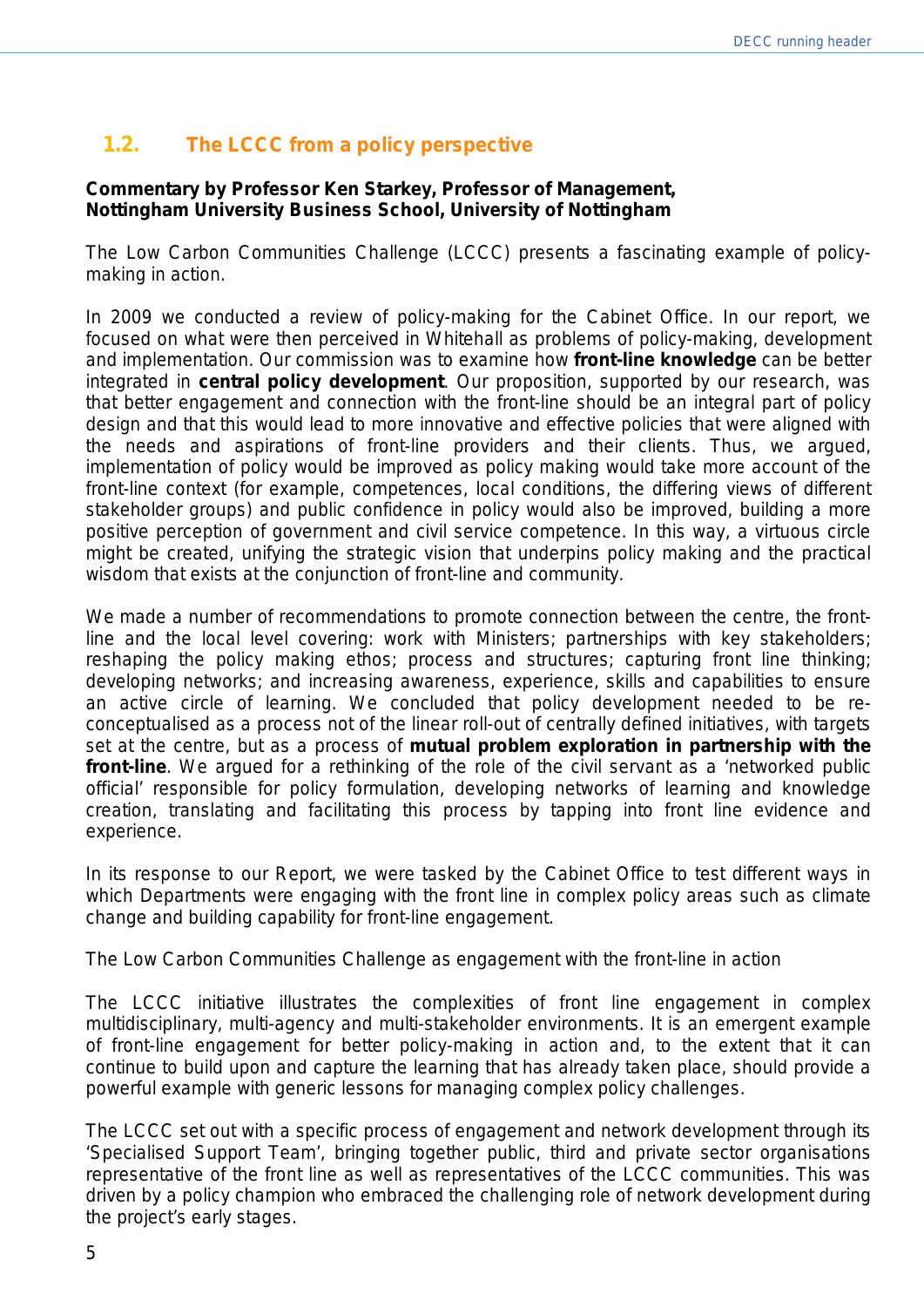## 1.2. The LCCC from a policy perspective

**Commentary by Professor Ken Starkey, Professor of Management, Nottingham University Business School, University of Nottingham**

The Low Carbon Communities Challenge (LCCC) presents a fascinating example of policy-making in action.

In 2009 we conducted a review of policy-making for the Cabinet Office. In our report, we focused on what were then perceived in Whitehall as problems of policy-making, development and implementation. Our commission was to examine how **front-line knowledge** can be better integrated in **central policy development**. Our proposition, supported by our research, was that better engagement and connection with the front-line should be an integral part of policy design and that this would lead to more innovative and effective policies that were aligned with the needs and aspirations of front-line providers and their clients. Thus, we argued, implementation of policy would be improved as policy making would take more account of the front-line context (for example, competences, local conditions, the differing views of different stakeholder groups) and public confidence in policy would also be improved, building a more positive perception of government and civil service competence. In this way, a virtuous circle might be created, unifying the strategic vision that underpins policy making and the practical wisdom that exists at the conjunction of front-line and community.

We made a number of recommendations to promote connection between the centre, the front-line and the local level covering: work with Ministers; partnerships with key stakeholders; reshaping the policy making ethos; process and structures; capturing front line thinking; developing networks; and increasing awareness, experience, skills and capabilities to ensure an active circle of learning. We concluded that policy development needed to be re-conceptualised as a process not of the linear roll-out of centrally defined initiatives, with targets set at the centre, but as a process of **mutual problem exploration in partnership with the front-line**. We argued for a rethinking of the role of the civil servant as a 'networked public official' responsible for policy formulation, developing networks of learning and knowledge creation, translating and facilitating this process by tapping into front line evidence and experience.

In its response to our Report, we were tasked by the Cabinet Office to test different ways in which Departments were engaging with the front line in complex policy areas such as climate change and building capability for front-line engagement.

The Low Carbon Communities Challenge as engagement with the front-line in action

The LCCC initiative illustrates the complexities of front line engagement in complex multidisciplinary, multi-agency and multi-stakeholder environments. It is an emergent example of front-line engagement for better policy-making in action and, to the extent that it can continue to build upon and capture the learning that has already taken place, should provide a powerful example with generic lessons for managing complex policy challenges.

The LCCC set out with a specific process of engagement and network development through its 'Specialised Support Team', bringing together public, third and private sector organisations representative of the front line as well as representatives of the LCCC communities. This was driven by a policy champion who embraced the challenging role of network development during the project's early stages.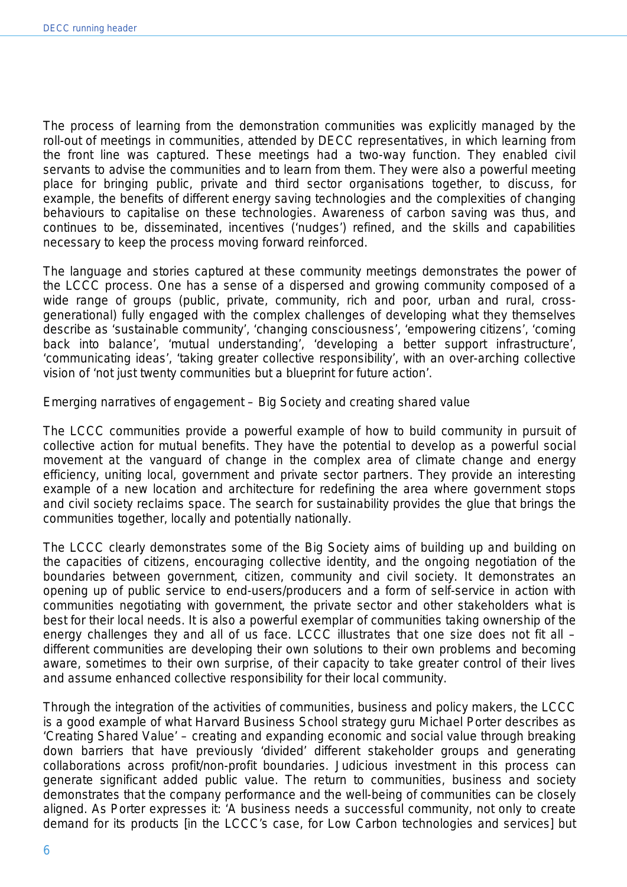The process of learning from the demonstration communities was explicitly managed by the roll-out of meetings in communities, attended by DECC representatives, in which learning from the front line was captured. These meetings had a two-way function. They enabled civil servants to advise the communities and to learn from them. They were also a powerful meeting place for bringing public, private and third sector organisations together, to discuss, for example, the benefits of different energy saving technologies and the complexities of changing behaviours to capitalise on these technologies. Awareness of carbon saving was thus, and continues to be, disseminated, incentives ('nudges') refined, and the skills and capabilities necessary to keep the process moving forward reinforced.

The language and stories captured at these community meetings demonstrates the power of the LCCC process. One has a sense of a dispersed and growing community composed of a wide range of groups (public, private, community, rich and poor, urban and rural, cross-generational) fully engaged with the complex challenges of developing what they themselves describe as 'sustainable community', 'changing consciousness', 'empowering citizens', 'coming back into balance', 'mutual understanding', 'developing a better support infrastructure', 'communicating ideas', 'taking greater collective responsibility', with an over-arching collective vision of 'not just twenty communities but a blueprint for future action'.

## Emerging narratives of engagement – Big Society and creating shared value

The LCCC communities provide a powerful example of how to build community in pursuit of collective action for mutual benefits. They have the potential to develop as a powerful social movement at the vanguard of change in the complex area of climate change and energy efficiency, uniting local, government and private sector partners. They provide an interesting example of a new location and architecture for redefining the area where government stops and civil society reclaims space. The search for sustainability provides the glue that brings the communities together, locally and potentially nationally.

The LCCC clearly demonstrates some of the Big Society aims of building up and building on the capacities of citizens, encouraging collective identity, and the ongoing negotiation of the boundaries between government, citizen, community and civil society. It demonstrates an opening up of public service to end-users/producers and a form of self-service in action with communities negotiating with government, the private sector and other stakeholders what is best for their local needs. It is also a powerful exemplar of communities taking ownership of the energy challenges they and all of us face. LCCC illustrates that one size does not fit all – different communities are developing their own solutions to their own problems and becoming aware, sometimes to their own surprise, of their capacity to take greater control of their lives and assume enhanced collective responsibility for their local community.

Through the integration of the activities of communities, business and policy makers, the LCCC is a good example of what Harvard Business School strategy guru Michael Porter describes as 'Creating Shared Value' – creating and expanding economic and social value through breaking down barriers that have previously 'divided' different stakeholder groups and generating collaborations across profit/non-profit boundaries. Judicious investment in this process can generate significant added public value. The return to communities, business and society demonstrates that the company performance and the well-being of communities can be closely aligned. As Porter expresses it: 'A business needs a successful community, not only to create demand for its products [in the LCCC's case, for Low Carbon technologies and services] but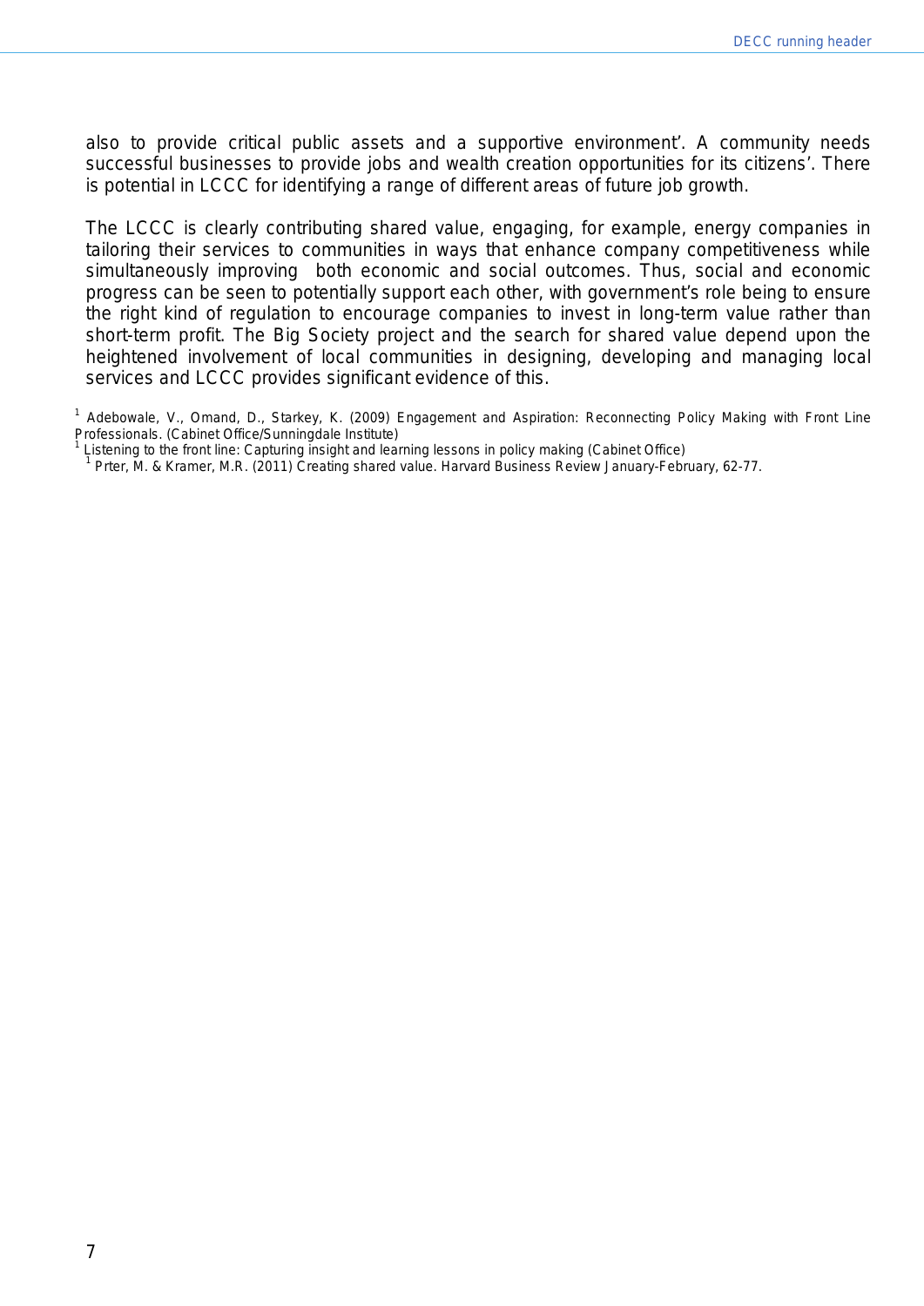also to provide critical public assets and a supportive environment'. A community needs successful businesses to provide jobs and wealth creation opportunities for its citizens'. There is potential in LCCC for identifying a range of different areas of future job growth.

The LCCC is clearly contributing shared value, engaging, for example, energy companies in tailoring their services to communities in ways that enhance company competitiveness while simultaneously improving both economic and social outcomes. Thus, social and economic progress can be seen to potentially support each other, with government's role being to ensure the right kind of regulation to encourage companies to invest in long-term value rather than short-term profit. The Big Society project and the search for shared value depend upon the heightened involvement of local communities in designing, developing and managing local services and LCCC provides significant evidence of this.

[1] Adebowale, V., Omand, D., Starkey, K. (2009) Engagement and Aspiration: Reconnecting Policy Making with Front Line Professionals. (Cabinet Office/Sunningdale Institute)
[1] Listening to the front line: Capturing insight and learning lessons in policy making (Cabinet Office)
[1] Prter, M. & Kramer, M.R. (2011) Creating shared value. Harvard Business Review January-February, 62-77.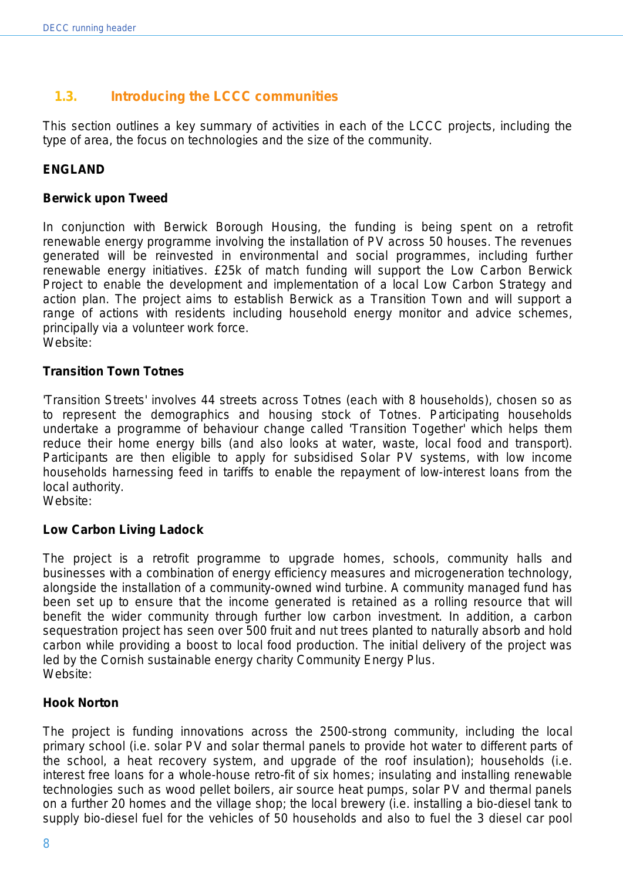## 1.3. Introducing the LCCC communities

This section outlines a key summary of activities in each of the LCCC projects, including the type of area, the focus on technologies and the size of the community.

**ENGLAND**

**Berwick upon Tweed**

In conjunction with Berwick Borough Housing, the funding is being spent on a retrofit renewable energy programme involving the installation of PV across 50 houses. The revenues generated will be reinvested in environmental and social programmes, including further renewable energy initiatives. £25k of match funding will support the Low Carbon Berwick Project to enable the development and implementation of a local Low Carbon Strategy and action plan. The project aims to establish Berwick as a Transition Town and will support a range of actions with residents including household energy monitor and advice schemes, principally via a volunteer work force.
Website:

**Transition Town Totnes**

'Transition Streets' involves 44 streets across Totnes (each with 8 households), chosen so as to represent the demographics and housing stock of Totnes. Participating households undertake a programme of behaviour change called 'Transition Together' which helps them reduce their home energy bills (and also looks at water, waste, local food and transport). Participants are then eligible to apply for subsidised Solar PV systems, with low income households harnessing feed in tariffs to enable the repayment of low-interest loans from the local authority.
Website:

**Low Carbon Living Ladock**

The project is a retrofit programme to upgrade homes, schools, community halls and businesses with a combination of energy efficiency measures and microgeneration technology, alongside the installation of a community-owned wind turbine. A community managed fund has been set up to ensure that the income generated is retained as a rolling resource that will benefit the wider community through further low carbon investment. In addition, a carbon sequestration project has seen over 500 fruit and nut trees planted to naturally absorb and hold carbon while providing a boost to local food production. The initial delivery of the project was led by the Cornish sustainable energy charity Community Energy Plus.
Website:

**Hook Norton**

The project is funding innovations across the 2500-strong community, including the local primary school (i.e. solar PV and solar thermal panels to provide hot water to different parts of the school, a heat recovery system, and upgrade of the roof insulation); households (i.e. interest free loans for a whole-house retro-fit of six homes; insulating and installing renewable technologies such as wood pellet boilers, air source heat pumps, solar PV and thermal panels on a further 20 homes and the village shop; the local brewery (i.e. installing a bio-diesel tank to supply bio-diesel fuel for the vehicles of 50 households and also to fuel the 3 diesel car pool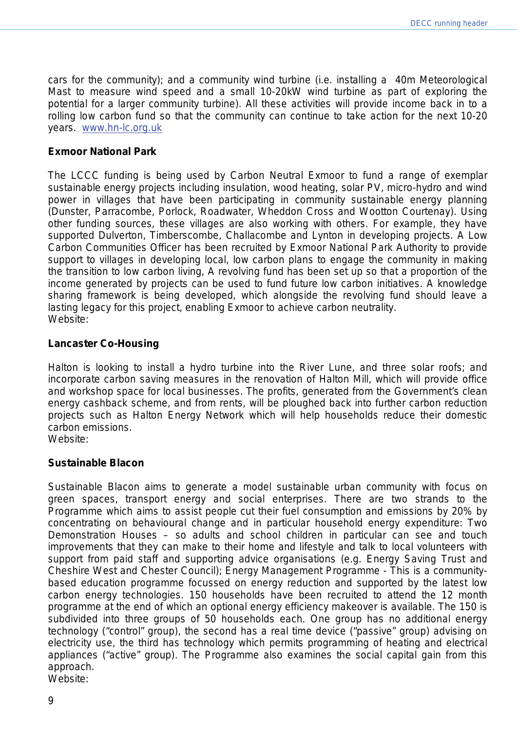cars for the community); and a community wind turbine (i.e. installing a 40m Meteorological Mast to measure wind speed and a small 10-20kW wind turbine as part of exploring the potential for a larger community turbine). All these activities will provide income back in to a rolling low carbon fund so that the community can continue to take action for the next 10-20 years. www.hn-lc.org.uk

**Exmoor National Park**

The LCCC funding is being used by Carbon Neutral Exmoor to fund a range of exemplar sustainable energy projects including insulation, wood heating, solar PV, micro-hydro and wind power in villages that have been participating in community sustainable energy planning (Dunster, Parracombe, Porlock, Roadwater, Wheddon Cross and Wootton Courtenay). Using other funding sources, these villages are also working with others. For example, they have supported Dulverton, Timberscombe, Challacombe and Lynton in developing projects. A Low Carbon Communities Officer has been recruited by Exmoor National Park Authority to provide support to villages in developing local, low carbon plans to engage the community in making the transition to low carbon living, A revolving fund has been set up so that a proportion of the income generated by projects can be used to fund future low carbon initiatives. A knowledge sharing framework is being developed, which alongside the revolving fund should leave a lasting legacy for this project, enabling Exmoor to achieve carbon neutrality.
Website:

**Lancaster Co-Housing**

Halton is looking to install a hydro turbine into the River Lune, and three solar roofs; and incorporate carbon saving measures in the renovation of Halton Mill, which will provide office and workshop space for local businesses. The profits, generated from the Government's clean energy cashback scheme, and from rents, will be ploughed back into further carbon reduction projects such as Halton Energy Network which will help households reduce their domestic carbon emissions.
Website:

**Sustainable Blacon**

Sustainable Blacon aims to generate a model sustainable urban community with focus on green spaces, transport energy and social enterprises. There are two strands to the Programme which aims to assist people cut their fuel consumption and emissions by 20% by concentrating on behavioural change and in particular household energy expenditure: Two Demonstration Houses – so adults and school children in particular can see and touch improvements that they can make to their home and lifestyle and talk to local volunteers with support from paid staff and supporting advice organisations (e.g. Energy Saving Trust and Cheshire West and Chester Council); Energy Management Programme - This is a community-based education programme focussed on energy reduction and supported by the latest low carbon energy technologies. 150 households have been recruited to attend the 12 month programme at the end of which an optional energy efficiency makeover is available. The 150 is subdivided into three groups of 50 households each. One group has no additional energy technology ("control" group), the second has a real time device ("passive" group) advising on electricity use, the third has technology which permits programming of heating and electrical appliances ("active" group). The Programme also examines the social capital gain from this approach.
Website: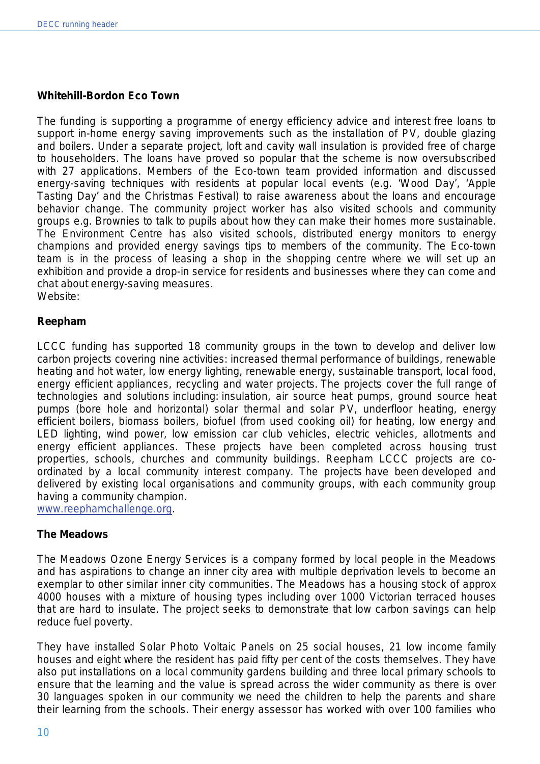### Whitehill-Bordon Eco Town

The funding is supporting a programme of energy efficiency advice and interest free loans to support in-home energy saving improvements such as the installation of PV, double glazing and boilers. Under a separate project, loft and cavity wall insulation is provided free of charge to householders. The loans have proved so popular that the scheme is now oversubscribed with 27 applications. Members of the Eco-town team provided information and discussed energy-saving techniques with residents at popular local events (e.g. 'Wood Day', 'Apple Tasting Day' and the Christmas Festival) to raise awareness about the loans and encourage behavior change. The community project worker has also visited schools and community groups e.g. Brownies to talk to pupils about how they can make their homes more sustainable. The Environment Centre has also visited schools, distributed energy monitors to energy champions and provided energy savings tips to members of the community. The Eco-town team is in the process of leasing a shop in the shopping centre where we will set up an exhibition and provide a drop-in service for residents and businesses where they can come and chat about energy-saving measures.
Website:

### Reepham

LCCC funding has supported 18 community groups in the town to develop and deliver low carbon projects covering nine activities: increased thermal performance of buildings, renewable heating and hot water, low energy lighting, renewable energy, sustainable transport, local food, energy efficient appliances, recycling and water projects. The projects cover the full range of technologies and solutions including: insulation, air source heat pumps, ground source heat pumps (bore hole and horizontal) solar thermal and solar PV, underfloor heating, energy efficient boilers, biomass boilers, biofuel (from used cooking oil) for heating, low energy and LED lighting, wind power, low emission car club vehicles, electric vehicles, allotments and energy efficient appliances. These projects have been completed across housing trust properties, schools, churches and community buildings. Reepham LCCC projects are co-ordinated by a local community interest company. The projects have been developed and delivered by existing local organisations and community groups, with each community group having a community champion.
www.reephamchallenge.org.

### The Meadows

The Meadows Ozone Energy Services is a company formed by local people in the Meadows and has aspirations to change an inner city area with multiple deprivation levels to become an exemplar to other similar inner city communities. The Meadows has a housing stock of approx 4000 houses with a mixture of housing types including over 1000 Victorian terraced houses that are hard to insulate. The project seeks to demonstrate that low carbon savings can help reduce fuel poverty.

They have installed Solar Photo Voltaic Panels on 25 social houses, 21 low income family houses and eight where the resident has paid fifty per cent of the costs themselves. They have also put installations on a local community gardens building and three local primary schools to ensure that the learning and the value is spread across the wider community as there is over 30 languages spoken in our community we need the children to help the parents and share their learning from the schools. Their energy assessor has worked with over 100 families who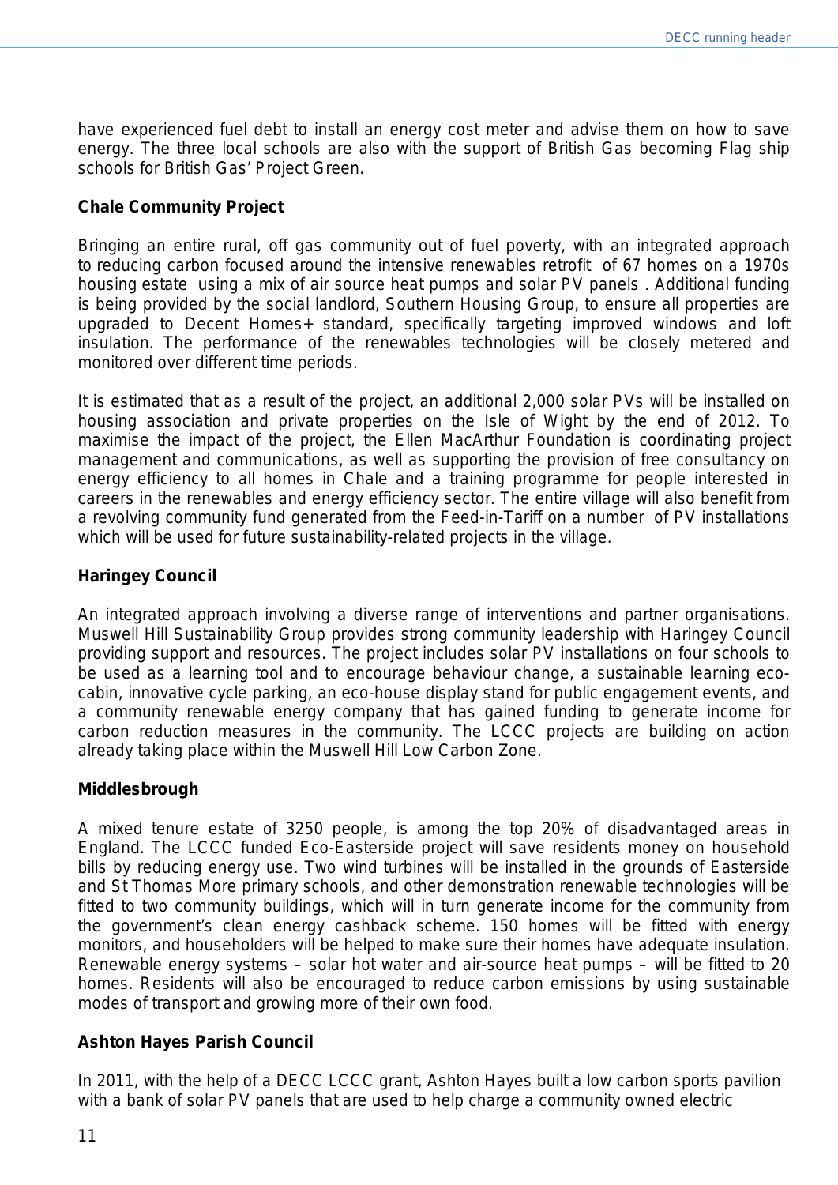have experienced fuel debt to install an energy cost meter and advise them on how to save energy. The three local schools are also with the support of British Gas becoming Flag ship schools for British Gas' Project Green.

**Chale Community Project**

Bringing an entire rural, off gas community out of fuel poverty, with an integrated approach to reducing carbon focused around the intensive renewables retrofit of 67 homes on a 1970s housing estate using a mix of air source heat pumps and solar PV panels . Additional funding is being provided by the social landlord, Southern Housing Group, to ensure all properties are upgraded to Decent Homes+ standard, specifically targeting improved windows and loft insulation. The performance of the renewables technologies will be closely metered and monitored over different time periods.

It is estimated that as a result of the project, an additional 2,000 solar PVs will be installed on housing association and private properties on the Isle of Wight by the end of 2012. To maximise the impact of the project, the Ellen MacArthur Foundation is coordinating project management and communications, as well as supporting the provision of free consultancy on energy efficiency to all homes in Chale and a training programme for people interested in careers in the renewables and energy efficiency sector. The entire village will also benefit from a revolving community fund generated from the Feed-in-Tariff on a number of PV installations which will be used for future sustainability-related projects in the village.

**Haringey Council**

An integrated approach involving a diverse range of interventions and partner organisations. Muswell Hill Sustainability Group provides strong community leadership with Haringey Council providing support and resources. The project includes solar PV installations on four schools to be used as a learning tool and to encourage behaviour change, a sustainable learning eco-cabin, innovative cycle parking, an eco-house display stand for public engagement events, and a community renewable energy company that has gained funding to generate income for carbon reduction measures in the community. The LCCC projects are building on action already taking place within the Muswell Hill Low Carbon Zone.

**Middlesbrough**

A mixed tenure estate of 3250 people, is among the top 20% of disadvantaged areas in England. The LCCC funded Eco-Easterside project will save residents money on household bills by reducing energy use. Two wind turbines will be installed in the grounds of Easterside and St Thomas More primary schools, and other demonstration renewable technologies will be fitted to two community buildings, which will in turn generate income for the community from the government's clean energy cashback scheme. 150 homes will be fitted with energy monitors, and householders will be helped to make sure their homes have adequate insulation. Renewable energy systems – solar hot water and air-source heat pumps – will be fitted to 20 homes. Residents will also be encouraged to reduce carbon emissions by using sustainable modes of transport and growing more of their own food.

**Ashton Hayes Parish Council**

In 2011, with the help of a DECC LCCC grant, Ashton Hayes built a low carbon sports pavilion with a bank of solar PV panels that are used to help charge a community owned electric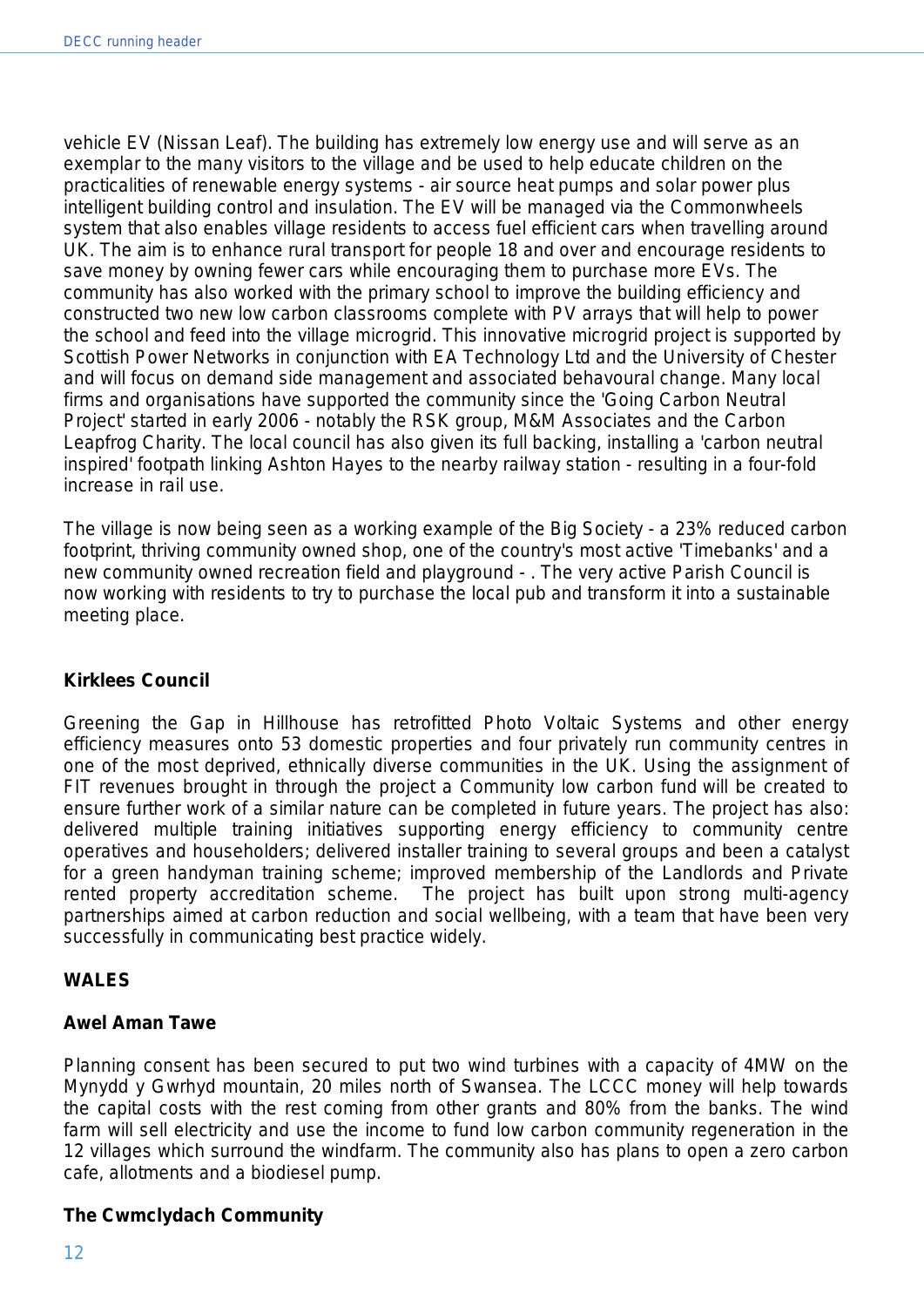vehicle EV (Nissan Leaf). The building has extremely low energy use and will serve as an exemplar to the many visitors to the village and be used to help educate children on the practicalities of renewable energy systems - air source heat pumps and solar power plus intelligent building control and insulation. The EV will be managed via the Commonwheels system that also enables village residents to access fuel efficient cars when travelling around UK. The aim is to enhance rural transport for people 18 and over and encourage residents to save money by owning fewer cars while encouraging them to purchase more EVs. The community has also worked with the primary school to improve the building efficiency and constructed two new low carbon classrooms complete with PV arrays that will help to power the school and feed into the village microgrid. This innovative microgrid project is supported by Scottish Power Networks in conjunction with EA Technology Ltd and the University of Chester and will focus on demand side management and associated behavoural change. Many local firms and organisations have supported the community since the 'Going Carbon Neutral Project' started in early 2006 - notably the RSK group, M&M Associates and the Carbon Leapfrog Charity. The local council has also given its full backing, installing a 'carbon neutral inspired' footpath linking Ashton Hayes to the nearby railway station - resulting in a four-fold increase in rail use.

The village is now being seen as a working example of the Big Society - a 23% reduced carbon footprint, thriving community owned shop, one of the country's most active 'Timebanks' and a new community owned recreation field and playground - . The very active Parish Council is now working with residents to try to purchase the local pub and transform it into a sustainable meeting place.

**Kirklees Council**

Greening the Gap in Hillhouse has retrofitted Photo Voltaic Systems and other energy efficiency measures onto 53 domestic properties and four privately run community centres in one of the most deprived, ethnically diverse communities in the UK. Using the assignment of FIT revenues brought in through the project a Community low carbon fund will be created to ensure further work of a similar nature can be completed in future years. The project has also: delivered multiple training initiatives supporting energy efficiency to community centre operatives and householders; delivered installer training to several groups and been a catalyst for a green handyman training scheme; improved membership of the Landlords and Private rented property accreditation scheme. The project has built upon strong multi-agency partnerships aimed at carbon reduction and social wellbeing, with a team that have been very successfully in communicating best practice widely.

## WALES

**Awel Aman Tawe**

Planning consent has been secured to put two wind turbines with a capacity of 4MW on the Mynydd y Gwrhyd mountain, 20 miles north of Swansea. The LCCC money will help towards the capital costs with the rest coming from other grants and 80% from the banks. The wind farm will sell electricity and use the income to fund low carbon community regeneration in the 12 villages which surround the windfarm. The community also has plans to open a zero carbon cafe, allotments and a biodiesel pump.

**The Cwmclydach Community**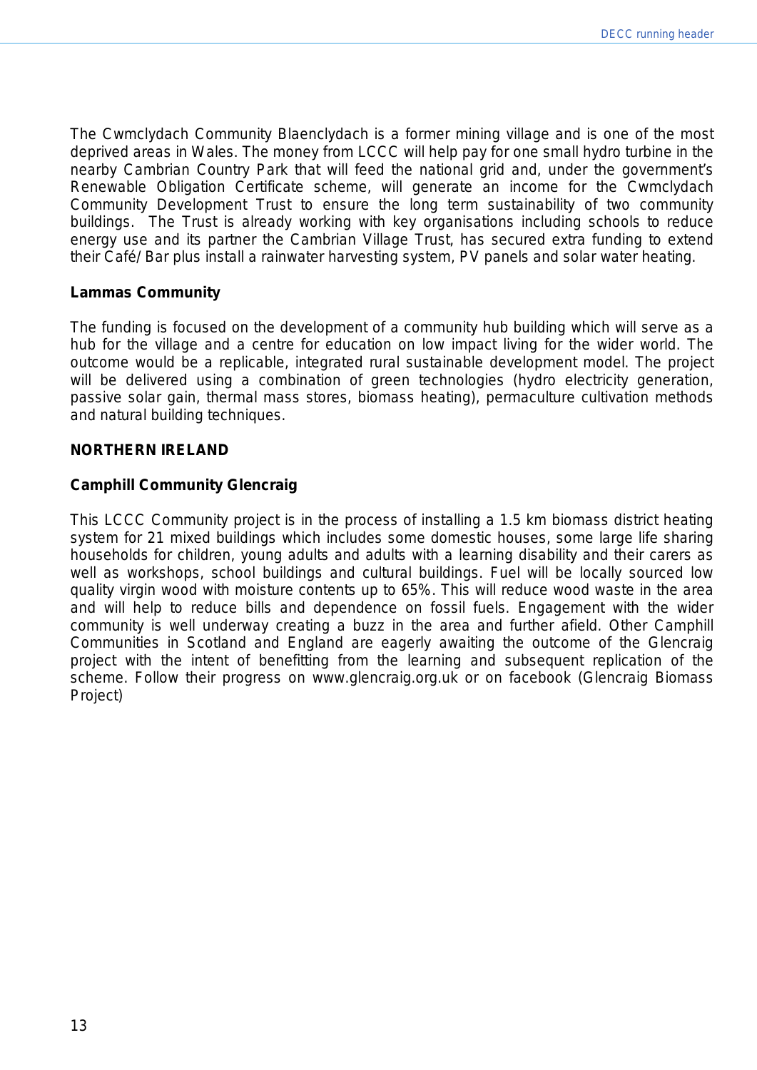The Cwmclydach Community Blaenclydach is a former mining village and is one of the most deprived areas in Wales. The money from LCCC will help pay for one small hydro turbine in the nearby Cambrian Country Park that will feed the national grid and, under the government's Renewable Obligation Certificate scheme, will generate an income for the Cwmclydach Community Development Trust to ensure the long term sustainability of two community buildings. The Trust is already working with key organisations including schools to reduce energy use and its partner the Cambrian Village Trust, has secured extra funding to extend their Café/Bar plus install a rainwater harvesting system, PV panels and solar water heating.

**Lammas Community**

The funding is focused on the development of a community hub building which will serve as a hub for the village and a centre for education on low impact living for the wider world. The outcome would be a replicable, integrated rural sustainable development model. The project will be delivered using a combination of green technologies (hydro electricity generation, passive solar gain, thermal mass stores, biomass heating), permaculture cultivation methods and natural building techniques.

**NORTHERN IRELAND**

**Camphill Community Glencraig**

This LCCC Community project is in the process of installing a 1.5 km biomass district heating system for 21 mixed buildings which includes some domestic houses, some large life sharing households for children, young adults and adults with a learning disability and their carers as well as workshops, school buildings and cultural buildings. Fuel will be locally sourced low quality virgin wood with moisture contents up to 65%. This will reduce wood waste in the area and will help to reduce bills and dependence on fossil fuels. Engagement with the wider community is well underway creating a buzz in the area and further afield. Other Camphill Communities in Scotland and England are eagerly awaiting the outcome of the Glencraig project with the intent of benefitting from the learning and subsequent replication of the scheme. Follow their progress on www.glencraig.org.uk or on facebook (Glencraig Biomass Project)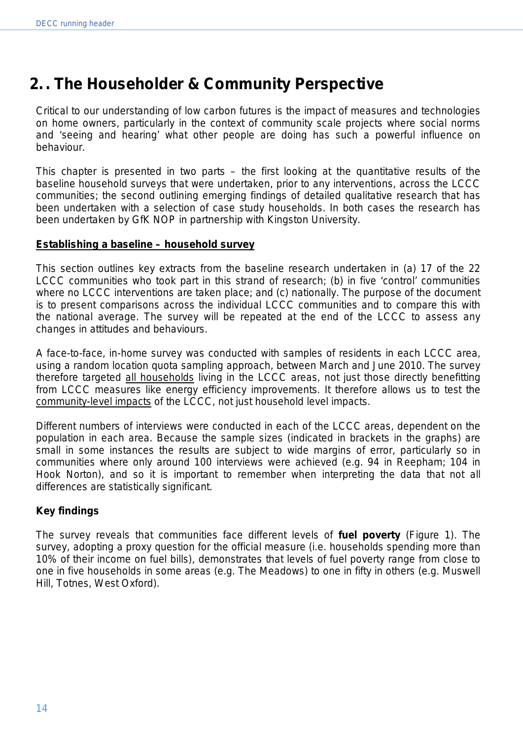# 2. . The Householder & Community Perspective

Critical to our understanding of low carbon futures is the impact of measures and technologies on home owners, particularly in the context of community scale projects where social norms and 'seeing and hearing' what other people are doing has such a powerful influence on behaviour.

This chapter is presented in two parts – the first looking at the quantitative results of the baseline household surveys that were undertaken, prior to any interventions, across the LCCC communities; the second outlining emerging findings of detailed qualitative research that has been undertaken with a selection of case study households. In both cases the research has been undertaken by GfK NOP in partnership with Kingston University.

**Establishing a baseline – household survey**

This section outlines key extracts from the baseline research undertaken in (a) 17 of the 22 LCCC communities who took part in this strand of research; (b) in five 'control' communities where no LCCC interventions are taken place; and (c) nationally. The purpose of the document is to present comparisons across the individual LCCC communities and to compare this with the national average. The survey will be repeated at the end of the LCCC to assess any changes in attitudes and behaviours.

A face-to-face, in-home survey was conducted with samples of residents in each LCCC area, using a random location quota sampling approach, between March and June 2010. The survey therefore targeted all households living in the LCCC areas, not just those directly benefitting from LCCC measures like energy efficiency improvements. It therefore allows us to test the community-level impacts of the LCCC, not just household level impacts.

Different numbers of interviews were conducted in each of the LCCC areas, dependent on the population in each area. Because the sample sizes (indicated in brackets in the graphs) are small in some instances the results are subject to wide margins of error, particularly so in communities where only around 100 interviews were achieved (e.g. 94 in Reepham; 104 in Hook Norton), and so it is important to remember when interpreting the data that not all differences are statistically significant.

**Key findings**

The survey reveals that communities face different levels of **fuel poverty** (Figure 1). The survey, adopting a proxy question for the official measure (i.e. households spending more than 10% of their income on fuel bills), demonstrates that levels of fuel poverty range from close to one in five households in some areas (e.g. The Meadows) to one in fifty in others (e.g. Muswell Hill, Totnes, West Oxford).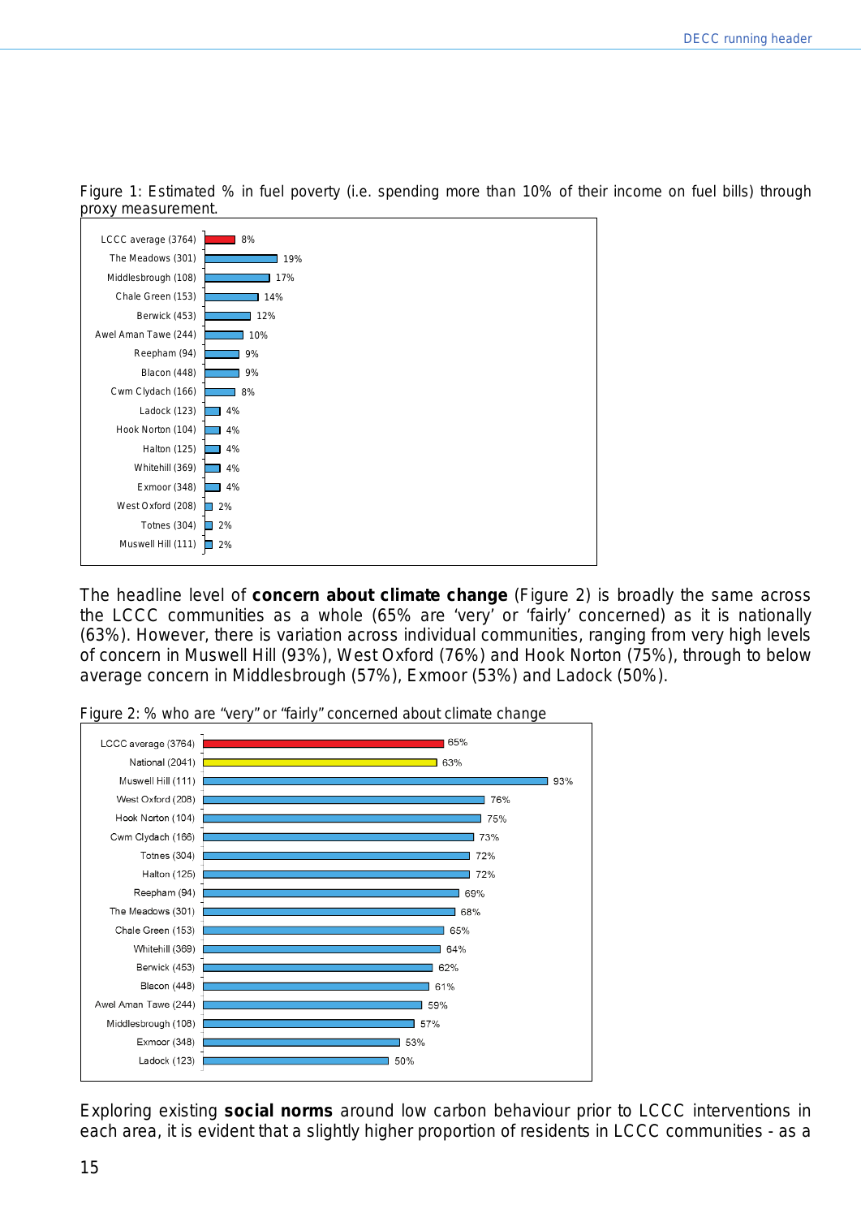Figure 1: Estimated % in fuel poverty (i.e. spending more than 10% of their income on fuel bills) through proxy measurement.

| Community | % |
|---|---|
| LCCC average (3764) | 8% |
| The Meadows (301) | 19% |
| Middlesbrough (108) | 17% |
| Chale Green (153) | 14% |
| Berwick (453) | 12% |
| Awel Aman Tawe (244) | 10% |
| Reepham (94) | 9% |
| Blacon (448) | 9% |
| Cwm Clydach (166) | 8% |
| Ladock (123) | 4% |
| Hook Norton (104) | 4% |
| Halton (125) | 4% |
| Whitehill (369) | 4% |
| Exmoor (348) | 4% |
| West Oxford (208) | 2% |
| Totnes (304) | 2% |
| Muswell Hill (111) | 2% |

The headline level of **concern about climate change** (Figure 2) is broadly the same across the LCCC communities as a whole (65% are 'very' or 'fairly' concerned) as it is nationally (63%). However, there is variation across individual communities, ranging from very high levels of concern in Muswell Hill (93%), West Oxford (76%) and Hook Norton (75%), through to below average concern in Middlesbrough (57%), Exmoor (53%) and Ladock (50%).

Figure 2: % who are "very" or "fairly" concerned about climate change

| Community | % |
|---|---|
| LCCC average (3764) | 65% |
| National (2041) | 63% |
| Muswell Hill (111) | 93% |
| West Oxford (208) | 76% |
| Hook Norton (104) | 75% |
| Cwm Clydach (166) | 73% |
| Totnes (304) | 72% |
| Halton (125) | 72% |
| Reepham (94) | 69% |
| The Meadows (301) | 68% |
| Chale Green (153) | 65% |
| Whitehill (369) | 64% |
| Berwick (453) | 62% |
| Blacon (448) | 61% |
| Awel Aman Tawe (244) | 59% |
| Middlesbrough (108) | 57% |
| Exmoor (348) | 53% |
| Ladock (123) | 50% |

Exploring existing **social norms** around low carbon behaviour prior to LCCC interventions in each area, it is evident that a slightly higher proportion of residents in LCCC communities - as a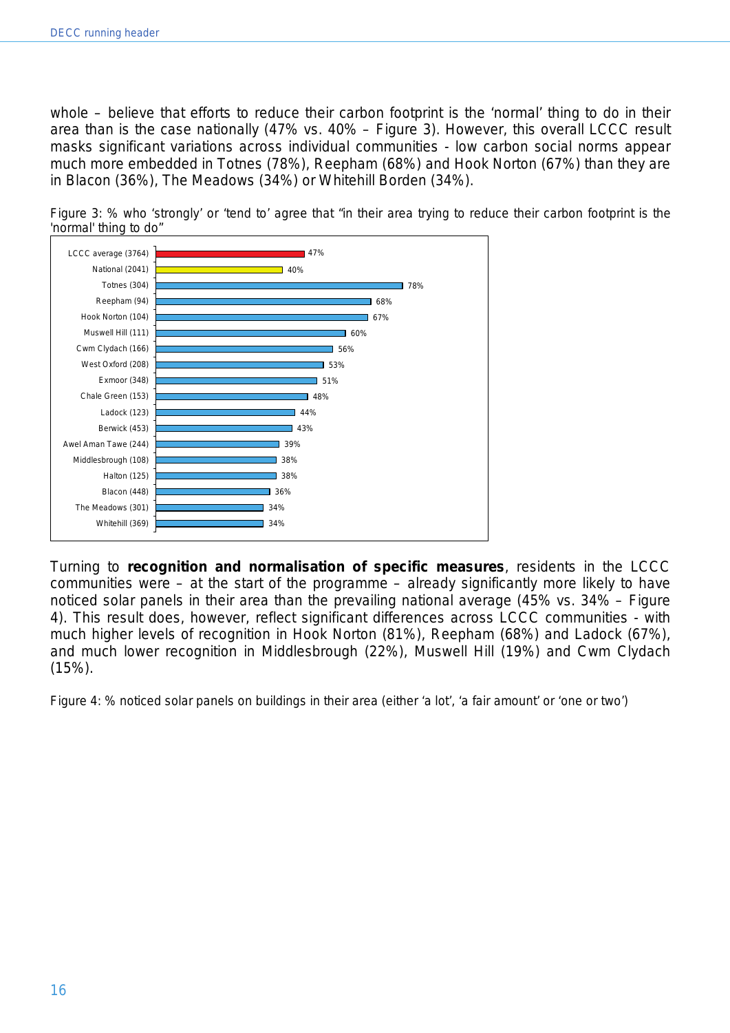whole – believe that efforts to reduce their carbon footprint is the 'normal' thing to do in their area than is the case nationally (47% vs. 40% – Figure 3). However, this overall LCCC result masks significant variations across individual communities - low carbon social norms appear much more embedded in Totnes (78%), Reepham (68%) and Hook Norton (67%) than they are in Blacon (36%), The Meadows (34%) or Whitehill Borden (34%).

Figure 3: % who 'strongly' or 'tend to' agree that "in their area trying to reduce their carbon footprint is the 'normal' thing to do"

| Area | % |
| --- | --- |
| LCCC average (3764) | 47% |
| National (2041) | 40% |
| Totnes (304) | 78% |
| Reepham (94) | 68% |
| Hook Norton (104) | 67% |
| Muswell Hill (111) | 60% |
| Cwm Clydach (166) | 56% |
| West Oxford (208) | 53% |
| Exmoor (348) | 51% |
| Chale Green (153) | 48% |
| Ladock (123) | 44% |
| Berwick (453) | 43% |
| Awel Aman Tawe (244) | 39% |
| Middlesbrough (108) | 38% |
| Halton (125) | 38% |
| Blacon (448) | 36% |
| The Meadows (301) | 34% |
| Whitehill (369) | 34% |

Turning to **recognition and normalisation of specific measures**, residents in the LCCC communities were – at the start of the programme – already significantly more likely to have noticed solar panels in their area than the prevailing national average (45% vs. 34% – Figure 4). This result does, however, reflect significant differences across LCCC communities - with much higher levels of recognition in Hook Norton (81%), Reepham (68%) and Ladock (67%), and much lower recognition in Middlesbrough (22%), Muswell Hill (19%) and Cwm Clydach (15%).

Figure 4: % noticed solar panels on buildings in their area (either 'a lot', 'a fair amount' or 'one or two')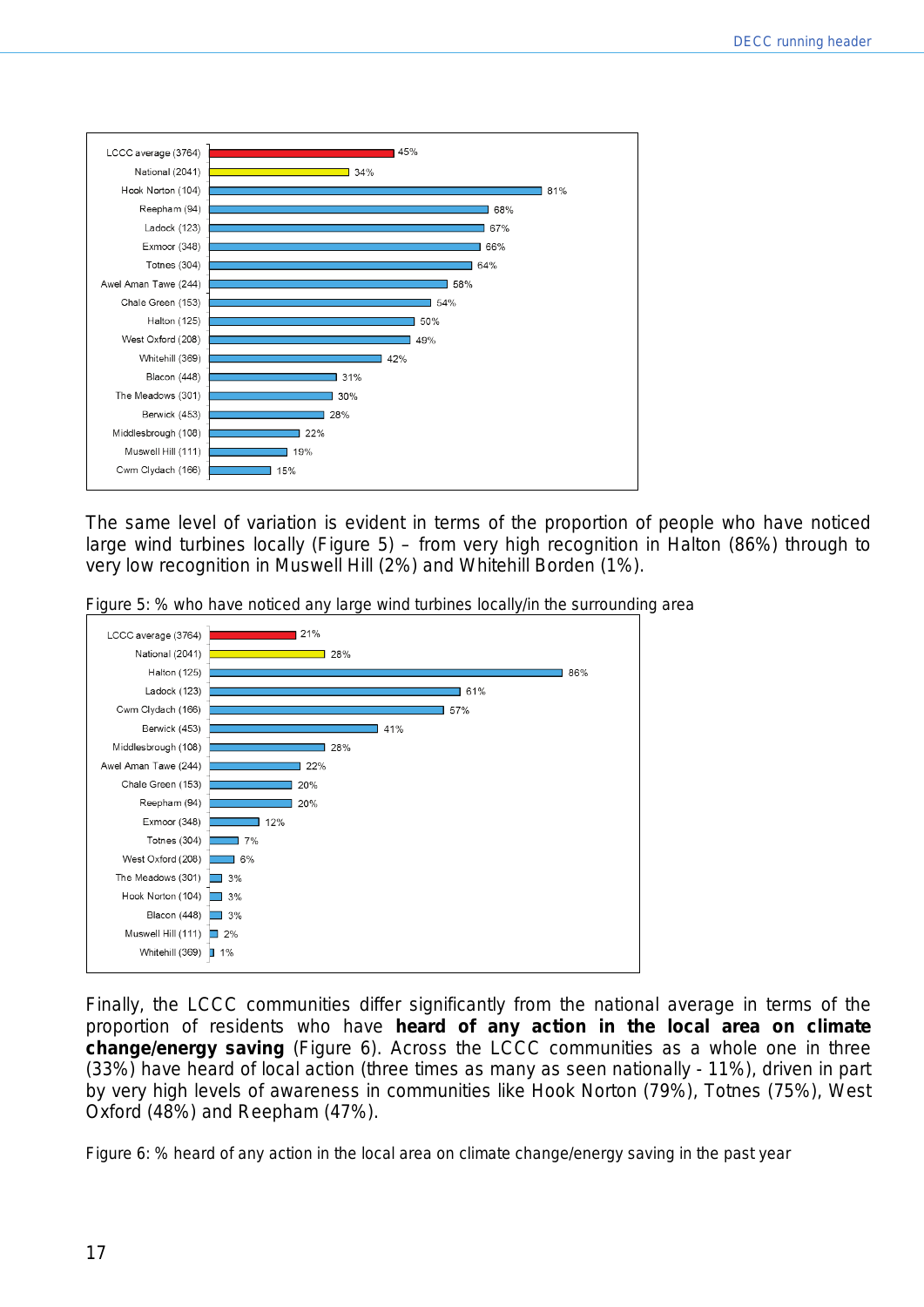| | |
|---|---|
| LCCC average (3764) | 45% |
| National (2041) | 34% |
| Hook Norton (104) | 81% |
| Reepham (94) | 68% |
| Ladock (123) | 67% |
| Exmoor (348) | 66% |
| Totnes (304) | 64% |
| Awel Aman Tawe (244) | 58% |
| Chale Green (153) | 54% |
| Halton (125) | 50% |
| West Oxford (208) | 49% |
| Whitehill (369) | 42% |
| Blacon (448) | 31% |
| The Meadows (301) | 30% |
| Berwick (453) | 28% |
| Middlesbrough (108) | 22% |
| Muswell Hill (111) | 19% |
| Cwm Clydach (166) | 15% |

The same level of variation is evident in terms of the proportion of people who have noticed large wind turbines locally (Figure 5) – from very high recognition in Halton (86%) through to very low recognition in Muswell Hill (2%) and Whitehill Borden (1%).

Figure 5: % who have noticed any large wind turbines locally/in the surrounding area

| | |
|---|---|
| LCCC average (3764) | 21% |
| National (2041) | 28% |
| Halton (125) | 86% |
| Ladock (123) | 61% |
| Cwm Clydach (166) | 57% |
| Berwick (453) | 41% |
| Middlesbrough (108) | 28% |
| Awel Aman Tawe (244) | 22% |
| Chale Green (153) | 20% |
| Reepham (94) | 20% |
| Exmoor (348) | 12% |
| Totnes (304) | 7% |
| West Oxford (208) | 6% |
| The Meadows (301) | 3% |
| Hook Norton (104) | 3% |
| Blacon (448) | 3% |
| Muswell Hill (111) | 2% |
| Whitehill (369) | 1% |

Finally, the LCCC communities differ significantly from the national average in terms of the proportion of residents who have **heard of any action in the local area on climate change/energy saving** (Figure 6). Across the LCCC communities as a whole one in three (33%) have heard of local action (three times as many as seen nationally - 11%), driven in part by very high levels of awareness in communities like Hook Norton (79%), Totnes (75%), West Oxford (48%) and Reepham (47%).

Figure 6: % heard of any action in the local area on climate change/energy saving in the past year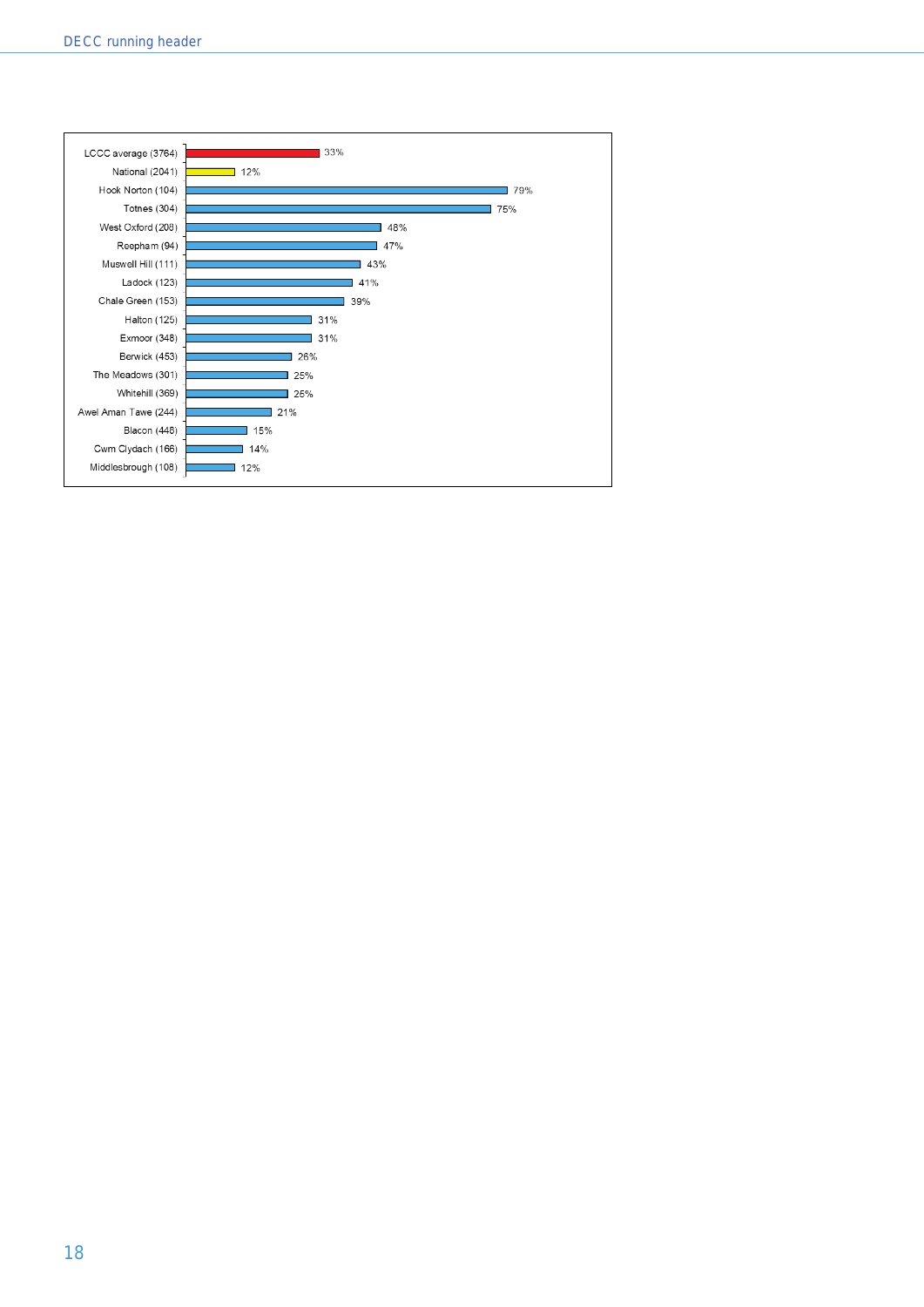| Location | Value |
|---|---|
| LCCC average (3764) | 33% |
| National (2041) | 12% |
| Hook Norton (104) | 79% |
| Totnes (304) | 75% |
| West Oxford (208) | 48% |
| Reepham (94) | 47% |
| Muswell Hill (111) | 43% |
| Ladock (123) | 41% |
| Chale Green (153) | 39% |
| Halton (125) | 31% |
| Exmoor (348) | 31% |
| Berwick (453) | 26% |
| The Meadows (301) | 25% |
| Whitehill (369) | 25% |
| Awel Aman Tawe (244) | 21% |
| Blacon (448) | 15% |
| Cwm Clydach (166) | 14% |
| Middlesbrough (108) | 12% |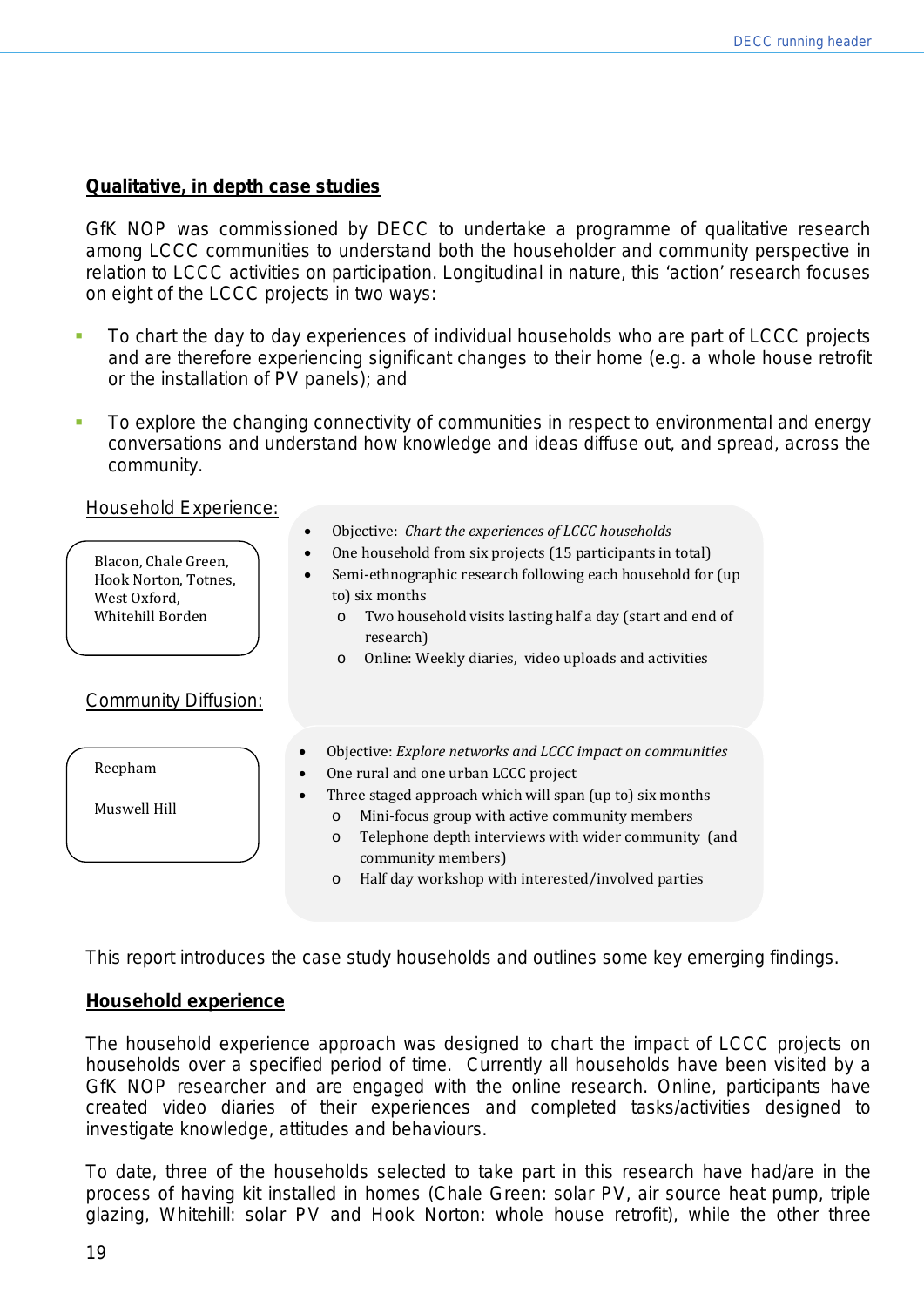**Qualitative, in depth case studies**

GfK NOP was commissioned by DECC to undertake a programme of qualitative research among LCCC communities to understand both the householder and community perspective in relation to LCCC activities on participation. Longitudinal in nature, this 'action' research focuses on eight of the LCCC projects in two ways:

- To chart the day to day experiences of individual households who are part of LCCC projects and are therefore experiencing significant changes to their home (e.g. a whole house retrofit or the installation of PV panels); and

- To explore the changing connectivity of communities in respect to environmental and energy conversations and understand how knowledge and ideas diffuse out, and spread, across the community.

Household Experience:

Blacon, Chale Green, Hook Norton, Totnes, West Oxford, Whitehill Borden

- Objective: *Chart the experiences of LCCC households*
- One household from six projects (15 participants in total)
- Semi-ethnographic research following each household for (up to) six months
  - Two household visits lasting half a day (start and end of research)
  - Online: Weekly diaries, video uploads and activities

Community Diffusion:

Reepham

Muswell Hill

- Objective: *Explore networks and LCCC impact on communities*
- One rural and one urban LCCC project
- Three staged approach which will span (up to) six months
  - Mini-focus group with active community members
  - Telephone depth interviews with wider community (and community members)
  - Half day workshop with interested/involved parties

This report introduces the case study households and outlines some key emerging findings.

**Household experience**

The household experience approach was designed to chart the impact of LCCC projects on households over a specified period of time. Currently all households have been visited by a GfK NOP researcher and are engaged with the online research. Online, participants have created video diaries of their experiences and completed tasks/activities designed to investigate knowledge, attitudes and behaviours.

To date, three of the households selected to take part in this research have had/are in the process of having kit installed in homes (Chale Green: solar PV, air source heat pump, triple glazing, Whitehill: solar PV and Hook Norton: whole house retrofit), while the other three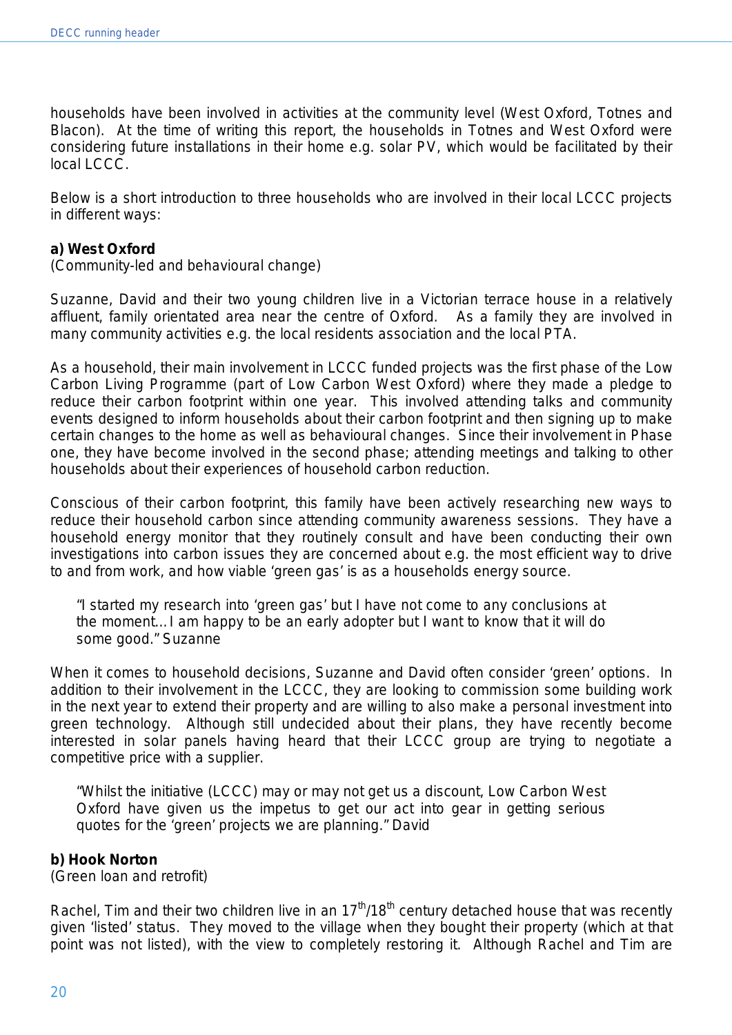households have been involved in activities at the community level (West Oxford, Totnes and Blacon). At the time of writing this report, the households in Totnes and West Oxford were considering future installations in their home e.g. solar PV, which would be facilitated by their local LCCC.

Below is a short introduction to three households who are involved in their local LCCC projects in different ways:

**a) West Oxford**
(Community-led and behavioural change)

Suzanne, David and their two young children live in a Victorian terrace house in a relatively affluent, family orientated area near the centre of Oxford. As a family they are involved in many community activities e.g. the local residents association and the local PTA.

As a household, their main involvement in LCCC funded projects was the first phase of the Low Carbon Living Programme (part of Low Carbon West Oxford) where they made a pledge to reduce their carbon footprint within one year. This involved attending talks and community events designed to inform households about their carbon footprint and then signing up to make certain changes to the home as well as behavioural changes. Since their involvement in Phase one, they have become involved in the second phase; attending meetings and talking to other households about their experiences of household carbon reduction.

Conscious of their carbon footprint, this family have been actively researching new ways to reduce their household carbon since attending community awareness sessions. They have a household energy monitor that they routinely consult and have been conducting their own investigations into carbon issues they are concerned about e.g. the most efficient way to drive to and from work, and how viable 'green gas' is as a households energy source.

> "I started my research into 'green gas' but I have not come to any conclusions at the moment… I am happy to be an early adopter but I want to know that it will do some good." Suzanne

When it comes to household decisions, Suzanne and David often consider 'green' options. In addition to their involvement in the LCCC, they are looking to commission some building work in the next year to extend their property and are willing to also make a personal investment into green technology. Although still undecided about their plans, they have recently become interested in solar panels having heard that their LCCC group are trying to negotiate a competitive price with a supplier.

> "Whilst the initiative (LCCC) may or may not get us a discount, Low Carbon West Oxford have given us the impetus to get our act into gear in getting serious quotes for the 'green' projects we are planning." David

**b) Hook Norton**
(Green loan and retrofit)

Rachel, Tim and their two children live in an 17th/18th century detached house that was recently given 'listed' status. They moved to the village when they bought their property (which at that point was not listed), with the view to completely restoring it. Although Rachel and Tim are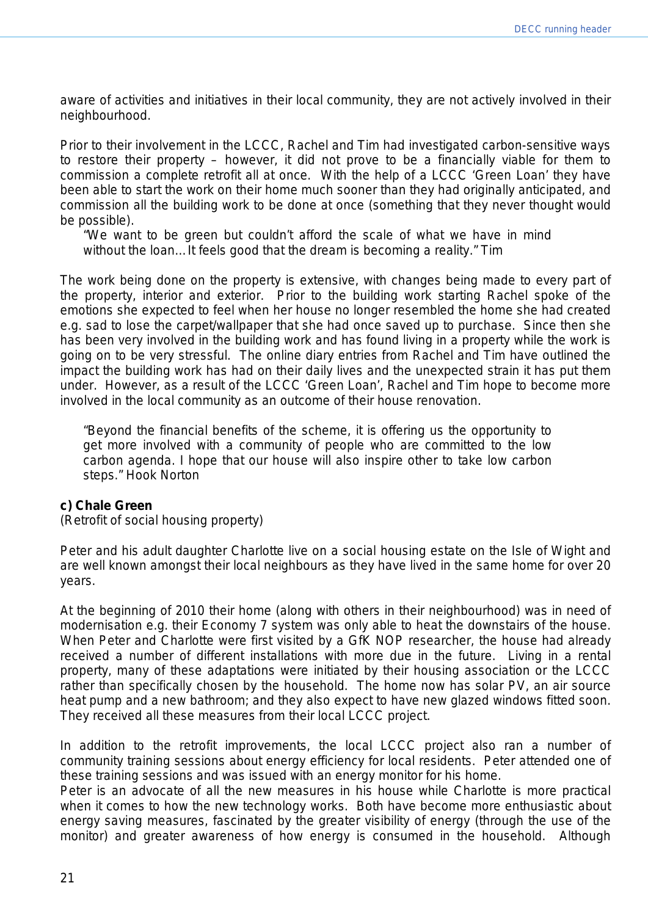aware of activities and initiatives in their local community, they are not actively involved in their neighbourhood.

Prior to their involvement in the LCCC, Rachel and Tim had investigated carbon-sensitive ways to restore their property – however, it did not prove to be a financially viable for them to commission a complete retrofit all at once. With the help of a LCCC 'Green Loan' they have been able to start the work on their home much sooner than they had originally anticipated, and commission all the building work to be done at once (something that they never thought would be possible).

> "We want to be green but couldn't afford the scale of what we have in mind without the loan…It feels good that the dream is becoming a reality." Tim

The work being done on the property is extensive, with changes being made to every part of the property, interior and exterior. Prior to the building work starting Rachel spoke of the emotions she expected to feel when her house no longer resembled the home she had created e.g. sad to lose the carpet/wallpaper that she had once saved up to purchase. Since then she has been very involved in the building work and has found living in a property while the work is going on to be very stressful. The online diary entries from Rachel and Tim have outlined the impact the building work has had on their daily lives and the unexpected strain it has put them under. However, as a result of the LCCC 'Green Loan', Rachel and Tim hope to become more involved in the local community as an outcome of their house renovation.

> "Beyond the financial benefits of the scheme, it is offering us the opportunity to get more involved with a community of people who are committed to the low carbon agenda. I hope that our house will also inspire other to take low carbon steps." Hook Norton

**c) Chale Green**
(Retrofit of social housing property)

Peter and his adult daughter Charlotte live on a social housing estate on the Isle of Wight and are well known amongst their local neighbours as they have lived in the same home for over 20 years.

At the beginning of 2010 their home (along with others in their neighbourhood) was in need of modernisation e.g. their Economy 7 system was only able to heat the downstairs of the house. When Peter and Charlotte were first visited by a GfK NOP researcher, the house had already received a number of different installations with more due in the future. Living in a rental property, many of these adaptations were initiated by their housing association or the LCCC rather than specifically chosen by the household. The home now has solar PV, an air source heat pump and a new bathroom; and they also expect to have new glazed windows fitted soon. They received all these measures from their local LCCC project.

In addition to the retrofit improvements, the local LCCC project also ran a number of community training sessions about energy efficiency for local residents. Peter attended one of these training sessions and was issued with an energy monitor for his home.
Peter is an advocate of all the new measures in his house while Charlotte is more practical when it comes to how the new technology works. Both have become more enthusiastic about energy saving measures, fascinated by the greater visibility of energy (through the use of the monitor) and greater awareness of how energy is consumed in the household. Although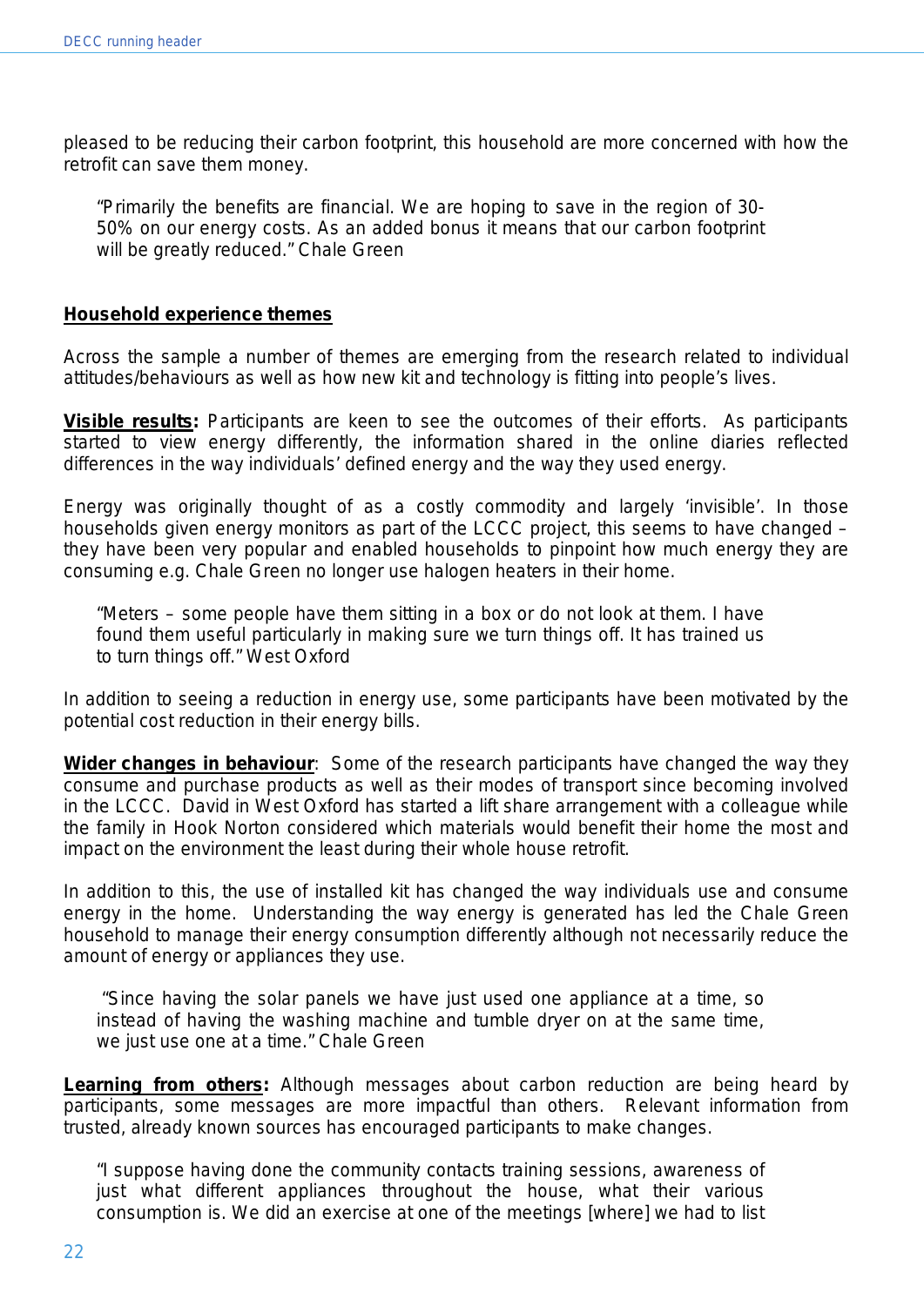pleased to be reducing their carbon footprint, this household are more concerned with how the retrofit can save them money.

> "Primarily the benefits are financial. We are hoping to save in the region of 30-50% on our energy costs. As an added bonus it means that our carbon footprint will be greatly reduced." Chale Green

**Household experience themes**

Across the sample a number of themes are emerging from the research related to individual attitudes/behaviours as well as how new kit and technology is fitting into people's lives.

**Visible results:** Participants are keen to see the outcomes of their efforts. As participants started to view energy differently, the information shared in the online diaries reflected differences in the way individuals' defined energy and the way they used energy.

Energy was originally thought of as a costly commodity and largely 'invisible'. In those households given energy monitors as part of the LCCC project, this seems to have changed – they have been very popular and enabled households to pinpoint how much energy they are consuming e.g. Chale Green no longer use halogen heaters in their home.

> "Meters – some people have them sitting in a box or do not look at them. I have found them useful particularly in making sure we turn things off. It has trained us to turn things off." West Oxford

In addition to seeing a reduction in energy use, some participants have been motivated by the potential cost reduction in their energy bills.

**Wider changes in behaviour**: Some of the research participants have changed the way they consume and purchase products as well as their modes of transport since becoming involved in the LCCC. David in West Oxford has started a lift share arrangement with a colleague while the family in Hook Norton considered which materials would benefit their home the most and impact on the environment the least during their whole house retrofit.

In addition to this, the use of installed kit has changed the way individuals use and consume energy in the home. Understanding the way energy is generated has led the Chale Green household to manage their energy consumption differently although not necessarily reduce the amount of energy or appliances they use.

> "Since having the solar panels we have just used one appliance at a time, so instead of having the washing machine and tumble dryer on at the same time, we just use one at a time." Chale Green

**Learning from others:** Although messages about carbon reduction are being heard by participants, some messages are more impactful than others. Relevant information from trusted, already known sources has encouraged participants to make changes.

> "I suppose having done the community contacts training sessions, awareness of just what different appliances throughout the house, what their various consumption is. We did an exercise at one of the meetings [where] we had to list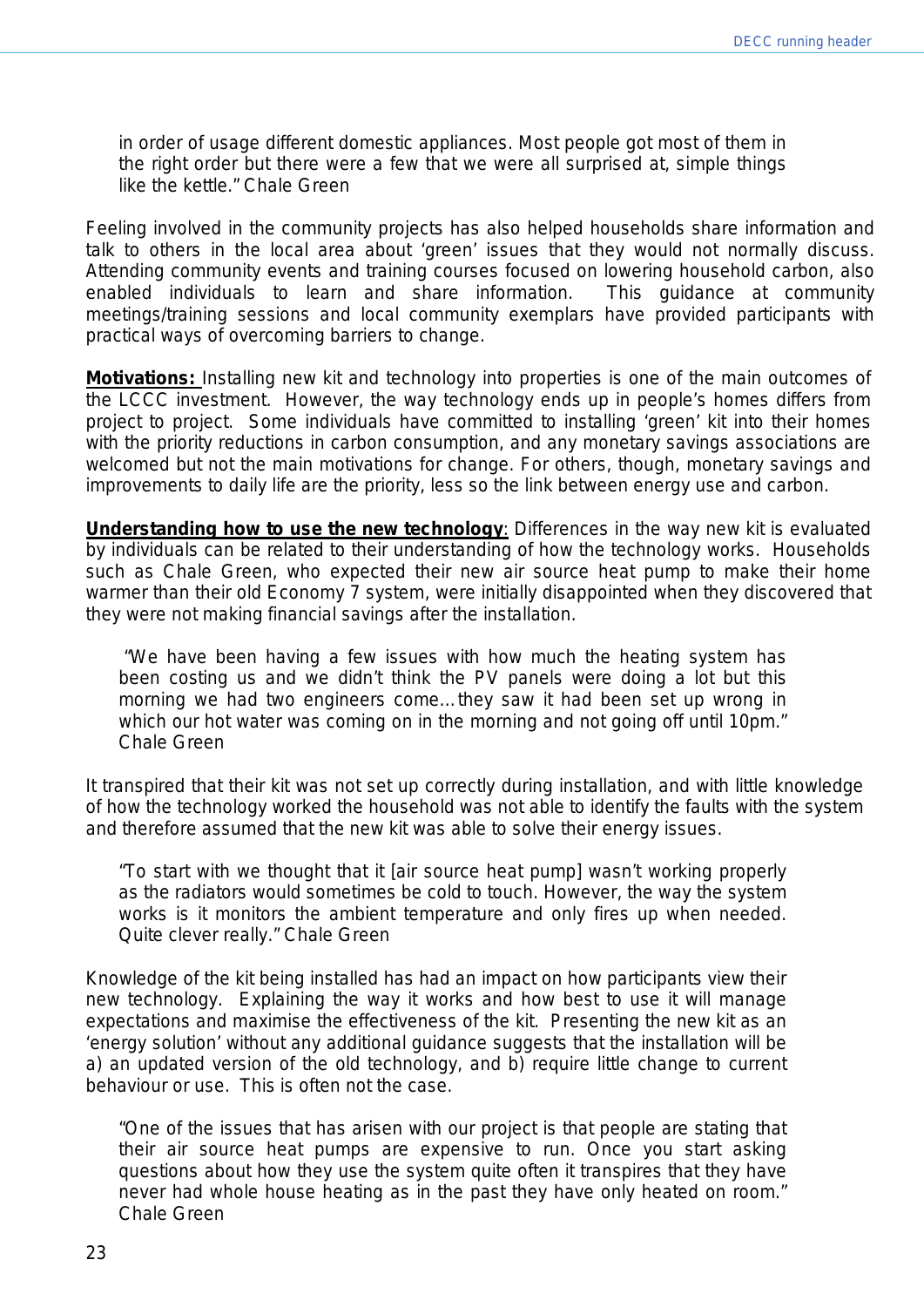> in order of usage different domestic appliances. Most people got most of them in the right order but there were a few that we were all surprised at, simple things like the kettle." Chale Green

Feeling involved in the community projects has also helped households share information and talk to others in the local area about 'green' issues that they would not normally discuss. Attending community events and training courses focused on lowering household carbon, also enabled individuals to learn and share information. This guidance at community meetings/training sessions and local community exemplars have provided participants with practical ways of overcoming barriers to change.

**Motivations:** Installing new kit and technology into properties is one of the main outcomes of the LCCC investment. However, the way technology ends up in people's homes differs from project to project. Some individuals have committed to installing 'green' kit into their homes with the priority reductions in carbon consumption, and any monetary savings associations are welcomed but not the main motivations for change. For others, though, monetary savings and improvements to daily life are the priority, less so the link between energy use and carbon.

**Understanding how to use the new technology**: Differences in the way new kit is evaluated by individuals can be related to their understanding of how the technology works. Households such as Chale Green, who expected their new air source heat pump to make their home warmer than their old Economy 7 system, were initially disappointed when they discovered that they were not making financial savings after the installation.

> "We have been having a few issues with how much the heating system has been costing us and we didn't think the PV panels were doing a lot but this morning we had two engineers come…they saw it had been set up wrong in which our hot water was coming on in the morning and not going off until 10pm." Chale Green

It transpired that their kit was not set up correctly during installation, and with little knowledge of how the technology worked the household was not able to identify the faults with the system and therefore assumed that the new kit was able to solve their energy issues.

> "To start with we thought that it [air source heat pump] wasn't working properly as the radiators would sometimes be cold to touch. However, the way the system works is it monitors the ambient temperature and only fires up when needed. Quite clever really." Chale Green

Knowledge of the kit being installed has had an impact on how participants view their new technology. Explaining the way it works and how best to use it will manage expectations and maximise the effectiveness of the kit. Presenting the new kit as an 'energy solution' without any additional guidance suggests that the installation will be a) an updated version of the old technology, and b) require little change to current behaviour or use. This is often not the case.

> "One of the issues that has arisen with our project is that people are stating that their air source heat pumps are expensive to run. Once you start asking questions about how they use the system quite often it transpires that they have never had whole house heating as in the past they have only heated on room." Chale Green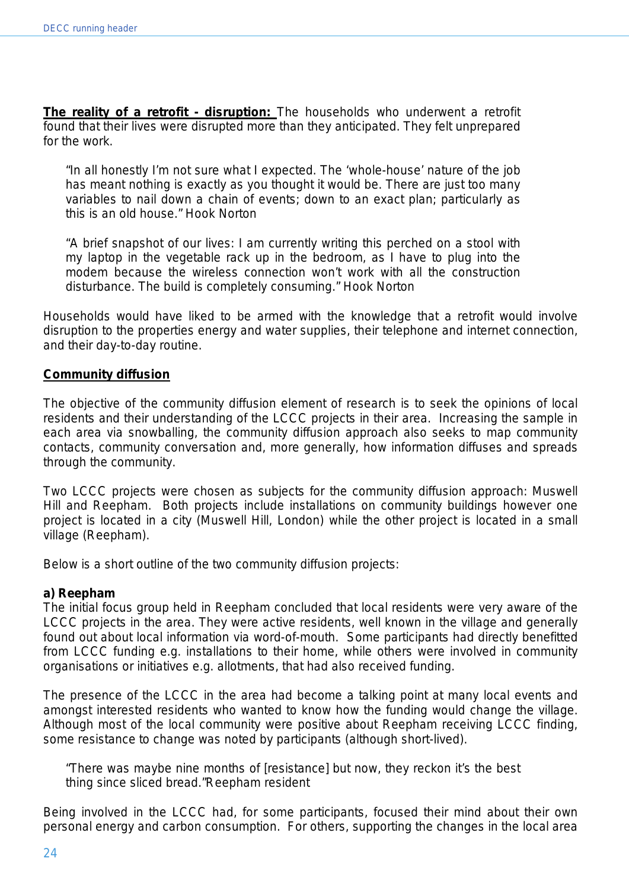**The reality of a retrofit - disruption:** The households who underwent a retrofit found that their lives were disrupted more than they anticipated. They felt unprepared for the work.

> "In all honestly I'm not sure what I expected. The 'whole-house' nature of the job has meant nothing is exactly as you thought it would be. There are just too many variables to nail down a chain of events; down to an exact plan; particularly as this is an old house." Hook Norton

> "A brief snapshot of our lives: I am currently writing this perched on a stool with my laptop in the vegetable rack up in the bedroom, as I have to plug into the modem because the wireless connection won't work with all the construction disturbance. The build is completely consuming." Hook Norton

Households would have liked to be armed with the knowledge that a retrofit would involve disruption to the properties energy and water supplies, their telephone and internet connection, and their day-to-day routine.

**Community diffusion**

The objective of the community diffusion element of research is to seek the opinions of local residents and their understanding of the LCCC projects in their area. Increasing the sample in each area via snowballing, the community diffusion approach also seeks to map community contacts, community conversation and, more generally, how information diffuses and spreads through the community.

Two LCCC projects were chosen as subjects for the community diffusion approach: Muswell Hill and Reepham. Both projects include installations on community buildings however one project is located in a city (Muswell Hill, London) while the other project is located in a small village (Reepham).

Below is a short outline of the two community diffusion projects:

**a) Reepham**

The initial focus group held in Reepham concluded that local residents were very aware of the LCCC projects in the area. They were active residents, well known in the village and generally found out about local information via word-of-mouth. Some participants had directly benefitted from LCCC funding e.g. installations to their home, while others were involved in community organisations or initiatives e.g. allotments, that had also received funding.

The presence of the LCCC in the area had become a talking point at many local events and amongst interested residents who wanted to know how the funding would change the village. Although most of the local community were positive about Reepham receiving LCCC finding, some resistance to change was noted by participants (although short-lived).

> "There was maybe nine months of [resistance] but now, they reckon it's the best thing since sliced bread." Reepham resident

Being involved in the LCCC had, for some participants, focused their mind about their own personal energy and carbon consumption. For others, supporting the changes in the local area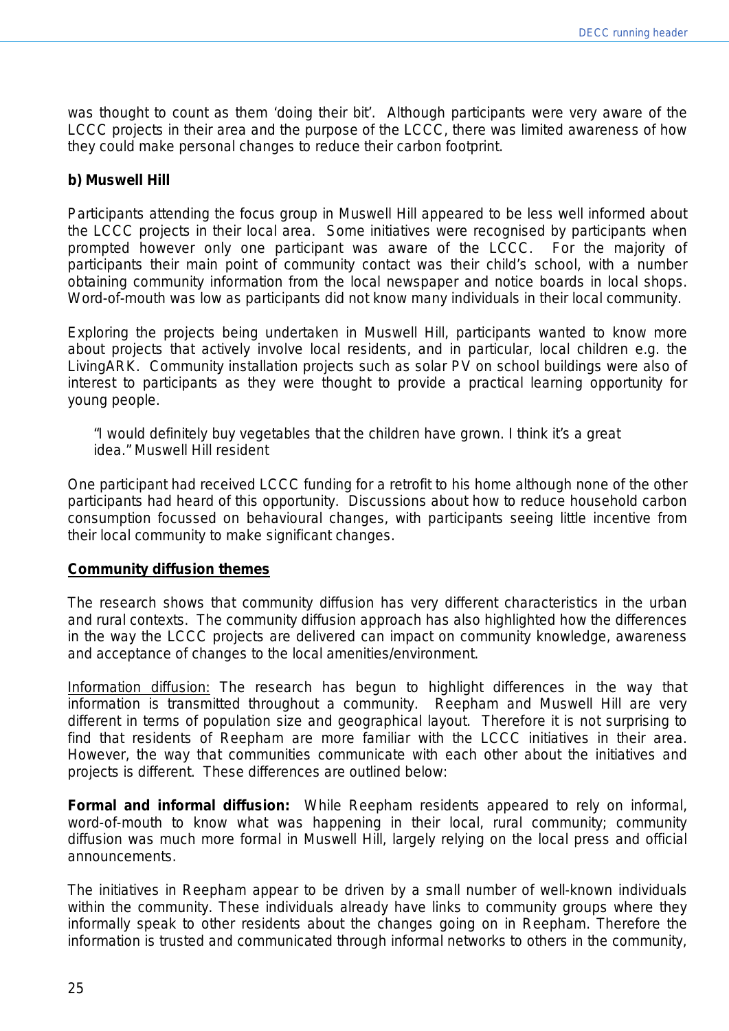was thought to count as them 'doing their bit'. Although participants were very aware of the LCCC projects in their area and the purpose of the LCCC, there was limited awareness of how they could make personal changes to reduce their carbon footprint.

**b) Muswell Hill**

Participants attending the focus group in Muswell Hill appeared to be less well informed about the LCCC projects in their local area. Some initiatives were recognised by participants when prompted however only one participant was aware of the LCCC. For the majority of participants their main point of community contact was their child's school, with a number obtaining community information from the local newspaper and notice boards in local shops. Word-of-mouth was low as participants did not know many individuals in their local community.

Exploring the projects being undertaken in Muswell Hill, participants wanted to know more about projects that actively involve local residents, and in particular, local children e.g. the LivingARK. Community installation projects such as solar PV on school buildings were also of interest to participants as they were thought to provide a practical learning opportunity for young people.

> "I would definitely buy vegetables that the children have grown. I think it's a great idea." Muswell Hill resident

One participant had received LCCC funding for a retrofit to his home although none of the other participants had heard of this opportunity. Discussions about how to reduce household carbon consumption focussed on behavioural changes, with participants seeing little incentive from their local community to make significant changes.

**Community diffusion themes**

The research shows that community diffusion has very different characteristics in the urban and rural contexts. The community diffusion approach has also highlighted how the differences in the way the LCCC projects are delivered can impact on community knowledge, awareness and acceptance of changes to the local amenities/environment.

Information diffusion: The research has begun to highlight differences in the way that information is transmitted throughout a community. Reepham and Muswell Hill are very different in terms of population size and geographical layout. Therefore it is not surprising to find that residents of Reepham are more familiar with the LCCC initiatives in their area. However, the way that communities communicate with each other about the initiatives and projects is different. These differences are outlined below:

**Formal and informal diffusion:** While Reepham residents appeared to rely on informal, word-of-mouth to know what was happening in their local, rural community; community diffusion was much more formal in Muswell Hill, largely relying on the local press and official announcements.

The initiatives in Reepham appear to be driven by a small number of well-known individuals within the community. These individuals already have links to community groups where they informally speak to other residents about the changes going on in Reepham. Therefore the information is trusted and communicated through informal networks to others in the community,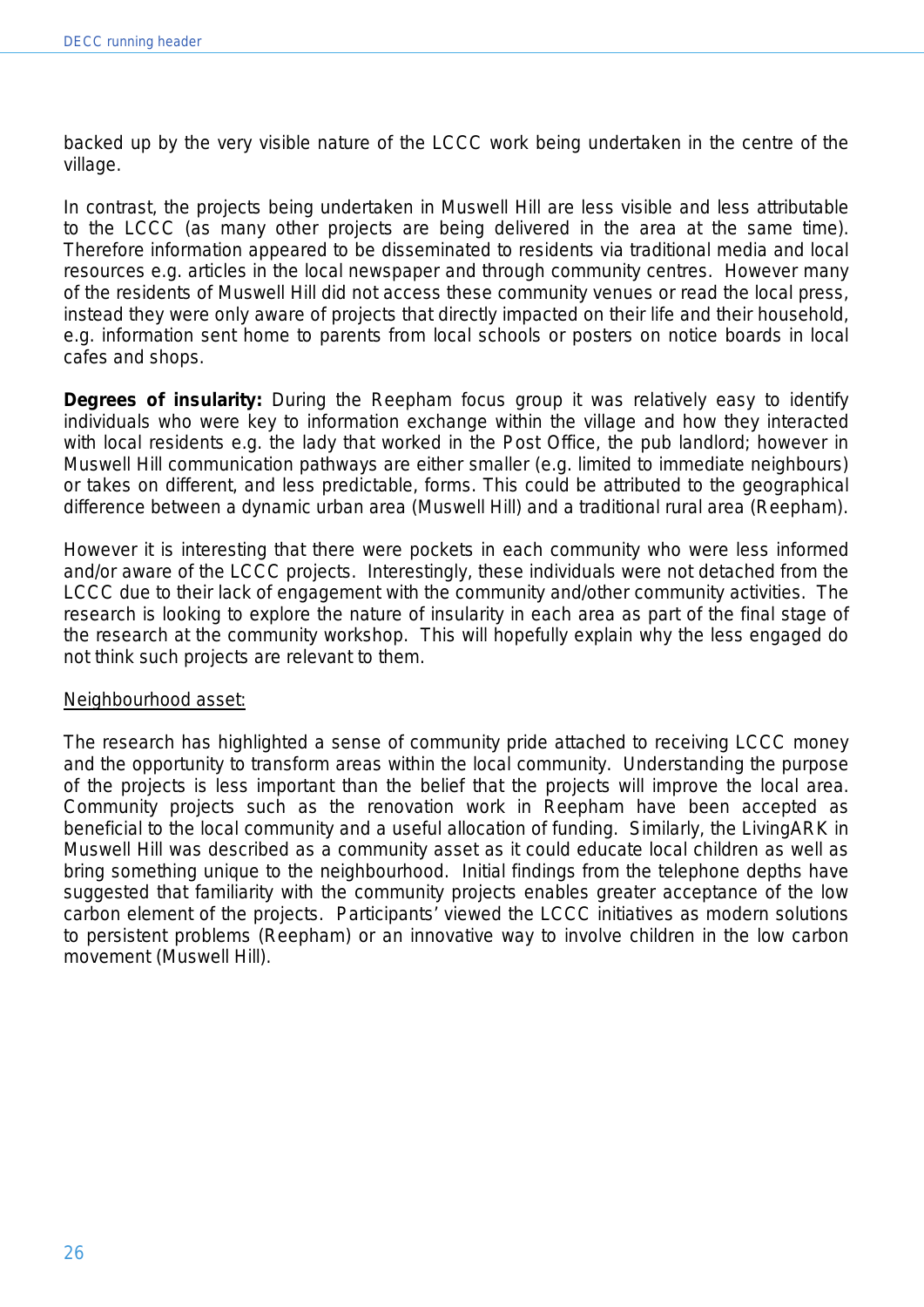backed up by the very visible nature of the LCCC work being undertaken in the centre of the village.

In contrast, the projects being undertaken in Muswell Hill are less visible and less attributable to the LCCC (as many other projects are being delivered in the area at the same time). Therefore information appeared to be disseminated to residents via traditional media and local resources e.g. articles in the local newspaper and through community centres. However many of the residents of Muswell Hill did not access these community venues or read the local press, instead they were only aware of projects that directly impacted on their life and their household, e.g. information sent home to parents from local schools or posters on notice boards in local cafes and shops.

**Degrees of insularity:** During the Reepham focus group it was relatively easy to identify individuals who were key to information exchange within the village and how they interacted with local residents e.g. the lady that worked in the Post Office, the pub landlord; however in Muswell Hill communication pathways are either smaller (e.g. limited to immediate neighbours) or takes on different, and less predictable, forms. This could be attributed to the geographical difference between a dynamic urban area (Muswell Hill) and a traditional rural area (Reepham).

However it is interesting that there were pockets in each community who were less informed and/or aware of the LCCC projects. Interestingly, these individuals were not detached from the LCCC due to their lack of engagement with the community and/other community activities. The research is looking to explore the nature of insularity in each area as part of the final stage of the research at the community workshop. This will hopefully explain why the less engaged do not think such projects are relevant to them.

<u>Neighbourhood asset:</u>

The research has highlighted a sense of community pride attached to receiving LCCC money and the opportunity to transform areas within the local community. Understanding the purpose of the projects is less important than the belief that the projects will improve the local area. Community projects such as the renovation work in Reepham have been accepted as beneficial to the local community and a useful allocation of funding. Similarly, the LivingARK in Muswell Hill was described as a community asset as it could educate local children as well as bring something unique to the neighbourhood. Initial findings from the telephone depths have suggested that familiarity with the community projects enables greater acceptance of the low carbon element of the projects. Participants' viewed the LCCC initiatives as modern solutions to persistent problems (Reepham) or an innovative way to involve children in the low carbon movement (Muswell Hill).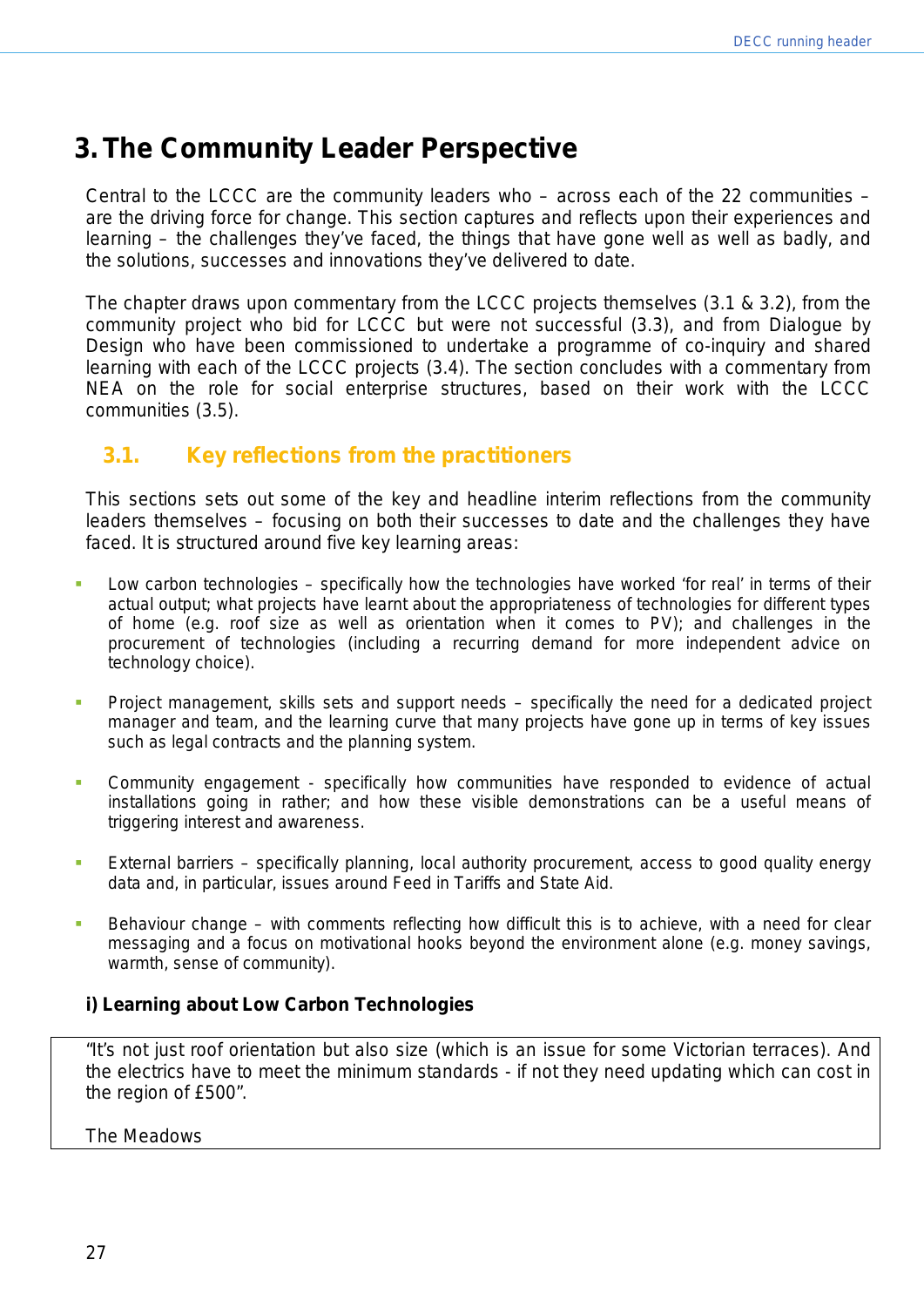# 3. The Community Leader Perspective

Central to the LCCC are the community leaders who – across each of the 22 communities – are the driving force for change. This section captures and reflects upon their experiences and learning – the challenges they've faced, the things that have gone well as well as badly, and the solutions, successes and innovations they've delivered to date.

The chapter draws upon commentary from the LCCC projects themselves (3.1 & 3.2), from the community project who bid for LCCC but were not successful (3.3), and from Dialogue by Design who have been commissioned to undertake a programme of co-inquiry and shared learning with each of the LCCC projects (3.4). The section concludes with a commentary from NEA on the role for social enterprise structures, based on their work with the LCCC communities (3.5).

## 3.1. Key reflections from the practitioners

This sections sets out some of the key and headline interim reflections from the community leaders themselves – focusing on both their successes to date and the challenges they have faced. It is structured around five key learning areas:

- Low carbon technologies – specifically how the technologies have worked 'for real' in terms of their actual output; what projects have learnt about the appropriateness of technologies for different types of home (e.g. roof size as well as orientation when it comes to PV); and challenges in the procurement of technologies (including a recurring demand for more independent advice on technology choice).
- Project management, skills sets and support needs – specifically the need for a dedicated project manager and team, and the learning curve that many projects have gone up in terms of key issues such as legal contracts and the planning system.
- Community engagement - specifically how communities have responded to evidence of actual installations going in rather; and how these visible demonstrations can be a useful means of triggering interest and awareness.
- External barriers – specifically planning, local authority procurement, access to good quality energy data and, in particular, issues around Feed in Tariffs and State Aid.
- Behaviour change – with comments reflecting how difficult this is to achieve, with a need for clear messaging and a focus on motivational hooks beyond the environment alone (e.g. money savings, warmth, sense of community).

**i) Learning about Low Carbon Technologies**

> "It's not just roof orientation but also size (which is an issue for some Victorian terraces). And the electrics have to meet the minimum standards - if not they need updating which can cost in the region of £500".
>
> The Meadows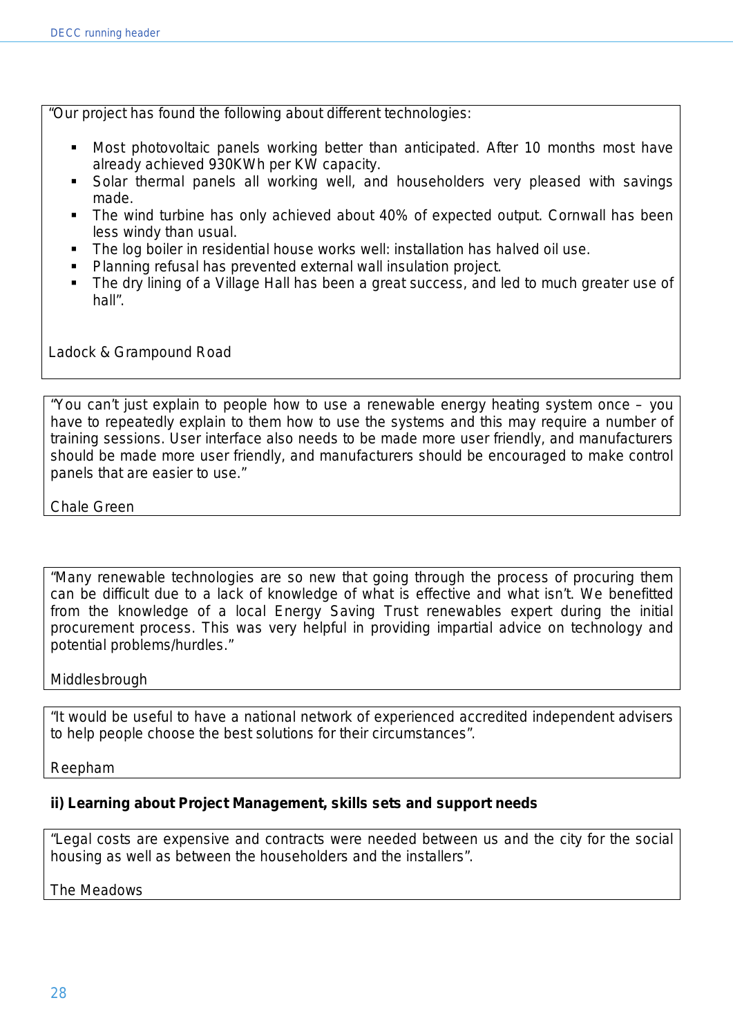"Our project has found the following about different technologies:

- Most photovoltaic panels working better than anticipated. After 10 months most have already achieved 930KWh per KW capacity.
- Solar thermal panels all working well, and householders very pleased with savings made.
- The wind turbine has only achieved about 40% of expected output. Cornwall has been less windy than usual.
- The log boiler in residential house works well: installation has halved oil use.
- Planning refusal has prevented external wall insulation project.
- The dry lining of a Village Hall has been a great success, and led to much greater use of hall".

Ladock & Grampound Road

"You can't just explain to people how to use a renewable energy heating system once – you have to repeatedly explain to them how to use the systems and this may require a number of training sessions. User interface also needs to be made more user friendly, and manufacturers should be made more user friendly, and manufacturers should be encouraged to make control panels that are easier to use."

Chale Green

"Many renewable technologies are so new that going through the process of procuring them can be difficult due to a lack of knowledge of what is effective and what isn't. We benefitted from the knowledge of a local Energy Saving Trust renewables expert during the initial procurement process. This was very helpful in providing impartial advice on technology and potential problems/hurdles."

Middlesbrough

"It would be useful to have a national network of experienced accredited independent advisers to help people choose the best solutions for their circumstances".

Reepham

**ii) Learning about Project Management, skills sets and support needs**

"Legal costs are expensive and contracts were needed between us and the city for the social housing as well as between the householders and the installers".

The Meadows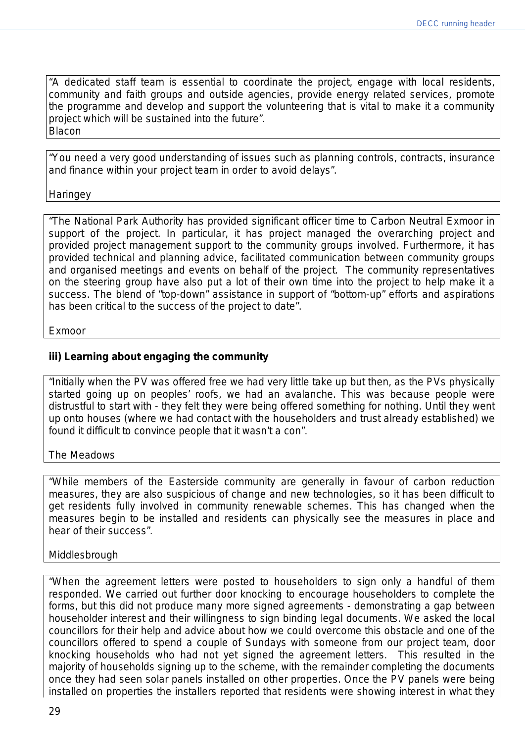"A dedicated staff team is essential to coordinate the project, engage with local residents, community and faith groups and outside agencies, provide energy related services, promote the programme and develop and support the volunteering that is vital to make it a community project which will be sustained into the future".
Blacon

"You need a very good understanding of issues such as planning controls, contracts, insurance and finance within your project team in order to avoid delays".

Haringey

"The National Park Authority has provided significant officer time to Carbon Neutral Exmoor in support of the project. In particular, it has project managed the overarching project and provided project management support to the community groups involved. Furthermore, it has provided technical and planning advice, facilitated communication between community groups and organised meetings and events on behalf of the project. The community representatives on the steering group have also put a lot of their own time into the project to help make it a success. The blend of "top-down" assistance in support of "bottom-up" efforts and aspirations has been critical to the success of the project to date".

Exmoor

### iii) Learning about engaging the community

"Initially when the PV was offered free we had very little take up but then, as the PVs physically started going up on peoples' roofs, we had an avalanche. This was because people were distrustful to start with - they felt they were being offered something for nothing. Until they went up onto houses (where we had contact with the householders and trust already established) we found it difficult to convince people that it wasn't a con".

The Meadows

"While members of the Easterside community are generally in favour of carbon reduction measures, they are also suspicious of change and new technologies, so it has been difficult to get residents fully involved in community renewable schemes. This has changed when the measures begin to be installed and residents can physically see the measures in place and hear of their success".

Middlesbrough

"When the agreement letters were posted to householders to sign only a handful of them responded. We carried out further door knocking to encourage householders to complete the forms, but this did not produce many more signed agreements - demonstrating a gap between householder interest and their willingness to sign binding legal documents. We asked the local councillors for their help and advice about how we could overcome this obstacle and one of the councillors offered to spend a couple of Sundays with someone from our project team, door knocking households who had not yet signed the agreement letters. This resulted in the majority of households signing up to the scheme, with the remainder completing the documents once they had seen solar panels installed on other properties. Once the PV panels were being installed on properties the installers reported that residents were showing interest in what they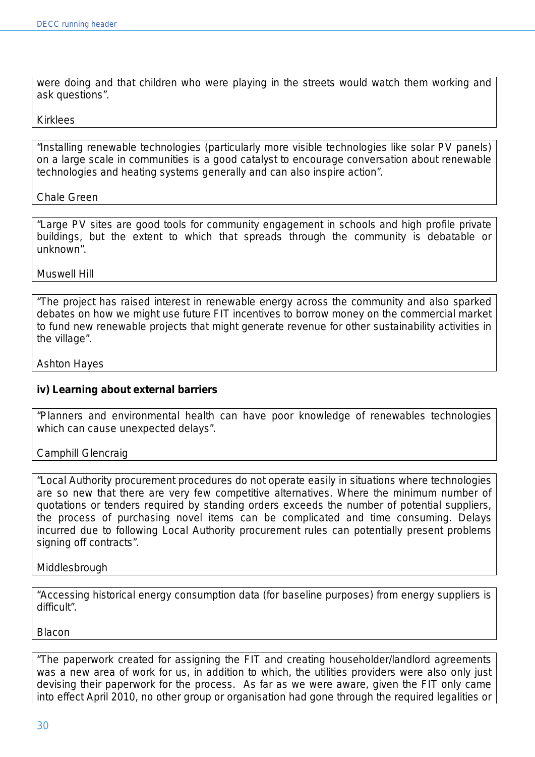were doing and that children who were playing in the streets would watch them working and ask questions".

Kirklees

"Installing renewable technologies (particularly more visible technologies like solar PV panels) on a large scale in communities is a good catalyst to encourage conversation about renewable technologies and heating systems generally and can also inspire action".

Chale Green

"Large PV sites are good tools for community engagement in schools and high profile private buildings, but the extent to which that spreads through the community is debatable or unknown".

Muswell Hill

"The project has raised interest in renewable energy across the community and also sparked debates on how we might use future FIT incentives to borrow money on the commercial market to fund new renewable projects that might generate revenue for other sustainability activities in the village".

Ashton Hayes

**iv) Learning about external barriers**

"Planners and environmental health can have poor knowledge of renewables technologies which can cause unexpected delays".

Camphill Glencraig

"Local Authority procurement procedures do not operate easily in situations where technologies are so new that there are very few competitive alternatives. Where the minimum number of quotations or tenders required by standing orders exceeds the number of potential suppliers, the process of purchasing novel items can be complicated and time consuming. Delays incurred due to following Local Authority procurement rules can potentially present problems signing off contracts".

Middlesbrough

"Accessing historical energy consumption data (for baseline purposes) from energy suppliers is difficult".

Blacon

"The paperwork created for assigning the FIT and creating householder/landlord agreements was a new area of work for us, in addition to which, the utilities providers were also only just devising their paperwork for the process. As far as we were aware, given the FIT only came into effect April 2010, no other group or organisation had gone through the required legalities or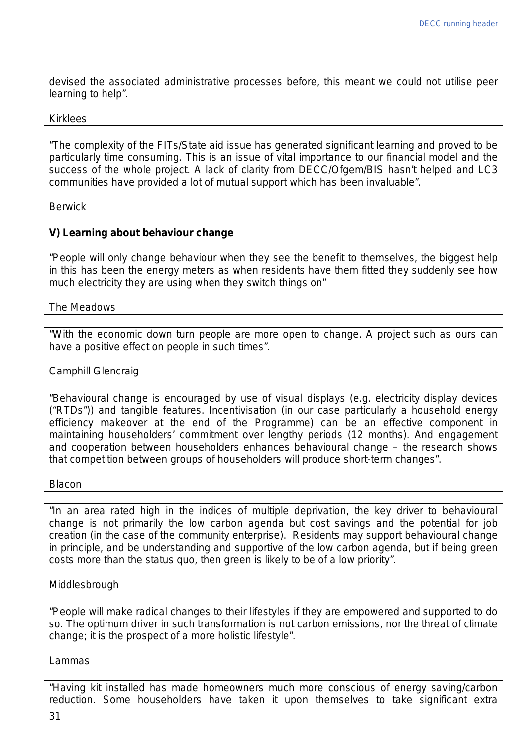devised the associated administrative processes before, this meant we could not utilise peer learning to help".

Kirklees

"The complexity of the FITs/State aid issue has generated significant learning and proved to be particularly time consuming. This is an issue of vital importance to our financial model and the success of the whole project. A lack of clarity from DECC/Ofgem/BIS hasn't helped and LC3 communities have provided a lot of mutual support which has been invaluable".

Berwick

**V) Learning about behaviour change**

"People will only change behaviour when they see the benefit to themselves, the biggest help in this has been the energy meters as when residents have them fitted they suddenly see how much electricity they are using when they switch things on"

The Meadows

"With the economic down turn people are more open to change. A project such as ours can have a positive effect on people in such times".

Camphill Glencraig

"Behavioural change is encouraged by use of visual displays (e.g. electricity display devices ("RTDs")) and tangible features. Incentivisation (in our case particularly a household energy efficiency makeover at the end of the Programme) can be an effective component in maintaining householders' commitment over lengthy periods (12 months). And engagement and cooperation between householders enhances behavioural change – the research shows that competition between groups of householders will produce short-term changes".

Blacon

"In an area rated high in the indices of multiple deprivation, the key driver to behavioural change is not primarily the low carbon agenda but cost savings and the potential for job creation (in the case of the community enterprise). Residents may support behavioural change in principle, and be understanding and supportive of the low carbon agenda, but if being green costs more than the status quo, then green is likely to be of a low priority".

Middlesbrough

"People will make radical changes to their lifestyles if they are empowered and supported to do so. The optimum driver in such transformation is not carbon emissions, nor the threat of climate change; it is the prospect of a more holistic lifestyle".

Lammas

"Having kit installed has made homeowners much more conscious of energy saving/carbon reduction. Some householders have taken it upon themselves to take significant extra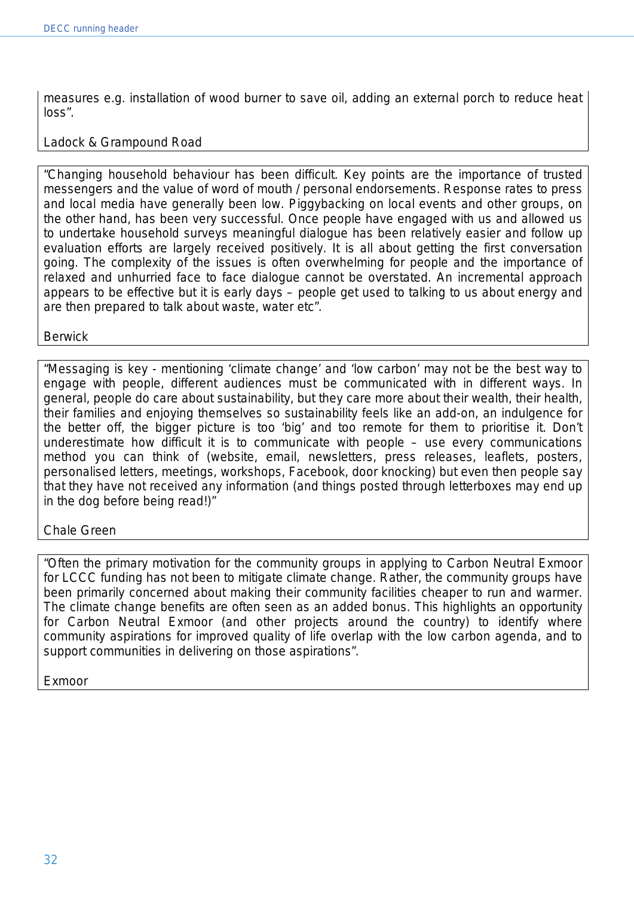measures e.g. installation of wood burner to save oil, adding an external porch to reduce heat loss".

Ladock & Grampound Road

"Changing household behaviour has been difficult. Key points are the importance of trusted messengers and the value of word of mouth / personal endorsements. Response rates to press and local media have generally been low. Piggybacking on local events and other groups, on the other hand, has been very successful. Once people have engaged with us and allowed us to undertake household surveys meaningful dialogue has been relatively easier and follow up evaluation efforts are largely received positively. It is all about getting the first conversation going. The complexity of the issues is often overwhelming for people and the importance of relaxed and unhurried face to face dialogue cannot be overstated. An incremental approach appears to be effective but it is early days – people get used to talking to us about energy and are then prepared to talk about waste, water etc".

Berwick

"Messaging is key - mentioning 'climate change' and 'low carbon' may not be the best way to engage with people, different audiences must be communicated with in different ways. In general, people do care about sustainability, but they care more about their wealth, their health, their families and enjoying themselves so sustainability feels like an add-on, an indulgence for the better off, the bigger picture is too 'big' and too remote for them to prioritise it. Don't underestimate how difficult it is to communicate with people – use every communications method you can think of (website, email, newsletters, press releases, leaflets, posters, personalised letters, meetings, workshops, Facebook, door knocking) but even then people say that they have not received any information (and things posted through letterboxes may end up in the dog before being read!)"

Chale Green

"Often the primary motivation for the community groups in applying to Carbon Neutral Exmoor for LCCC funding has not been to mitigate climate change. Rather, the community groups have been primarily concerned about making their community facilities cheaper to run and warmer. The climate change benefits are often seen as an added bonus. This highlights an opportunity for Carbon Neutral Exmoor (and other projects around the country) to identify where community aspirations for improved quality of life overlap with the low carbon agenda, and to support communities in delivering on those aspirations".

Exmoor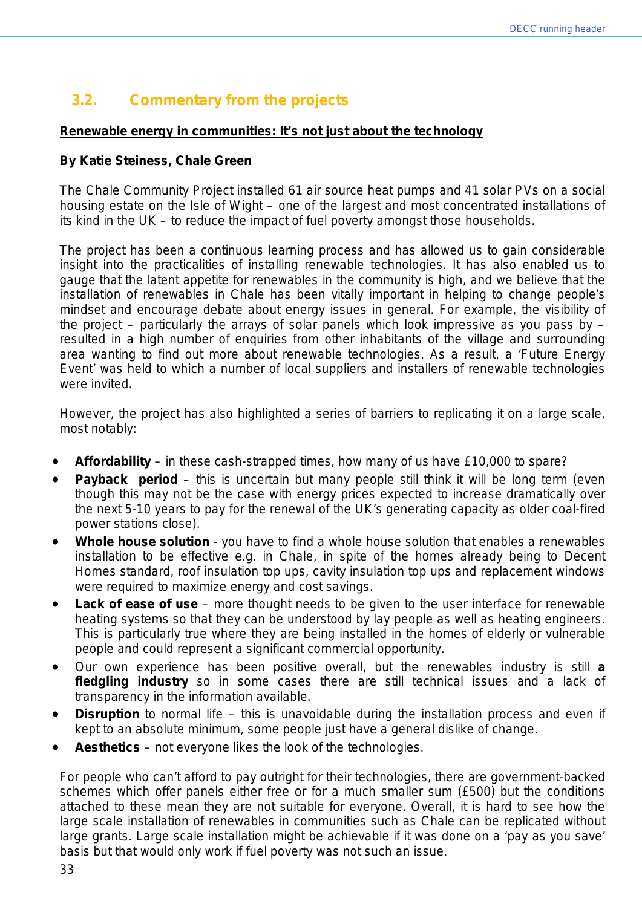## 3.2. Commentary from the projects

**Renewable energy in communities: It's not just about the technology**

**By Katie Steiness, Chale Green**

The Chale Community Project installed 61 air source heat pumps and 41 solar PVs on a social housing estate on the Isle of Wight – one of the largest and most concentrated installations of its kind in the UK – to reduce the impact of fuel poverty amongst those households.

The project has been a continuous learning process and has allowed us to gain considerable insight into the practicalities of installing renewable technologies. It has also enabled us to gauge that the latent appetite for renewables in the community is high, and we believe that the installation of renewables in Chale has been vitally important in helping to change people's mindset and encourage debate about energy issues in general. For example, the visibility of the project – particularly the arrays of solar panels which look impressive as you pass by – resulted in a high number of enquiries from other inhabitants of the village and surrounding area wanting to find out more about renewable technologies. As a result, a 'Future Energy Event' was held to which a number of local suppliers and installers of renewable technologies were invited.

However, the project has also highlighted a series of barriers to replicating it on a large scale, most notably:

- **Affordability** – in these cash-strapped times, how many of us have £10,000 to spare?
- **Payback period** – this is uncertain but many people still think it will be long term (even though this may not be the case with energy prices expected to increase dramatically over the next 5-10 years to pay for the renewal of the UK's generating capacity as older coal-fired power stations close).
- **Whole house solution** - you have to find a whole house solution that enables a renewables installation to be effective e.g. in Chale, in spite of the homes already being to Decent Homes standard, roof insulation top ups, cavity insulation top ups and replacement windows were required to maximize energy and cost savings.
- **Lack of ease of use** – more thought needs to be given to the user interface for renewable heating systems so that they can be understood by lay people as well as heating engineers. This is particularly true where they are being installed in the homes of elderly or vulnerable people and could represent a significant commercial opportunity.
- Our own experience has been positive overall, but the renewables industry is still **a fledgling industry** so in some cases there are still technical issues and a lack of transparency in the information available.
- **Disruption** to normal life – this is unavoidable during the installation process and even if kept to an absolute minimum, some people just have a general dislike of change.
- **Aesthetics** – not everyone likes the look of the technologies.

For people who can't afford to pay outright for their technologies, there are government-backed schemes which offer panels either free or for a much smaller sum (£500) but the conditions attached to these mean they are not suitable for everyone. Overall, it is hard to see how the large scale installation of renewables in communities such as Chale can be replicated without large grants. Large scale installation might be achievable if it was done on a 'pay as you save' basis but that would only work if fuel poverty was not such an issue.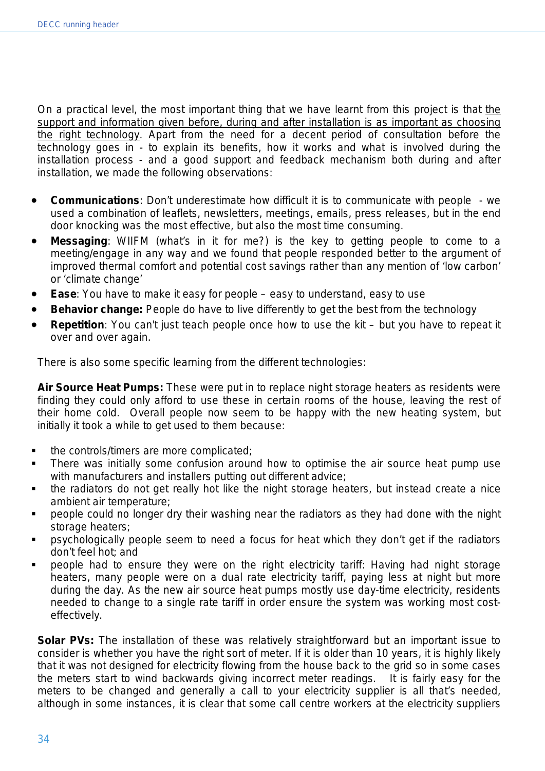On a practical level, the most important thing that we have learnt from this project is that <u>the support and information given before, during and after installation is as important as choosing the right technology</u>. Apart from the need for a decent period of consultation before the technology goes in - to explain its benefits, how it works and what is involved during the installation process - and a good support and feedback mechanism both during and after installation, we made the following observations:

- **Communications**: Don't underestimate how difficult it is to communicate with people - we used a combination of leaflets, newsletters, meetings, emails, press releases, but in the end door knocking was the most effective, but also the most time consuming.
- **Messaging**: WIIFM (what's in it for me?) is the key to getting people to come to a meeting/engage in any way and we found that people responded better to the argument of improved thermal comfort and potential cost savings rather than any mention of 'low carbon' or 'climate change'
- **Ease**: You have to make it easy for people – easy to understand, easy to use
- **Behavior change:** People do have to live differently to get the best from the technology
- **Repetition**: You can't just teach people once how to use the kit – but you have to repeat it over and over again.

There is also some specific learning from the different technologies:

**Air Source Heat Pumps:** These were put in to replace night storage heaters as residents were finding they could only afford to use these in certain rooms of the house, leaving the rest of their home cold. Overall people now seem to be happy with the new heating system, but initially it took a while to get used to them because:

- the controls/timers are more complicated;
- There was initially some confusion around how to optimise the air source heat pump use with manufacturers and installers putting out different advice;
- the radiators do not get really hot like the night storage heaters, but instead create a nice ambient air temperature;
- people could no longer dry their washing near the radiators as they had done with the night storage heaters;
- psychologically people seem to need a focus for heat which they don't get if the radiators don't feel hot; and
- people had to ensure they were on the right electricity tariff: Having had night storage heaters, many people were on a dual rate electricity tariff, paying less at night but more during the day. As the new air source heat pumps mostly use day-time electricity, residents needed to change to a single rate tariff in order ensure the system was working most cost-effectively.

**Solar PVs:** The installation of these was relatively straightforward but an important issue to consider is whether you have the right sort of meter. If it is older than 10 years, it is highly likely that it was not designed for electricity flowing from the house back to the grid so in some cases the meters start to wind backwards giving incorrect meter readings. It is fairly easy for the meters to be changed and generally a call to your electricity supplier is all that's needed, although in some instances, it is clear that some call centre workers at the electricity suppliers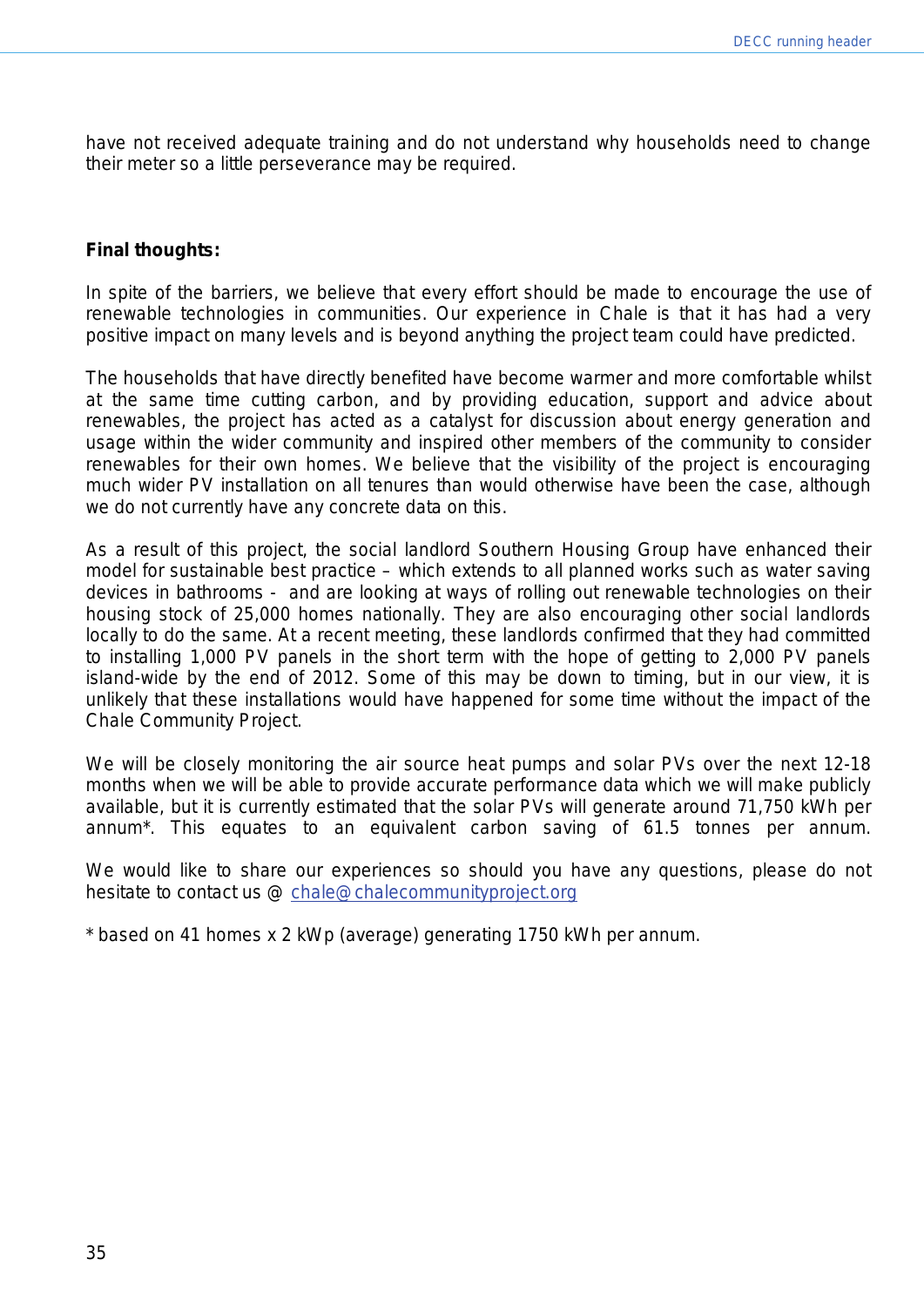have not received adequate training and do not understand why households need to change their meter so a little perseverance may be required.

**Final thoughts:**

In spite of the barriers, we believe that every effort should be made to encourage the use of renewable technologies in communities. Our experience in Chale is that it has had a very positive impact on many levels and is beyond anything the project team could have predicted.

The households that have directly benefited have become warmer and more comfortable whilst at the same time cutting carbon, and by providing education, support and advice about renewables, the project has acted as a catalyst for discussion about energy generation and usage within the wider community and inspired other members of the community to consider renewables for their own homes. We believe that the visibility of the project is encouraging much wider PV installation on all tenures than would otherwise have been the case, although we do not currently have any concrete data on this.

As a result of this project, the social landlord Southern Housing Group have enhanced their model for sustainable best practice – which extends to all planned works such as water saving devices in bathrooms - and are looking at ways of rolling out renewable technologies on their housing stock of 25,000 homes nationally. They are also encouraging other social landlords locally to do the same. At a recent meeting, these landlords confirmed that they had committed to installing 1,000 PV panels in the short term with the hope of getting to 2,000 PV panels island-wide by the end of 2012. Some of this may be down to timing, but in our view, it is unlikely that these installations would have happened for some time without the impact of the Chale Community Project.

We will be closely monitoring the air source heat pumps and solar PVs over the next 12-18 months when we will be able to provide accurate performance data which we will make publicly available, but it is currently estimated that the solar PVs will generate around 71,750 kWh per annum*. This equates to an equivalent carbon saving of 61.5 tonnes per annum.

We would like to share our experiences so should you have any questions, please do not hesitate to contact us @ chale@chalecommunityproject.org

* based on 41 homes x 2 kWp (average) generating 1750 kWh per annum.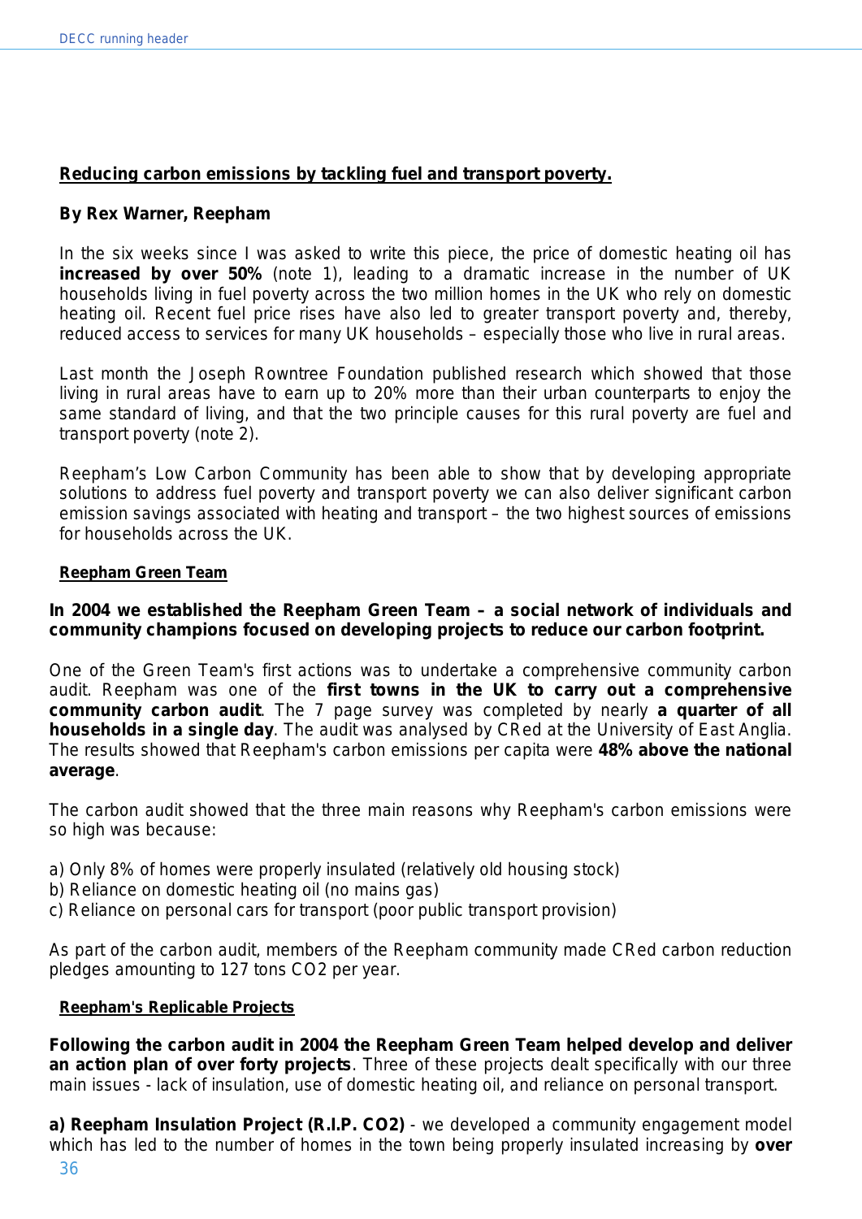## Reducing carbon emissions by tackling fuel and transport poverty.

**By Rex Warner, Reepham**

In the six weeks since I was asked to write this piece, the price of domestic heating oil has **increased by over 50%** (note 1), leading to a dramatic increase in the number of UK households living in fuel poverty across the two million homes in the UK who rely on domestic heating oil. Recent fuel price rises have also led to greater transport poverty and, thereby, reduced access to services for many UK households – especially those who live in rural areas.

Last month the Joseph Rowntree Foundation published research which showed that those living in rural areas have to earn up to 20% more than their urban counterparts to enjoy the same standard of living, and that the two principle causes for this rural poverty are fuel and transport poverty (note 2).

Reepham's Low Carbon Community has been able to show that by developing appropriate solutions to address fuel poverty and transport poverty we can also deliver significant carbon emission savings associated with heating and transport – the two highest sources of emissions for households across the UK.

### Reepham Green Team

**In 2004 we established the Reepham Green Team – a social network of individuals and community champions focused on developing projects to reduce our carbon footprint.**

One of the Green Team's first actions was to undertake a comprehensive community carbon audit. Reepham was one of the **first towns in the UK to carry out a comprehensive community carbon audit**. The 7 page survey was completed by nearly **a quarter of all households in a single day**. The audit was analysed by CRed at the University of East Anglia. The results showed that Reepham's carbon emissions per capita were **48% above the national average**.

The carbon audit showed that the three main reasons why Reepham's carbon emissions were so high was because:

a) Only 8% of homes were properly insulated (relatively old housing stock)
b) Reliance on domestic heating oil (no mains gas)
c) Reliance on personal cars for transport (poor public transport provision)

As part of the carbon audit, members of the Reepham community made CRed carbon reduction pledges amounting to 127 tons $CO_2$ per year.

### Reepham's Replicable Projects

**Following the carbon audit in 2004 the Reepham Green Team helped develop and deliver an action plan of over forty projects**. Three of these projects dealt specifically with our three main issues - lack of insulation, use of domestic heating oil, and reliance on personal transport.

**a) Reepham Insulation Project (R.I.P. CO2)** - we developed a community engagement model which has led to the number of homes in the town being properly insulated increasing by **over**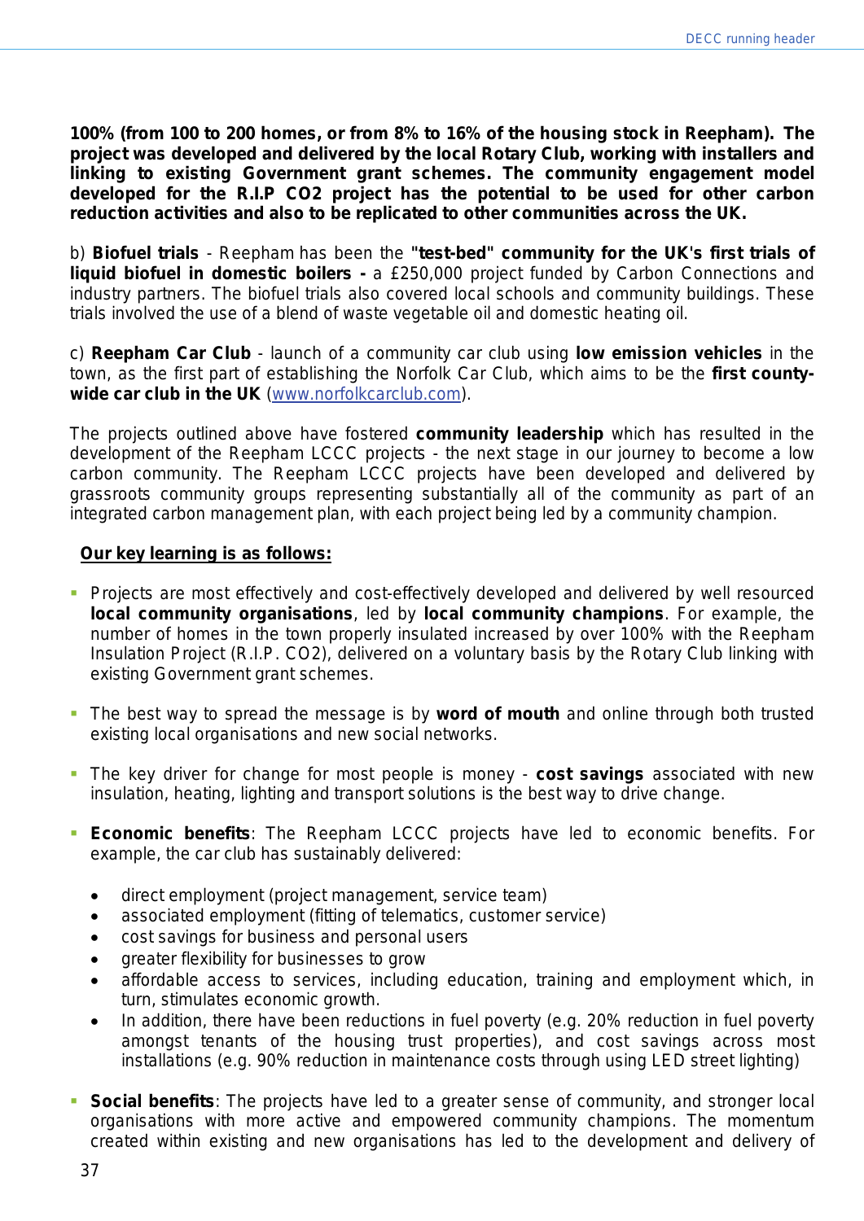**100% (from 100 to 200 homes, or from 8% to 16% of the housing stock in Reepham). The project was developed and delivered by the local Rotary Club, working with installers and linking to existing Government grant schemes. The community engagement model developed for the R.I.P CO2 project has the potential to be used for other carbon reduction activities and also to be replicated to other communities across the UK.**

b) **Biofuel trials** - Reepham has been the **"test-bed" community for the UK's first trials of liquid biofuel in domestic boilers -** a £250,000 project funded by Carbon Connections and industry partners. The biofuel trials also covered local schools and community buildings. These trials involved the use of a blend of waste vegetable oil and domestic heating oil.

c) **Reepham Car Club** - launch of a community car club using **low emission vehicles** in the town, as the first part of establishing the Norfolk Car Club, which aims to be the **first county-wide car club in the UK** (www.norfolkcarclub.com).

The projects outlined above have fostered **community leadership** which has resulted in the development of the Reepham LCCC projects - the next stage in our journey to become a low carbon community. The Reepham LCCC projects have been developed and delivered by grassroots community groups representing substantially all of the community as part of an integrated carbon management plan, with each project being led by a community champion.

**Our key learning is as follows:**

- Projects are most effectively and cost-effectively developed and delivered by well resourced **local community organisations**, led by **local community champions**. For example, the number of homes in the town properly insulated increased by over 100% with the Reepham Insulation Project (R.I.P. CO2), delivered on a voluntary basis by the Rotary Club linking with existing Government grant schemes.

- The best way to spread the message is by **word of mouth** and online through both trusted existing local organisations and new social networks.

- The key driver for change for most people is money - **cost savings** associated with new insulation, heating, lighting and transport solutions is the best way to drive change.

- **Economic benefits**: The Reepham LCCC projects have led to economic benefits. For example, the car club has sustainably delivered:

  - direct employment (project management, service team)
  - associated employment (fitting of telematics, customer service)
  - cost savings for business and personal users
  - greater flexibility for businesses to grow
  - affordable access to services, including education, training and employment which, in turn, stimulates economic growth.
  - In addition, there have been reductions in fuel poverty (e.g. 20% reduction in fuel poverty amongst tenants of the housing trust properties), and cost savings across most installations (e.g. 90% reduction in maintenance costs through using LED street lighting)

- **Social benefits**: The projects have led to a greater sense of community, and stronger local organisations with more active and empowered community champions. The momentum created within existing and new organisations has led to the development and delivery of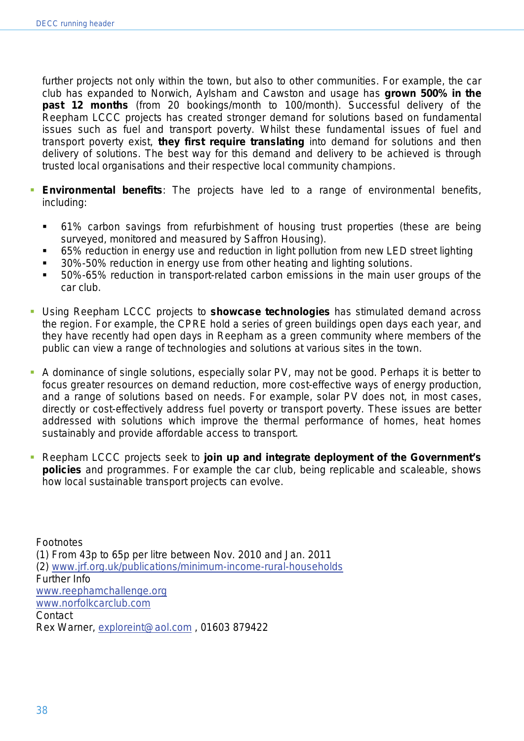further projects not only within the town, but also to other communities. For example, the car club has expanded to Norwich, Aylsham and Cawston and usage has **grown 500% in the past 12 months** (from 20 bookings/month to 100/month). Successful delivery of the Reepham LCCC projects has created stronger demand for solutions based on fundamental issues such as fuel and transport poverty. Whilst these fundamental issues of fuel and transport poverty exist, **they first require translating** into demand for solutions and then delivery of solutions. The best way for this demand and delivery to be achieved is through trusted local organisations and their respective local community champions.

- **Environmental benefits**: The projects have led to a range of environmental benefits, including:

  - 61% carbon savings from refurbishment of housing trust properties (these are being surveyed, monitored and measured by Saffron Housing).
  - 65% reduction in energy use and reduction in light pollution from new LED street lighting
  - 30%-50% reduction in energy use from other heating and lighting solutions.
  - 50%-65% reduction in transport-related carbon emissions in the main user groups of the car club.

- Using Reepham LCCC projects to **showcase technologies** has stimulated demand across the region. For example, the CPRE hold a series of green buildings open days each year, and they have recently had open days in Reepham as a green community where members of the public can view a range of technologies and solutions at various sites in the town.

- A dominance of single solutions, especially solar PV, may not be good. Perhaps it is better to focus greater resources on demand reduction, more cost-effective ways of energy production, and a range of solutions based on needs. For example, solar PV does not, in most cases, directly or cost-effectively address fuel poverty or transport poverty. These issues are better addressed with solutions which improve the thermal performance of homes, heat homes sustainably and provide affordable access to transport.

- Reepham LCCC projects seek to **join up and integrate deployment of the Government's policies** and programmes. For example the car club, being replicable and scaleable, shows how local sustainable transport projects can evolve.

Footnotes
(1) From 43p to 65p per litre between Nov. 2010 and Jan. 2011
(2) www.jrf.org.uk/publications/minimum-income-rural-households
Further Info
www.reephamchallenge.org
www.norfolkcarclub.com
Contact
Rex Warner, exploreint@aol.com , 01603 879422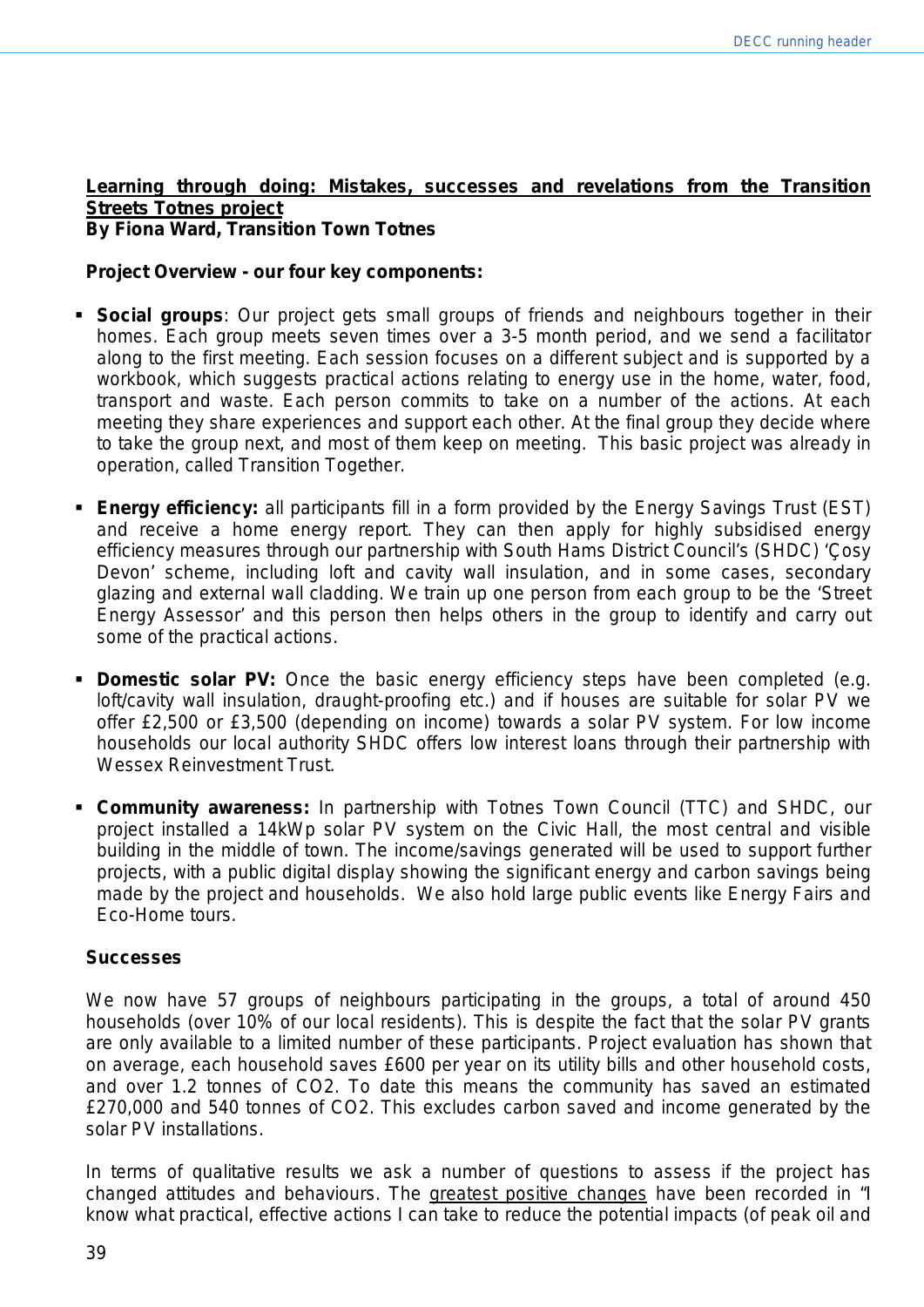## <u>Learning through doing: Mistakes, successes and revelations from the Transition Streets Totnes project</u>

**By Fiona Ward, Transition Town Totnes**

**Project Overview - our four key components:**

- **Social groups**: Our project gets small groups of friends and neighbours together in their homes. Each group meets seven times over a 3-5 month period, and we send a facilitator along to the first meeting. Each session focuses on a different subject and is supported by a workbook, which suggests practical actions relating to energy use in the home, water, food, transport and waste. Each person commits to take on a number of the actions. At each meeting they share experiences and support each other. At the final group they decide where to take the group next, and most of them keep on meeting. This basic project was already in operation, called Transition Together.

- **Energy efficiency:** all participants fill in a form provided by the Energy Savings Trust (EST) and receive a home energy report. They can then apply for highly subsidised energy efficiency measures through our partnership with South Hams District Council's (SHDC) 'Çosy Devon' scheme, including loft and cavity wall insulation, and in some cases, secondary glazing and external wall cladding. We train up one person from each group to be the 'Street Energy Assessor' and this person then helps others in the group to identify and carry out some of the practical actions.

- **Domestic solar PV:** Once the basic energy efficiency steps have been completed (e.g. loft/cavity wall insulation, draught-proofing etc.) and if houses are suitable for solar PV we offer £2,500 or £3,500 (depending on income) towards a solar PV system. For low income households our local authority SHDC offers low interest loans through their partnership with Wessex Reinvestment Trust.

- **Community awareness:** In partnership with Totnes Town Council (TTC) and SHDC, our project installed a 14kWp solar PV system on the Civic Hall, the most central and visible building in the middle of town. The income/savings generated will be used to support further projects, with a public digital display showing the significant energy and carbon savings being made by the project and households. We also hold large public events like Energy Fairs and Eco-Home tours.

**Successes**

We now have 57 groups of neighbours participating in the groups, a total of around 450 households (over 10% of our local residents). This is despite the fact that the solar PV grants are only available to a limited number of these participants. Project evaluation has shown that on average, each household saves £600 per year on its utility bills and other household costs, and over 1.2 tonnes of $CO_2$. To date this means the community has saved an estimated £270,000 and 540 tonnes of $CO_2$. This excludes carbon saved and income generated by the solar PV installations.

In terms of qualitative results we ask a number of questions to assess if the project has changed attitudes and behaviours. The <u>greatest positive changes</u> have been recorded in "I know what practical, effective actions I can take to reduce the potential impacts (of peak oil and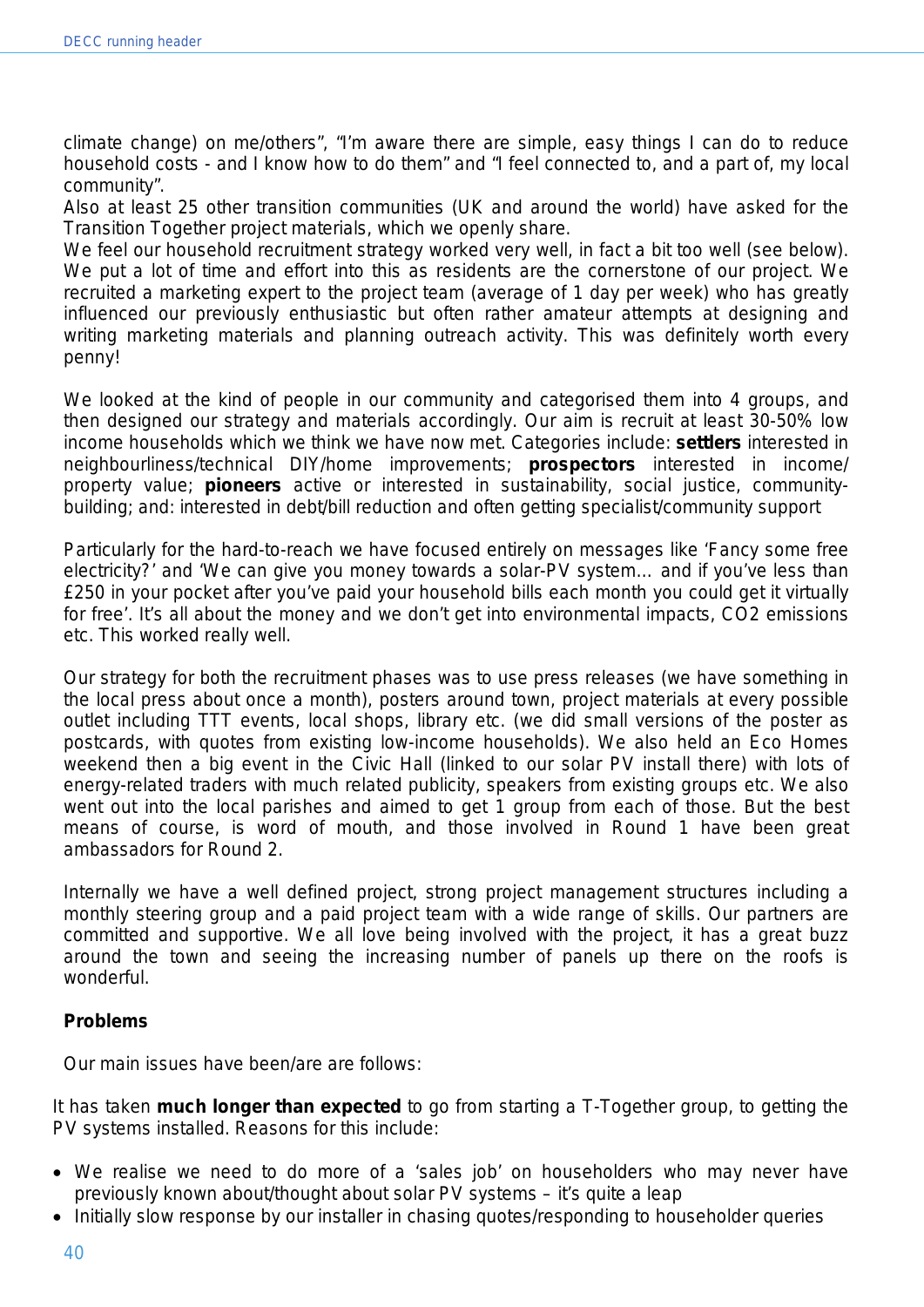climate change) on me/others", "I'm aware there are simple, easy things I can do to reduce household costs - and I know how to do them" and "I feel connected to, and a part of, my local community".

Also at least 25 other transition communities (UK and around the world) have asked for the Transition Together project materials, which we openly share.

We feel our household recruitment strategy worked very well, in fact a bit too well (see below). We put a lot of time and effort into this as residents are the cornerstone of our project. We recruited a marketing expert to the project team (average of 1 day per week) who has greatly influenced our previously enthusiastic but often rather amateur attempts at designing and writing marketing materials and planning outreach activity. This was definitely worth every penny!

We looked at the kind of people in our community and categorised them into 4 groups, and then designed our strategy and materials accordingly. Our aim is recruit at least 30-50% low income households which we think we have now met. Categories include: **settlers** interested in neighbourliness/technical DIY/home improvements; **prospectors** interested in income/ property value; **pioneers** active or interested in sustainability, social justice, community-building; and: interested in debt/bill reduction and often getting specialist/community support

Particularly for the hard-to-reach we have focused entirely on messages like 'Fancy some free electricity?' and 'We can give you money towards a solar-PV system… and if you've less than £250 in your pocket after you've paid your household bills each month you could get it virtually for free'. It's all about the money and we don't get into environmental impacts, CO2 emissions etc. This worked really well.

Our strategy for both the recruitment phases was to use press releases (we have something in the local press about once a month), posters around town, project materials at every possible outlet including TTT events, local shops, library etc. (we did small versions of the poster as postcards, with quotes from existing low-income households). We also held an Eco Homes weekend then a big event in the Civic Hall (linked to our solar PV install there) with lots of energy-related traders with much related publicity, speakers from existing groups etc. We also went out into the local parishes and aimed to get 1 group from each of those. But the best means of course, is word of mouth, and those involved in Round 1 have been great ambassadors for Round 2.

Internally we have a well defined project, strong project management structures including a monthly steering group and a paid project team with a wide range of skills. Our partners are committed and supportive. We all love being involved with the project, it has a great buzz around the town and seeing the increasing number of panels up there on the roofs is wonderful.

**Problems**

Our main issues have been/are are follows:

It has taken **much longer than expected** to go from starting a T-Together group, to getting the PV systems installed. Reasons for this include:

- We realise we need to do more of a 'sales job' on householders who may never have previously known about/thought about solar PV systems – it's quite a leap
- Initially slow response by our installer in chasing quotes/responding to householder queries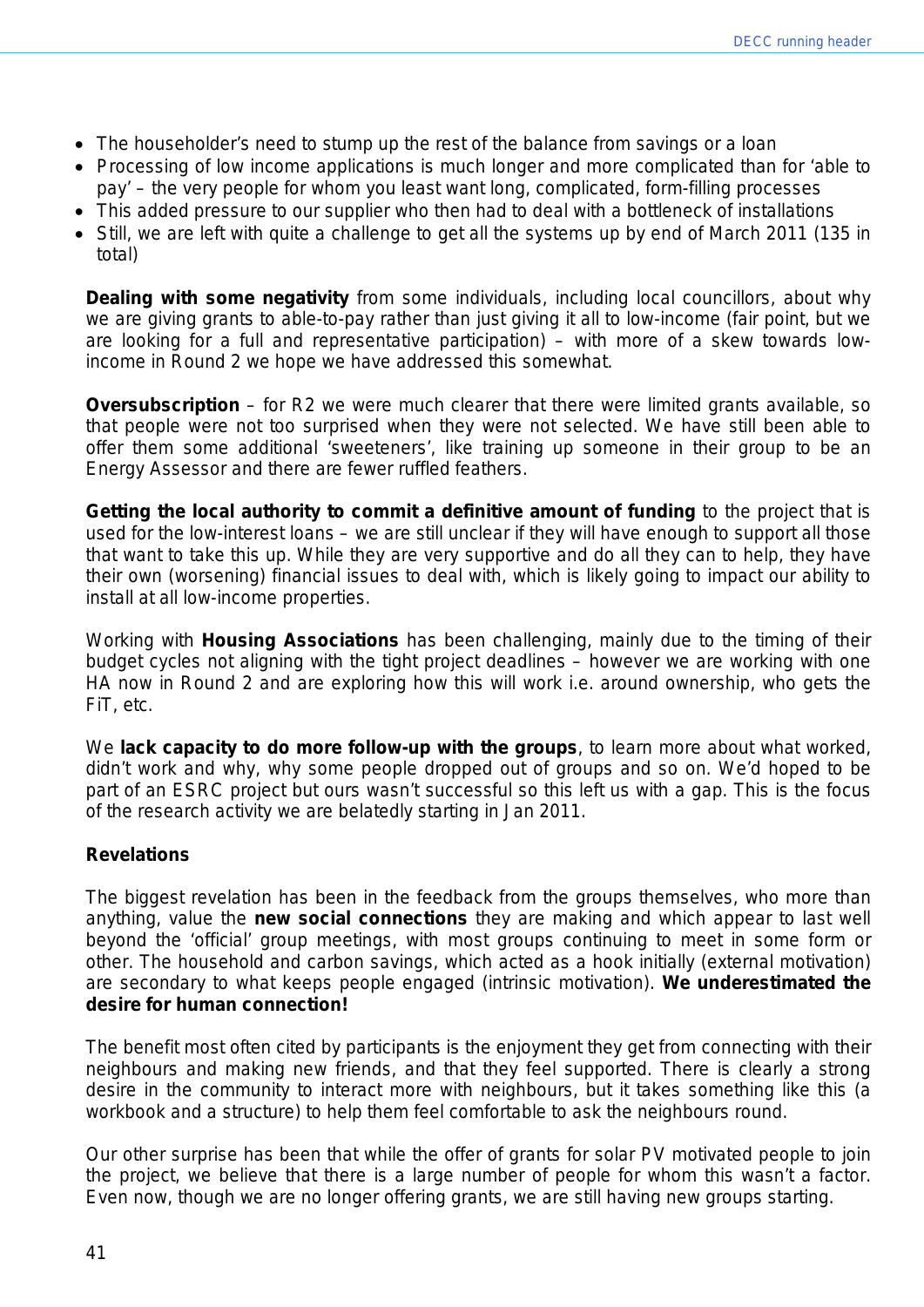- The householder's need to stump up the rest of the balance from savings or a loan
- Processing of low income applications is much longer and more complicated than for 'able to pay' – the very people for whom you least want long, complicated, form-filling processes
- This added pressure to our supplier who then had to deal with a bottleneck of installations
- Still, we are left with quite a challenge to get all the systems up by end of March 2011 (135 in total)

**Dealing with some negativity** from some individuals, including local councillors, about why we are giving grants to able-to-pay rather than just giving it all to low-income (fair point, but we are looking for a full and representative participation) – with more of a skew towards low-income in Round 2 we hope we have addressed this somewhat.

**Oversubscription** – for R2 we were much clearer that there were limited grants available, so that people were not too surprised when they were not selected. We have still been able to offer them some additional 'sweeteners', like training up someone in their group to be an Energy Assessor and there are fewer ruffled feathers.

**Getting the local authority to commit a definitive amount of funding** to the project that is used for the low-interest loans – we are still unclear if they will have enough to support all those that want to take this up. While they are very supportive and do all they can to help, they have their own (worsening) financial issues to deal with, which is likely going to impact our ability to install at all low-income properties.

Working with **Housing Associations** has been challenging, mainly due to the timing of their budget cycles not aligning with the tight project deadlines – however we are working with one HA now in Round 2 and are exploring how this will work i.e. around ownership, who gets the FiT, etc.

We **lack capacity to do more follow-up with the groups**, to learn more about what worked, didn't work and why, why some people dropped out of groups and so on. We'd hoped to be part of an ESRC project but ours wasn't successful so this left us with a gap. This is the focus of the research activity we are belatedly starting in Jan 2011.

**Revelations**

The biggest revelation has been in the feedback from the groups themselves, who more than anything, value the **new social connections** they are making and which appear to last well beyond the 'official' group meetings, with most groups continuing to meet in some form or other. The household and carbon savings, which acted as a hook initially (external motivation) are secondary to what keeps people engaged (intrinsic motivation). **We underestimated the desire for human connection!**

The benefit most often cited by participants is the enjoyment they get from connecting with their neighbours and making new friends, and that they feel supported. There is clearly a strong desire in the community to interact more with neighbours, but it takes something like this (a workbook and a structure) to help them feel comfortable to ask the neighbours round.

Our other surprise has been that while the offer of grants for solar PV motivated people to join the project, we believe that there is a large number of people for whom this wasn't a factor. Even now, though we are no longer offering grants, we are still having new groups starting.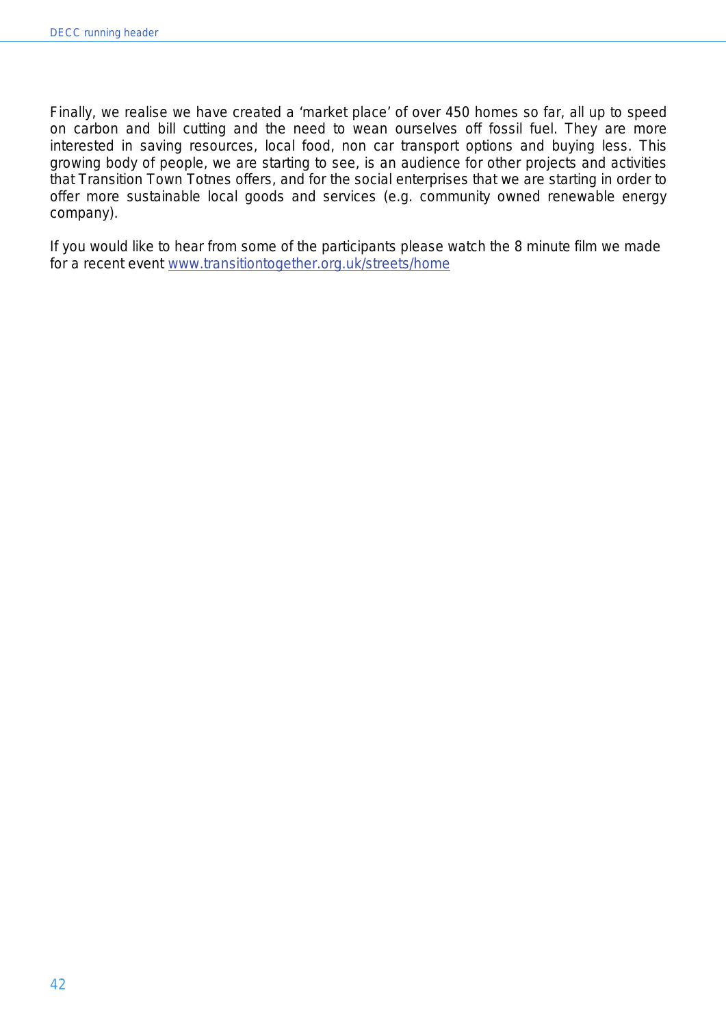Finally, we realise we have created a 'market place' of over 450 homes so far, all up to speed on carbon and bill cutting and the need to wean ourselves off fossil fuel. They are more interested in saving resources, local food, non car transport options and buying less. This growing body of people, we are starting to see, is an audience for other projects and activities that Transition Town Totnes offers, and for the social enterprises that we are starting in order to offer more sustainable local goods and services (e.g. community owned renewable energy company).

If you would like to hear from some of the participants please watch the 8 minute film we made for a recent event www.transitiontogether.org.uk/streets/home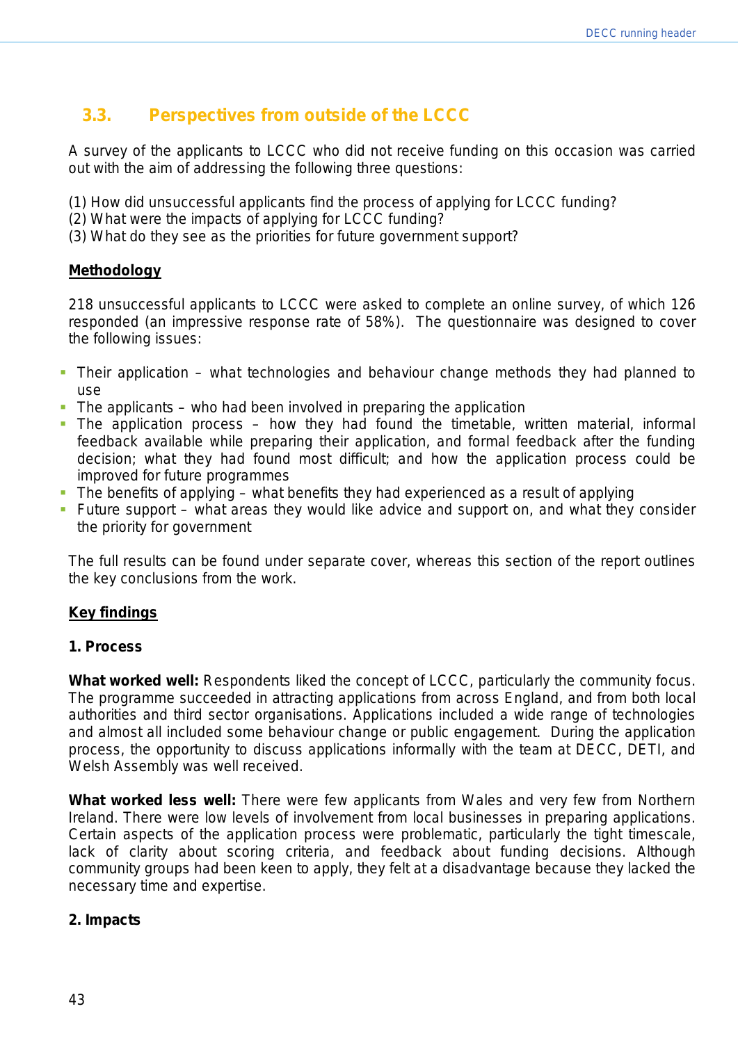## 3.3. Perspectives from outside of the LCCC

A survey of the applicants to LCCC who did not receive funding on this occasion was carried out with the aim of addressing the following three questions:

(1) How did unsuccessful applicants find the process of applying for LCCC funding?
(2) What were the impacts of applying for LCCC funding?
(3) What do they see as the priorities for future government support?

**Methodology**

218 unsuccessful applicants to LCCC were asked to complete an online survey, of which 126 responded (an impressive response rate of 58%). The questionnaire was designed to cover the following issues:

- Their application – what technologies and behaviour change methods they had planned to use
- The applicants – who had been involved in preparing the application
- The application process – how they had found the timetable, written material, informal feedback available while preparing their application, and formal feedback after the funding decision; what they had found most difficult; and how the application process could be improved for future programmes
- The benefits of applying – what benefits they had experienced as a result of applying
- Future support – what areas they would like advice and support on, and what they consider the priority for government

The full results can be found under separate cover, whereas this section of the report outlines the key conclusions from the work.

**Key findings**

**1. Process**

**What worked well:** Respondents liked the concept of LCCC, particularly the community focus. The programme succeeded in attracting applications from across England, and from both local authorities and third sector organisations. Applications included a wide range of technologies and almost all included some behaviour change or public engagement. During the application process, the opportunity to discuss applications informally with the team at DECC, DETI, and Welsh Assembly was well received.

**What worked less well:** There were few applicants from Wales and very few from Northern Ireland. There were low levels of involvement from local businesses in preparing applications. Certain aspects of the application process were problematic, particularly the tight timescale, lack of clarity about scoring criteria, and feedback about funding decisions. Although community groups had been keen to apply, they felt at a disadvantage because they lacked the necessary time and expertise.

**2. Impacts**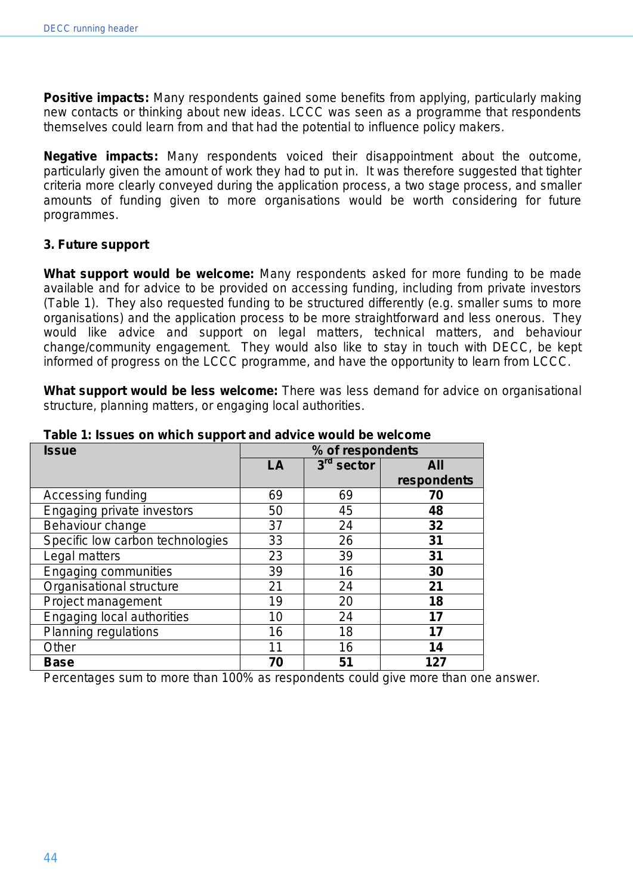**Positive impacts:** Many respondents gained some benefits from applying, particularly making new contacts or thinking about new ideas. LCCC was seen as a programme that respondents themselves could learn from and that had the potential to influence policy makers.

**Negative impacts:** Many respondents voiced their disappointment about the outcome, particularly given the amount of work they had to put in. It was therefore suggested that tighter criteria more clearly conveyed during the application process, a two stage process, and smaller amounts of funding given to more organisations would be worth considering for future programmes.

### 3. Future support

**What support would be welcome:** Many respondents asked for more funding to be made available and for advice to be provided on accessing funding, including from private investors (Table 1). They also requested funding to be structured differently (e.g. smaller sums to more organisations) and the application process to be more straightforward and less onerous. They would like advice and support on legal matters, technical matters, and behaviour change/community engagement. They would also like to stay in touch with DECC, be kept informed of progress on the LCCC programme, and have the opportunity to learn from LCCC.

**What support would be less welcome:** There was less demand for advice on organisational structure, planning matters, or engaging local authorities.

**Table 1: Issues on which support and advice would be welcome**

| Issue | % of respondents | | |
|---|---|---|---|
| | **LA** | **3rd sector** | **All respondents** |
| Accessing funding | 69 | 69 | **70** |
| Engaging private investors | 50 | 45 | **48** |
| Behaviour change | 37 | 24 | **32** |
| Specific low carbon technologies | 33 | 26 | **31** |
| Legal matters | 23 | 39 | **31** |
| Engaging communities | 39 | 16 | **30** |
| Organisational structure | 21 | 24 | **21** |
| Project management | 19 | 20 | **18** |
| Engaging local authorities | 10 | 24 | **17** |
| Planning regulations | 16 | 18 | **17** |
| Other | 11 | 16 | **14** |
| **Base** | **70** | **51** | **127** |

Percentages sum to more than 100% as respondents could give more than one answer.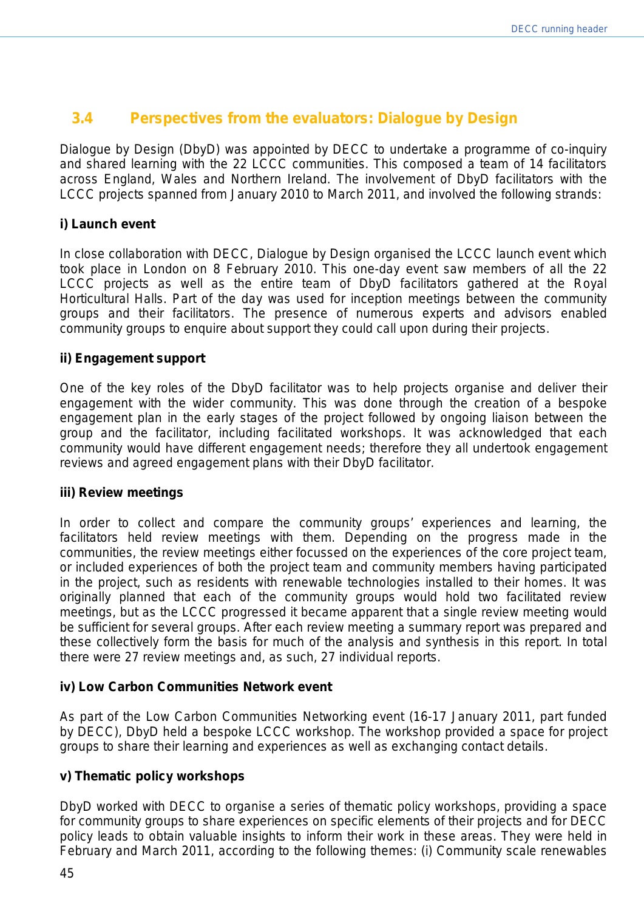## 3.4 Perspectives from the evaluators: Dialogue by Design

Dialogue by Design (DbyD) was appointed by DECC to undertake a programme of co-inquiry and shared learning with the 22 LCCC communities. This composed a team of 14 facilitators across England, Wales and Northern Ireland. The involvement of DbyD facilitators with the LCCC projects spanned from January 2010 to March 2011, and involved the following strands:

**i) Launch event**

In close collaboration with DECC, Dialogue by Design organised the LCCC launch event which took place in London on 8 February 2010. This one-day event saw members of all the 22 LCCC projects as well as the entire team of DbyD facilitators gathered at the Royal Horticultural Halls. Part of the day was used for inception meetings between the community groups and their facilitators. The presence of numerous experts and advisors enabled community groups to enquire about support they could call upon during their projects.

**ii) Engagement support**

One of the key roles of the DbyD facilitator was to help projects organise and deliver their engagement with the wider community. This was done through the creation of a bespoke engagement plan in the early stages of the project followed by ongoing liaison between the group and the facilitator, including facilitated workshops. It was acknowledged that each community would have different engagement needs; therefore they all undertook engagement reviews and agreed engagement plans with their DbyD facilitator.

**iii) Review meetings**

In order to collect and compare the community groups' experiences and learning, the facilitators held review meetings with them. Depending on the progress made in the communities, the review meetings either focussed on the experiences of the core project team, or included experiences of both the project team and community members having participated in the project, such as residents with renewable technologies installed to their homes. It was originally planned that each of the community groups would hold two facilitated review meetings, but as the LCCC progressed it became apparent that a single review meeting would be sufficient for several groups. After each review meeting a summary report was prepared and these collectively form the basis for much of the analysis and synthesis in this report. In total there were 27 review meetings and, as such, 27 individual reports.

**iv) Low Carbon Communities Network event**

As part of the Low Carbon Communities Networking event (16-17 January 2011, part funded by DECC), DbyD held a bespoke LCCC workshop. The workshop provided a space for project groups to share their learning and experiences as well as exchanging contact details.

**v) Thematic policy workshops**

DbyD worked with DECC to organise a series of thematic policy workshops, providing a space for community groups to share experiences on specific elements of their projects and for DECC policy leads to obtain valuable insights to inform their work in these areas. They were held in February and March 2011, according to the following themes: (i) Community scale renewables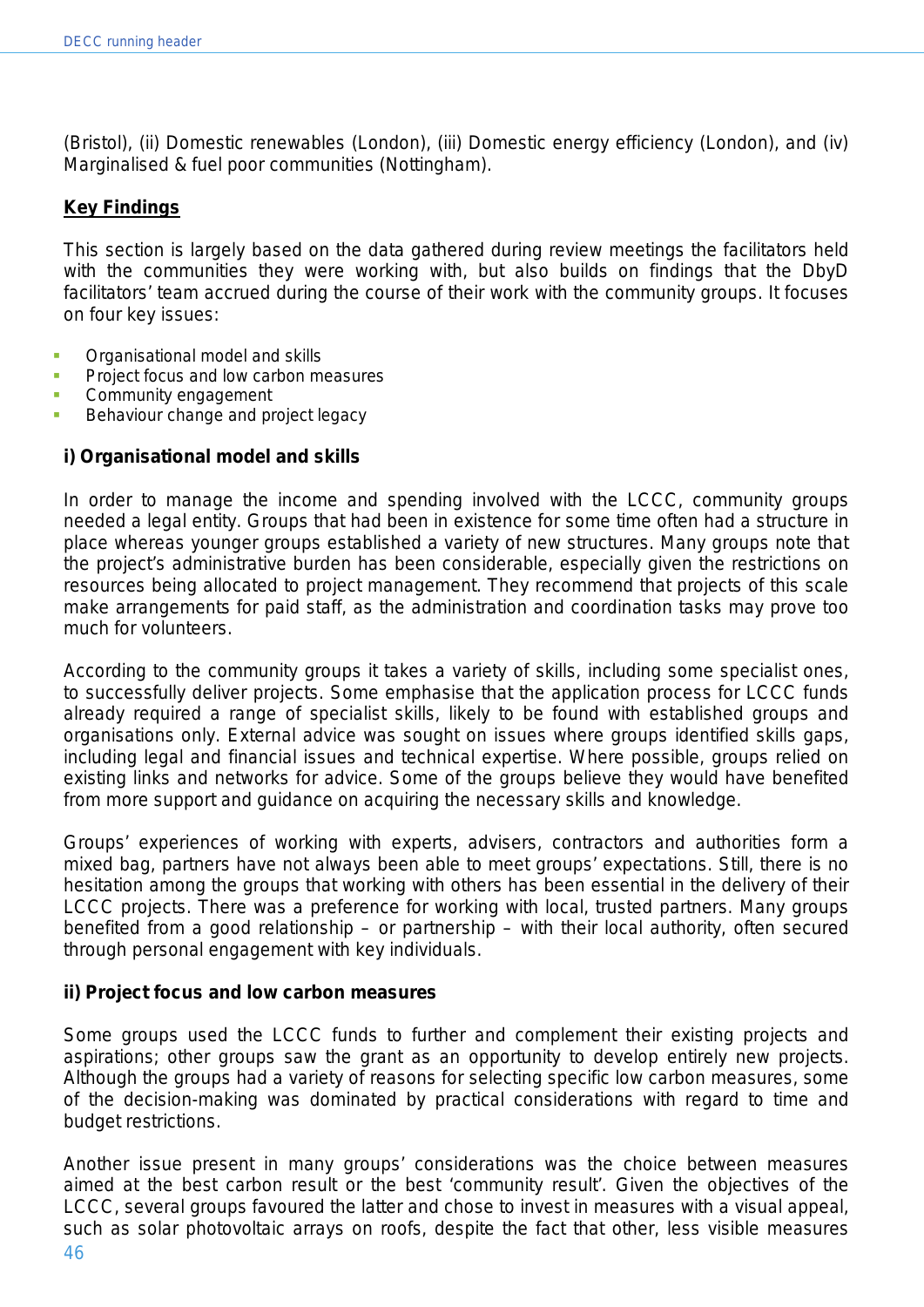(Bristol), (ii) Domestic renewables (London), (iii) Domestic energy efficiency (London), and (iv) Marginalised & fuel poor communities (Nottingham).

**Key Findings**

This section is largely based on the data gathered during review meetings the facilitators held with the communities they were working with, but also builds on findings that the DbyD facilitators' team accrued during the course of their work with the community groups. It focuses on four key issues:

- Organisational model and skills
- Project focus and low carbon measures
- Community engagement
- Behaviour change and project legacy

**i) Organisational model and skills**

In order to manage the income and spending involved with the LCCC, community groups needed a legal entity. Groups that had been in existence for some time often had a structure in place whereas younger groups established a variety of new structures. Many groups note that the project's administrative burden has been considerable, especially given the restrictions on resources being allocated to project management. They recommend that projects of this scale make arrangements for paid staff, as the administration and coordination tasks may prove too much for volunteers.

According to the community groups it takes a variety of skills, including some specialist ones, to successfully deliver projects. Some emphasise that the application process for LCCC funds already required a range of specialist skills, likely to be found with established groups and organisations only. External advice was sought on issues where groups identified skills gaps, including legal and financial issues and technical expertise. Where possible, groups relied on existing links and networks for advice. Some of the groups believe they would have benefited from more support and guidance on acquiring the necessary skills and knowledge.

Groups' experiences of working with experts, advisers, contractors and authorities form a mixed bag, partners have not always been able to meet groups' expectations. Still, there is no hesitation among the groups that working with others has been essential in the delivery of their LCCC projects. There was a preference for working with local, trusted partners. Many groups benefited from a good relationship – or partnership – with their local authority, often secured through personal engagement with key individuals.

**ii) Project focus and low carbon measures**

Some groups used the LCCC funds to further and complement their existing projects and aspirations; other groups saw the grant as an opportunity to develop entirely new projects. Although the groups had a variety of reasons for selecting specific low carbon measures, some of the decision-making was dominated by practical considerations with regard to time and budget restrictions.

Another issue present in many groups' considerations was the choice between measures aimed at the best carbon result or the best 'community result'. Given the objectives of the LCCC, several groups favoured the latter and chose to invest in measures with a visual appeal, such as solar photovoltaic arrays on roofs, despite the fact that other, less visible measures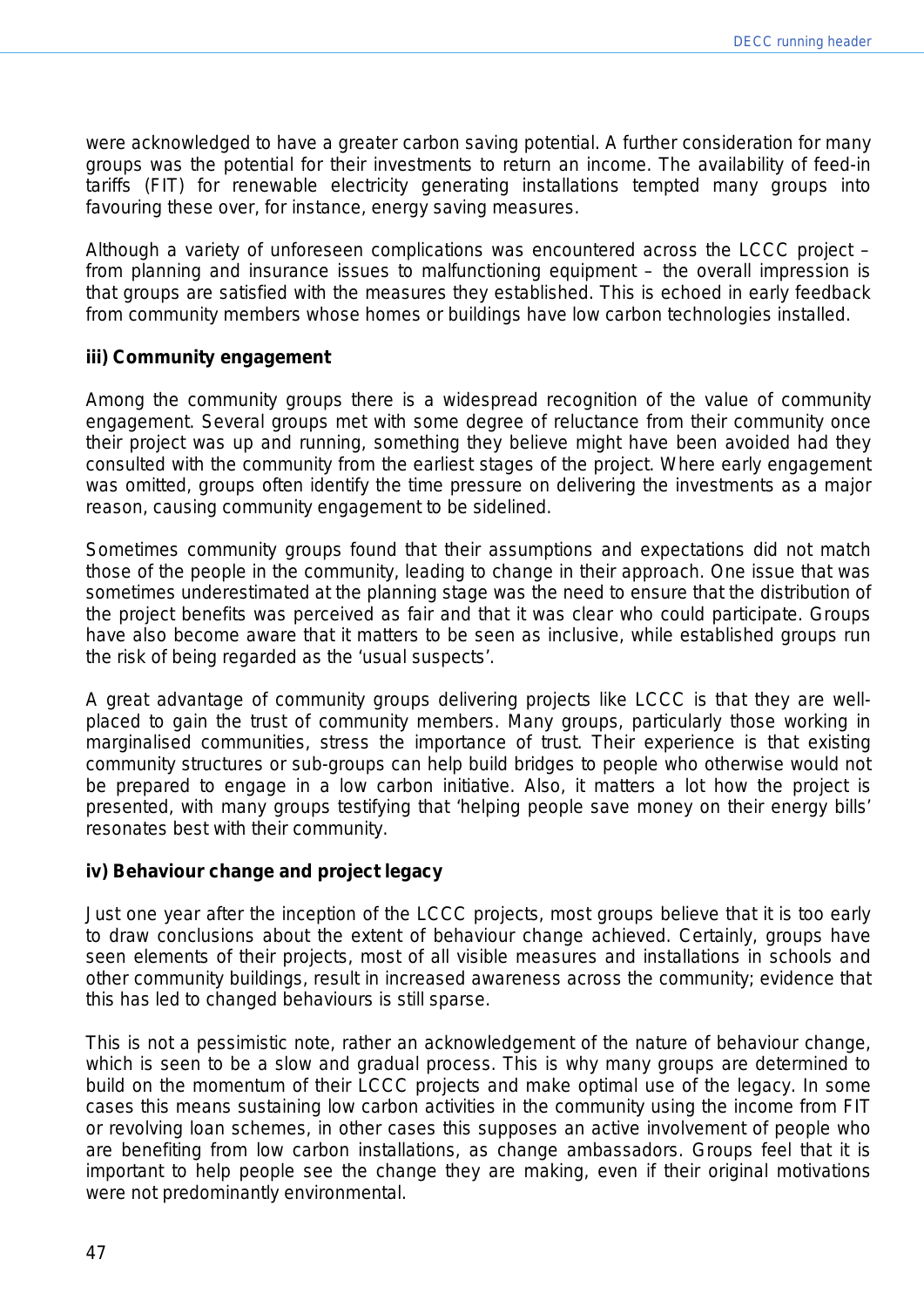were acknowledged to have a greater carbon saving potential. A further consideration for many groups was the potential for their investments to return an income. The availability of feed-in tariffs (FIT) for renewable electricity generating installations tempted many groups into favouring these over, for instance, energy saving measures.

Although a variety of unforeseen complications was encountered across the LCCC project – from planning and insurance issues to malfunctioning equipment – the overall impression is that groups are satisfied with the measures they established. This is echoed in early feedback from community members whose homes or buildings have low carbon technologies installed.

**iii) Community engagement**

Among the community groups there is a widespread recognition of the value of community engagement. Several groups met with some degree of reluctance from their community once their project was up and running, something they believe might have been avoided had they consulted with the community from the earliest stages of the project. Where early engagement was omitted, groups often identify the time pressure on delivering the investments as a major reason, causing community engagement to be sidelined.

Sometimes community groups found that their assumptions and expectations did not match those of the people in the community, leading to change in their approach. One issue that was sometimes underestimated at the planning stage was the need to ensure that the distribution of the project benefits was perceived as fair and that it was clear who could participate. Groups have also become aware that it matters to be seen as inclusive, while established groups run the risk of being regarded as the 'usual suspects'.

A great advantage of community groups delivering projects like LCCC is that they are well-placed to gain the trust of community members. Many groups, particularly those working in marginalised communities, stress the importance of trust. Their experience is that existing community structures or sub-groups can help build bridges to people who otherwise would not be prepared to engage in a low carbon initiative. Also, it matters a lot how the project is presented, with many groups testifying that 'helping people save money on their energy bills' resonates best with their community.

**iv) Behaviour change and project legacy**

Just one year after the inception of the LCCC projects, most groups believe that it is too early to draw conclusions about the extent of behaviour change achieved. Certainly, groups have seen elements of their projects, most of all visible measures and installations in schools and other community buildings, result in increased awareness across the community; evidence that this has led to changed behaviours is still sparse.

This is not a pessimistic note, rather an acknowledgement of the nature of behaviour change, which is seen to be a slow and gradual process. This is why many groups are determined to build on the momentum of their LCCC projects and make optimal use of the legacy. In some cases this means sustaining low carbon activities in the community using the income from FIT or revolving loan schemes, in other cases this supposes an active involvement of people who are benefiting from low carbon installations, as change ambassadors. Groups feel that it is important to help people see the change they are making, even if their original motivations were not predominantly environmental.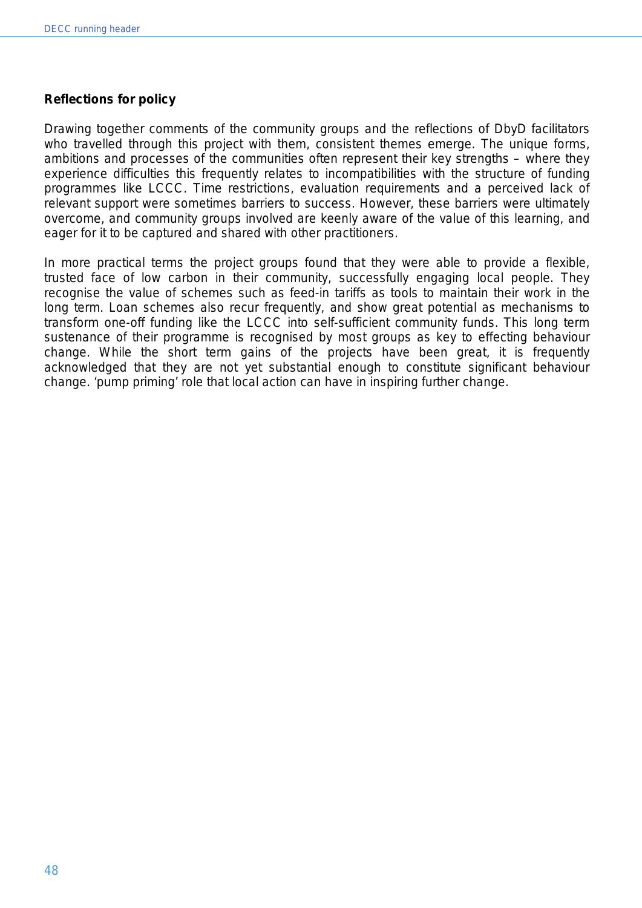**Reflections for policy**

Drawing together comments of the community groups and the reflections of DbyD facilitators who travelled through this project with them, consistent themes emerge. The unique forms, ambitions and processes of the communities often represent their key strengths – where they experience difficulties this frequently relates to incompatibilities with the structure of funding programmes like LCCC. Time restrictions, evaluation requirements and a perceived lack of relevant support were sometimes barriers to success. However, these barriers were ultimately overcome, and community groups involved are keenly aware of the value of this learning, and eager for it to be captured and shared with other practitioners.

In more practical terms the project groups found that they were able to provide a flexible, trusted face of low carbon in their community, successfully engaging local people. They recognise the value of schemes such as feed-in tariffs as tools to maintain their work in the long term. Loan schemes also recur frequently, and show great potential as mechanisms to transform one-off funding like the LCCC into self-sufficient community funds. This long term sustenance of their programme is recognised by most groups as key to effecting behaviour change. While the short term gains of the projects have been great, it is frequently acknowledged that they are not yet substantial enough to constitute significant behaviour change. 'pump priming' role that local action can have in inspiring further change.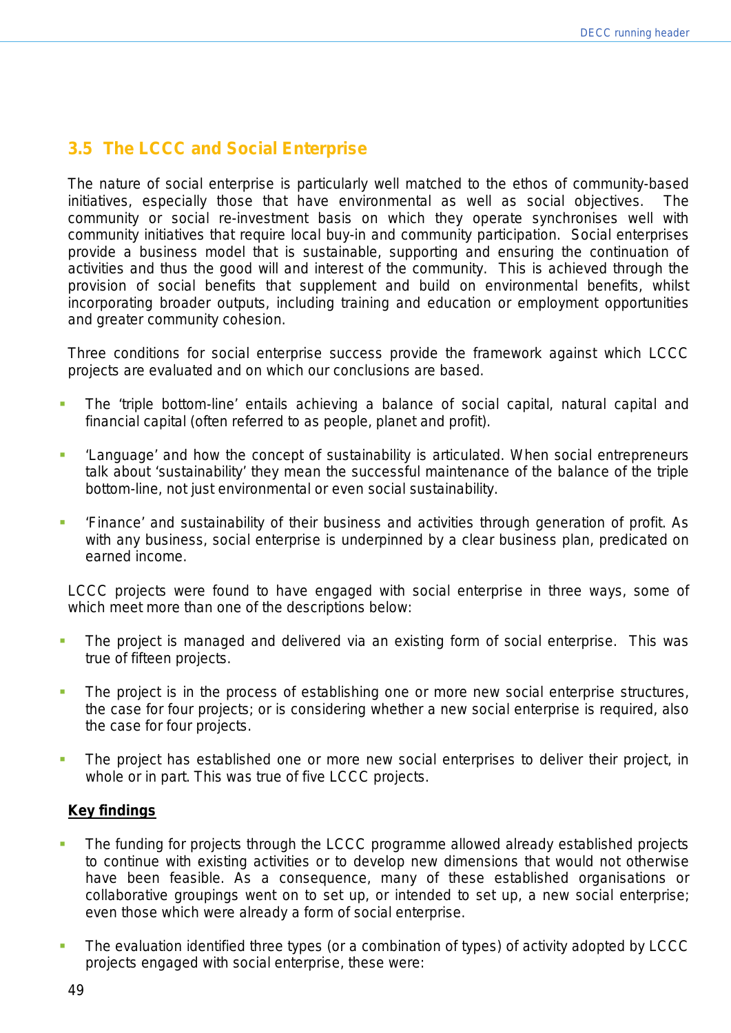## 3.5 The LCCC and Social Enterprise

The nature of social enterprise is particularly well matched to the ethos of community-based initiatives, especially those that have environmental as well as social objectives. The community or social re-investment basis on which they operate synchronises well with community initiatives that require local buy-in and community participation. Social enterprises provide a business model that is sustainable, supporting and ensuring the continuation of activities and thus the good will and interest of the community. This is achieved through the provision of social benefits that supplement and build on environmental benefits, whilst incorporating broader outputs, including training and education or employment opportunities and greater community cohesion.

Three conditions for social enterprise success provide the framework against which LCCC projects are evaluated and on which our conclusions are based.

- The 'triple bottom-line' entails achieving a balance of social capital, natural capital and financial capital (often referred to as people, planet and profit).
- 'Language' and how the concept of sustainability is articulated. When social entrepreneurs talk about 'sustainability' they mean the successful maintenance of the balance of the triple bottom-line, not just environmental or even social sustainability.
- 'Finance' and sustainability of their business and activities through generation of profit. As with any business, social enterprise is underpinned by a clear business plan, predicated on earned income.

LCCC projects were found to have engaged with social enterprise in three ways, some of which meet more than one of the descriptions below:

- The project is managed and delivered via an existing form of social enterprise. This was true of fifteen projects.
- The project is in the process of establishing one or more new social enterprise structures, the case for four projects; or is considering whether a new social enterprise is required, also the case for four projects.
- The project has established one or more new social enterprises to deliver their project, in whole or in part. This was true of five LCCC projects.

**<u>Key findings</u>**

- The funding for projects through the LCCC programme allowed already established projects to continue with existing activities or to develop new dimensions that would not otherwise have been feasible. As a consequence, many of these established organisations or collaborative groupings went on to set up, or intended to set up, a new social enterprise; even those which were already a form of social enterprise.
- The evaluation identified three types (or a combination of types) of activity adopted by LCCC projects engaged with social enterprise, these were: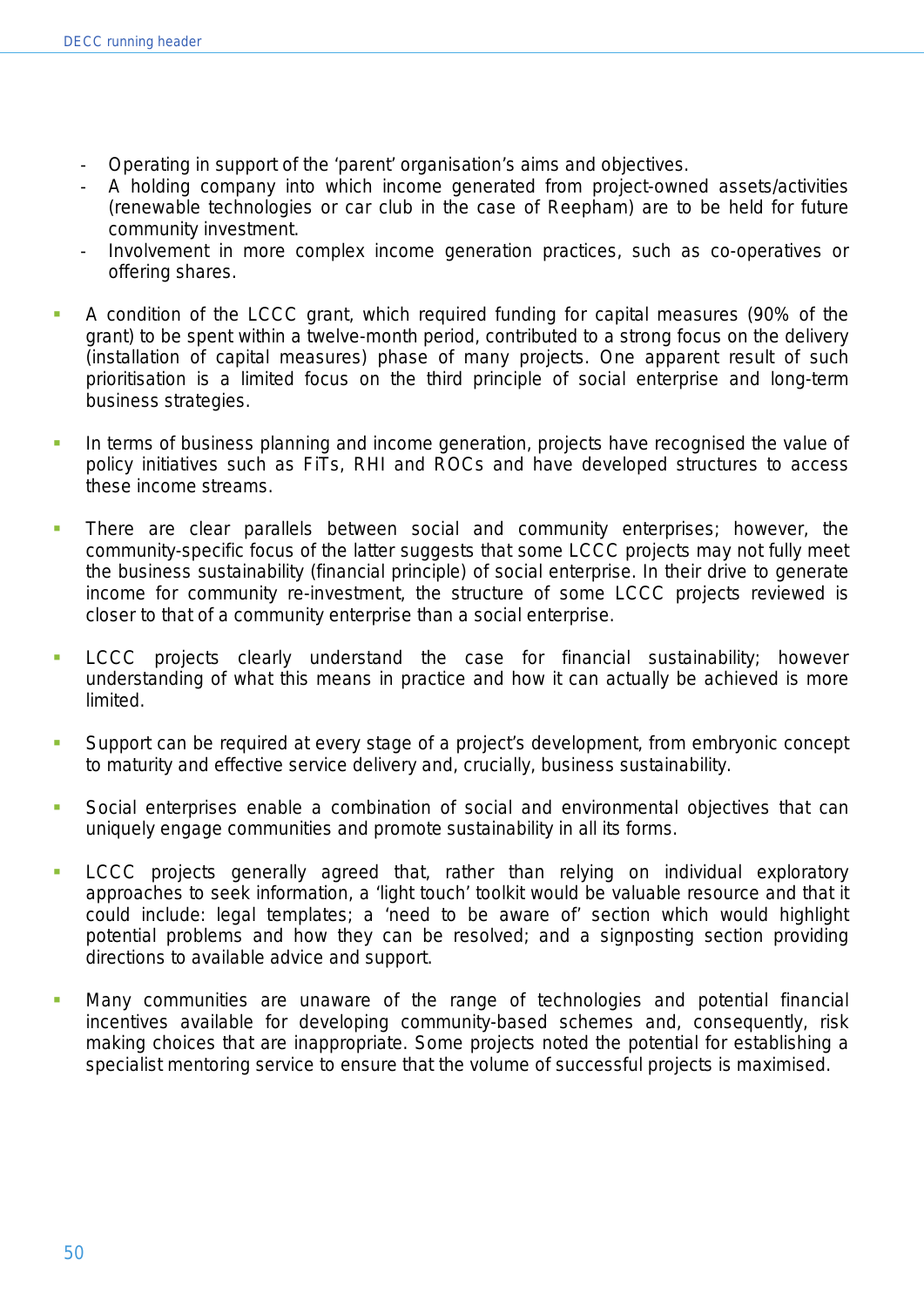- Operating in support of the 'parent' organisation's aims and objectives.
  - A holding company into which income generated from project-owned assets/activities (renewable technologies or car club in the case of Reepham) are to be held for future community investment.
  - Involvement in more complex income generation practices, such as co-operatives or offering shares.

- A condition of the LCCC grant, which required funding for capital measures (90% of the grant) to be spent within a twelve-month period, contributed to a strong focus on the delivery (installation of capital measures) phase of many projects. One apparent result of such prioritisation is a limited focus on the third principle of social enterprise and long-term business strategies.

- In terms of business planning and income generation, projects have recognised the value of policy initiatives such as FiTs, RHI and ROCs and have developed structures to access these income streams.

- There are clear parallels between social and community enterprises; however, the community-specific focus of the latter suggests that some LCCC projects may not fully meet the business sustainability (financial principle) of social enterprise. In their drive to generate income for community re-investment, the structure of some LCCC projects reviewed is closer to that of a community enterprise than a social enterprise.

- LCCC projects clearly understand the case for financial sustainability; however understanding of what this means in practice and how it can actually be achieved is more limited.

- Support can be required at every stage of a project's development, from embryonic concept to maturity and effective service delivery and, crucially, business sustainability.

- Social enterprises enable a combination of social and environmental objectives that can uniquely engage communities and promote sustainability in all its forms.

- LCCC projects generally agreed that, rather than relying on individual exploratory approaches to seek information, a 'light touch' toolkit would be valuable resource and that it could include: legal templates; a 'need to be aware of' section which would highlight potential problems and how they can be resolved; and a signposting section providing directions to available advice and support.

- Many communities are unaware of the range of technologies and potential financial incentives available for developing community-based schemes and, consequently, risk making choices that are inappropriate. Some projects noted the potential for establishing a specialist mentoring service to ensure that the volume of successful projects is maximised.